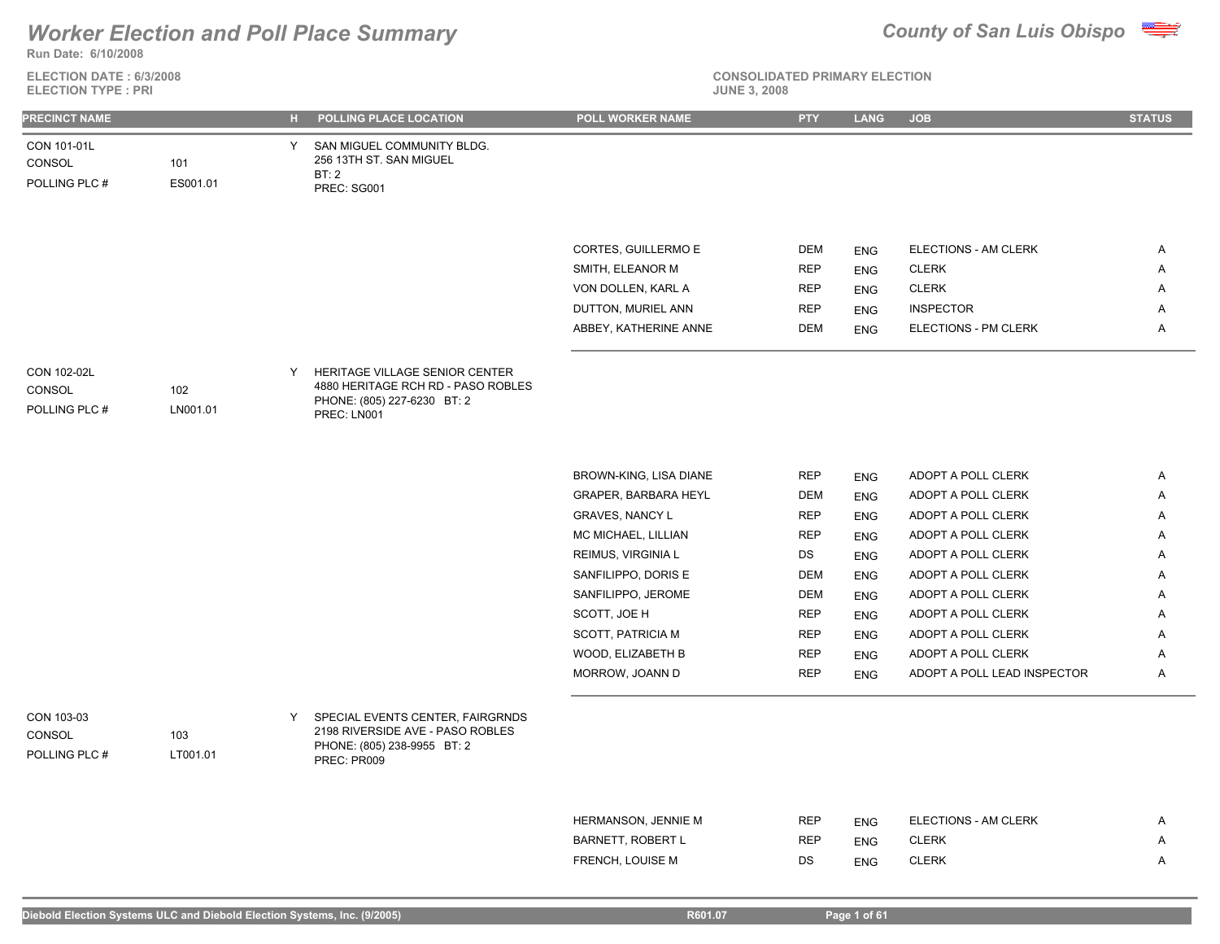# Worker Election and Poll Place Summary

**County of San Luis Obispo**

Run Date: 6/10/2008

ELECTION DATE : 6/3/2008
ELECTION TYPE : PRI

CONSOLIDATED PRIMARY ELECTION
JUNE 3, 2008

| PRECINCT NAME | | H | POLLING PLACE LOCATION | POLL WORKER NAME | PTY | LANG | JOB | STATUS |
|---|---|---|---|---|---|---|---|---|
| CON 101-01L<br>CONSOL<br>POLLING PLC # | <br>101<br>ES001.01 | Y | SAN MIGUEL COMMUNITY BLDG.<br>256 13TH ST. SAN MIGUEL<br>BT: 2<br>PREC: SG001 | | | | | |
| | | | | CORTES, GUILLERMO E | DEM | ENG | ELECTIONS - AM CLERK | A |
| | | | | SMITH, ELEANOR M | REP | ENG | CLERK | A |
| | | | | VON DOLLEN, KARL A | REP | ENG | CLERK | A |
| | | | | DUTTON, MURIEL ANN | REP | ENG | INSPECTOR | A |
| | | | | ABBEY, KATHERINE ANNE | DEM | ENG | ELECTIONS - PM CLERK | A |
| CON 102-02L<br>CONSOL<br>POLLING PLC # | <br>102<br>LN001.01 | Y | HERITAGE VILLAGE SENIOR CENTER<br>4880 HERITAGE RCH RD - PASO ROBLES<br>PHONE: (805) 227-6230 BT: 2<br>PREC: LN001 | | | | | |
| | | | | BROWN-KING, LISA DIANE | REP | ENG | ADOPT A POLL CLERK | A |
| | | | | GRAPER, BARBARA HEYL | DEM | ENG | ADOPT A POLL CLERK | A |
| | | | | GRAVES, NANCY L | REP | ENG | ADOPT A POLL CLERK | A |
| | | | | MC MICHAEL, LILLIAN | REP | ENG | ADOPT A POLL CLERK | A |
| | | | | REIMUS, VIRGINIA L | DS | ENG | ADOPT A POLL CLERK | A |
| | | | | SANFILIPPO, DORIS E | DEM | ENG | ADOPT A POLL CLERK | A |
| | | | | SANFILIPPO, JEROME | DEM | ENG | ADOPT A POLL CLERK | A |
| | | | | SCOTT, JOE H | REP | ENG | ADOPT A POLL CLERK | A |
| | | | | SCOTT, PATRICIA M | REP | ENG | ADOPT A POLL CLERK | A |
| | | | | WOOD, ELIZABETH B | REP | ENG | ADOPT A POLL CLERK | A |
| | | | | MORROW, JOANN D | REP | ENG | ADOPT A POLL LEAD INSPECTOR | A |
| CON 103-03<br>CONSOL<br>POLLING PLC # | <br>103<br>LT001.01 | Y | SPECIAL EVENTS CENTER, FAIRGRNDS<br>2198 RIVERSIDE AVE - PASO ROBLES<br>PHONE: (805) 238-9955 BT: 2<br>PREC: PR009 | | | | | |
| | | | | HERMANSON, JENNIE M | REP | ENG | ELECTIONS - AM CLERK | A |
| | | | | BARNETT, ROBERT L | REP | ENG | CLERK | A |
| | | | | FRENCH, LOUISE M | DS | ENG | CLERK | A |

Diebold Election Systems ULC and Diebold Election Systems, Inc. (9/2005) R601.07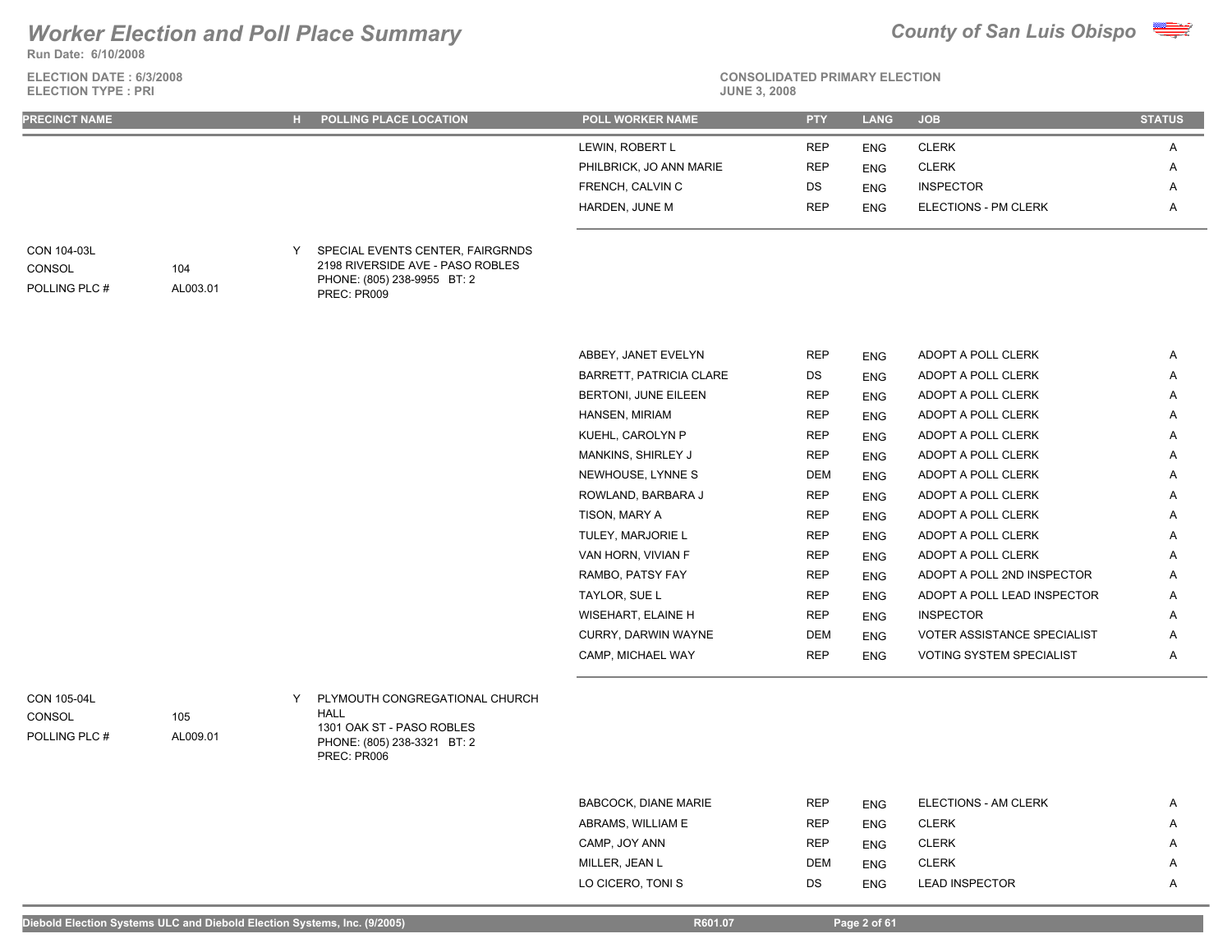# Worker Election and Poll Place Summary

**County of San Luis Obispo**

**Run Date: 6/10/2008**

**ELECTION DATE : 6/3/2008**
**ELECTION TYPE : PRI**

**CONSOLIDATED PRIMARY ELECTION**
**JUNE 3, 2008**

| PRECINCT NAME | | H | POLLING PLACE LOCATION | POLL WORKER NAME | PTY | LANG | JOB | STATUS |
|---|---|---|---|---|---|---|---|---|
| | | | | LEWIN, ROBERT L | REP | ENG | CLERK | A |
| | | | | PHILBRICK, JO ANN MARIE | REP | ENG | CLERK | A |
| | | | | FRENCH, CALVIN C | DS | ENG | INSPECTOR | A |
| | | | | HARDEN, JUNE M | REP | ENG | ELECTIONS - PM CLERK | A |
| CON 104-03L | | Y | SPECIAL EVENTS CENTER, FAIRGRNDS | | | | | |
| CONSOL | 104 | | 2198 RIVERSIDE AVE - PASO ROBLES | | | | | |
| POLLING PLC # | AL003.01 | | PHONE: (805) 238-9955 BT: 2 | | | | | |
| | | | PREC: PR009 | | | | | |
| | | | | ABBEY, JANET EVELYN | REP | ENG | ADOPT A POLL CLERK | A |
| | | | | BARRETT, PATRICIA CLARE | DS | ENG | ADOPT A POLL CLERK | A |
| | | | | BERTONI, JUNE EILEEN | REP | ENG | ADOPT A POLL CLERK | A |
| | | | | HANSEN, MIRIAM | REP | ENG | ADOPT A POLL CLERK | A |
| | | | | KUEHL, CAROLYN P | REP | ENG | ADOPT A POLL CLERK | A |
| | | | | MANKINS, SHIRLEY J | REP | ENG | ADOPT A POLL CLERK | A |
| | | | | NEWHOUSE, LYNNE S | DEM | ENG | ADOPT A POLL CLERK | A |
| | | | | ROWLAND, BARBARA J | REP | ENG | ADOPT A POLL CLERK | A |
| | | | | TISON, MARY A | REP | ENG | ADOPT A POLL CLERK | A |
| | | | | TULEY, MARJORIE L | REP | ENG | ADOPT A POLL CLERK | A |
| | | | | VAN HORN, VIVIAN F | REP | ENG | ADOPT A POLL CLERK | A |
| | | | | RAMBO, PATSY FAY | REP | ENG | ADOPT A POLL 2ND INSPECTOR | A |
| | | | | TAYLOR, SUE L | REP | ENG | ADOPT A POLL LEAD INSPECTOR | A |
| | | | | WISEHART, ELAINE H | REP | ENG | INSPECTOR | A |
| | | | | CURRY, DARWIN WAYNE | DEM | ENG | VOTER ASSISTANCE SPECIALIST | A |
| | | | | CAMP, MICHAEL WAY | REP | ENG | VOTING SYSTEM SPECIALIST | A |
| CON 105-04L | | Y | PLYMOUTH CONGREGATIONAL CHURCH HALL | | | | | |
| CONSOL | 105 | | 1301 OAK ST - PASO ROBLES | | | | | |
| POLLING PLC # | AL009.01 | | PHONE: (805) 238-3321 BT: 2 | | | | | |
| | | | PREC: PR006 | | | | | |
| | | | | BABCOCK, DIANE MARIE | REP | ENG | ELECTIONS - AM CLERK | A |
| | | | | ABRAMS, WILLIAM E | REP | ENG | CLERK | A |
| | | | | CAMP, JOY ANN | REP | ENG | CLERK | A |
| | | | | MILLER, JEAN L | DEM | ENG | CLERK | A |
| | | | | LO CICERO, TONI S | DS | ENG | LEAD INSPECTOR | A |

Diebold Election Systems ULC and Diebold Election Systems, Inc. (9/2005) R601.07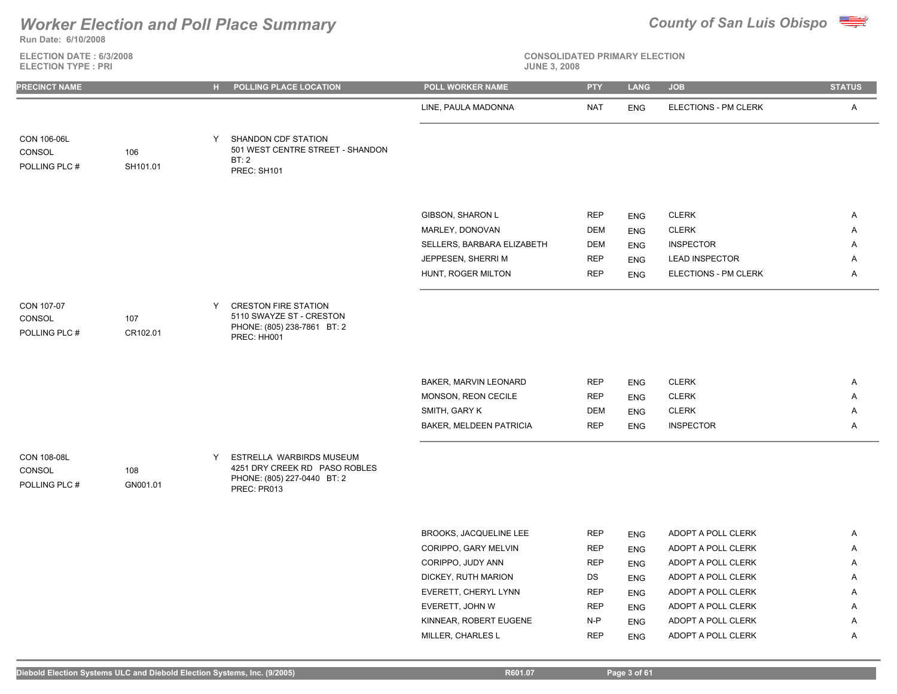# Worker Election and Poll Place Summary

**Run Date: 6/10/2008**

**County of San Luis Obispo**

**ELECTION DATE : 6/3/2008**
**ELECTION TYPE : PRI**

**CONSOLIDATED PRIMARY ELECTION**
**JUNE 3, 2008**

| PRECINCT NAME | | H | POLLING PLACE LOCATION | POLL WORKER NAME | PTY | LANG | JOB | STATUS |
|---|---|---|---|---|---|---|---|---|
| | | | | LINE, PAULA MADONNA | NAT | ENG | ELECTIONS - PM CLERK | A |
| CON 106-06L<br>CONSOL<br>POLLING PLC # | <br>106<br>SH101.01 | Y | SHANDON CDF STATION<br>501 WEST CENTRE STREET - SHANDON<br>BT: 2<br>PREC: SH101 | | | | | |
| | | | | GIBSON, SHARON L | REP | ENG | CLERK | A |
| | | | | MARLEY, DONOVAN | DEM | ENG | CLERK | A |
| | | | | SELLERS, BARBARA ELIZABETH | DEM | ENG | INSPECTOR | A |
| | | | | JEPPESEN, SHERRI M | REP | ENG | LEAD INSPECTOR | A |
| | | | | HUNT, ROGER MILTON | REP | ENG | ELECTIONS - PM CLERK | A |
| CON 107-07<br>CONSOL<br>POLLING PLC # | <br>107<br>CR102.01 | Y | CRESTON FIRE STATION<br>5110 SWAYZE ST - CRESTON<br>PHONE: (805) 238-7861 BT: 2<br>PREC: HH001 | | | | | |
| | | | | BAKER, MARVIN LEONARD | REP | ENG | CLERK | A |
| | | | | MONSON, REON CECILE | REP | ENG | CLERK | A |
| | | | | SMITH, GARY K | DEM | ENG | CLERK | A |
| | | | | BAKER, MELDEEN PATRICIA | REP | ENG | INSPECTOR | A |
| CON 108-08L<br>CONSOL<br>POLLING PLC # | <br>108<br>GN001.01 | Y | ESTRELLA WARBIRDS MUSEUM<br>4251 DRY CREEK RD PASO ROBLES<br>PHONE: (805) 227-0440 BT: 2<br>PREC: PR013 | | | | | |
| | | | | BROOKS, JACQUELINE LEE | REP | ENG | ADOPT A POLL CLERK | A |
| | | | | CORIPPO, GARY MELVIN | REP | ENG | ADOPT A POLL CLERK | A |
| | | | | CORIPPO, JUDY ANN | REP | ENG | ADOPT A POLL CLERK | A |
| | | | | DICKEY, RUTH MARION | DS | ENG | ADOPT A POLL CLERK | A |
| | | | | EVERETT, CHERYL LYNN | REP | ENG | ADOPT A POLL CLERK | A |
| | | | | EVERETT, JOHN W | REP | ENG | ADOPT A POLL CLERK | A |
| | | | | KINNEAR, ROBERT EUGENE | N-P | ENG | ADOPT A POLL CLERK | A |
| | | | | MILLER, CHARLES L | REP | ENG | ADOPT A POLL CLERK | A |

Diebold Election Systems ULC and Diebold Election Systems, Inc. (9/2005) R601.07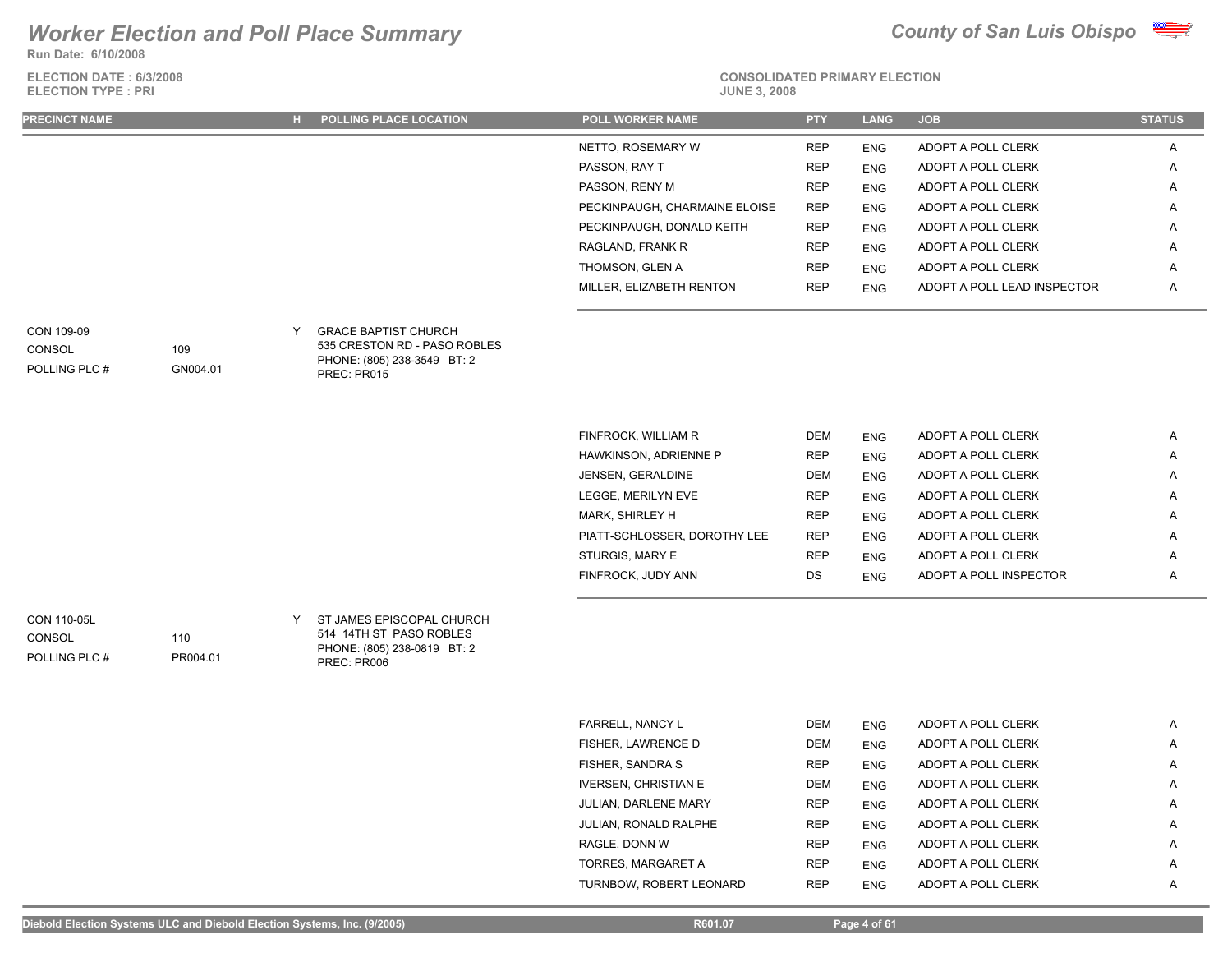# Worker Election and Poll Place Summary

**County of San Luis Obispo**

**Run Date: 6/10/2008**

**ELECTION DATE : 6/3/2008**
**ELECTION TYPE : PRI**

**CONSOLIDATED PRIMARY ELECTION**
**JUNE 3, 2008**

| PRECINCT NAME | | H | POLLING PLACE LOCATION | POLL WORKER NAME | PTY | LANG | JOB | STATUS |
|---|---|---|---|---|---|---|---|---|
| | | | | NETTO, ROSEMARY W | REP | ENG | ADOPT A POLL CLERK | A |
| | | | | PASSON, RAY T | REP | ENG | ADOPT A POLL CLERK | A |
| | | | | PASSON, RENY M | REP | ENG | ADOPT A POLL CLERK | A |
| | | | | PECKINPAUGH, CHARMAINE ELOISE | REP | ENG | ADOPT A POLL CLERK | A |
| | | | | PECKINPAUGH, DONALD KEITH | REP | ENG | ADOPT A POLL CLERK | A |
| | | | | RAGLAND, FRANK R | REP | ENG | ADOPT A POLL CLERK | A |
| | | | | THOMSON, GLEN A | REP | ENG | ADOPT A POLL CLERK | A |
| | | | | MILLER, ELIZABETH RENTON | REP | ENG | ADOPT A POLL LEAD INSPECTOR | A |
| CON 109-09 | | Y | GRACE BAPTIST CHURCH | | | | | |
| CONSOL | 109 | | 535 CRESTON RD - PASO ROBLES | | | | | |
| POLLING PLC # | GN004.01 | | PHONE: (805) 238-3549 BT: 2 | | | | | |
| | | | PREC: PR015 | | | | | |
| | | | | FINFROCK, WILLIAM R | DEM | ENG | ADOPT A POLL CLERK | A |
| | | | | HAWKINSON, ADRIENNE P | REP | ENG | ADOPT A POLL CLERK | A |
| | | | | JENSEN, GERALDINE | DEM | ENG | ADOPT A POLL CLERK | A |
| | | | | LEGGE, MERILYN EVE | REP | ENG | ADOPT A POLL CLERK | A |
| | | | | MARK, SHIRLEY H | REP | ENG | ADOPT A POLL CLERK | A |
| | | | | PIATT-SCHLOSSER, DOROTHY LEE | REP | ENG | ADOPT A POLL CLERK | A |
| | | | | STURGIS, MARY E | REP | ENG | ADOPT A POLL CLERK | A |
| | | | | FINFROCK, JUDY ANN | DS | ENG | ADOPT A POLL INSPECTOR | A |
| CON 110-05L | | Y | ST JAMES EPISCOPAL CHURCH | | | | | |
| CONSOL | 110 | | 514 14TH ST PASO ROBLES | | | | | |
| POLLING PLC # | PR004.01 | | PHONE: (805) 238-0819 BT: 2 | | | | | |
| | | | PREC: PR006 | | | | | |
| | | | | FARRELL, NANCY L | DEM | ENG | ADOPT A POLL CLERK | A |
| | | | | FISHER, LAWRENCE D | DEM | ENG | ADOPT A POLL CLERK | A |
| | | | | FISHER, SANDRA S | REP | ENG | ADOPT A POLL CLERK | A |
| | | | | IVERSEN, CHRISTIAN E | DEM | ENG | ADOPT A POLL CLERK | A |
| | | | | JULIAN, DARLENE MARY | REP | ENG | ADOPT A POLL CLERK | A |
| | | | | JULIAN, RONALD RALPHE | REP | ENG | ADOPT A POLL CLERK | A |
| | | | | RAGLE, DONN W | REP | ENG | ADOPT A POLL CLERK | A |
| | | | | TORRES, MARGARET A | REP | ENG | ADOPT A POLL CLERK | A |
| | | | | TURNBOW, ROBERT LEONARD | REP | ENG | ADOPT A POLL CLERK | A |

Diebold Election Systems ULC and Diebold Election Systems, Inc. (9/2005) R601.07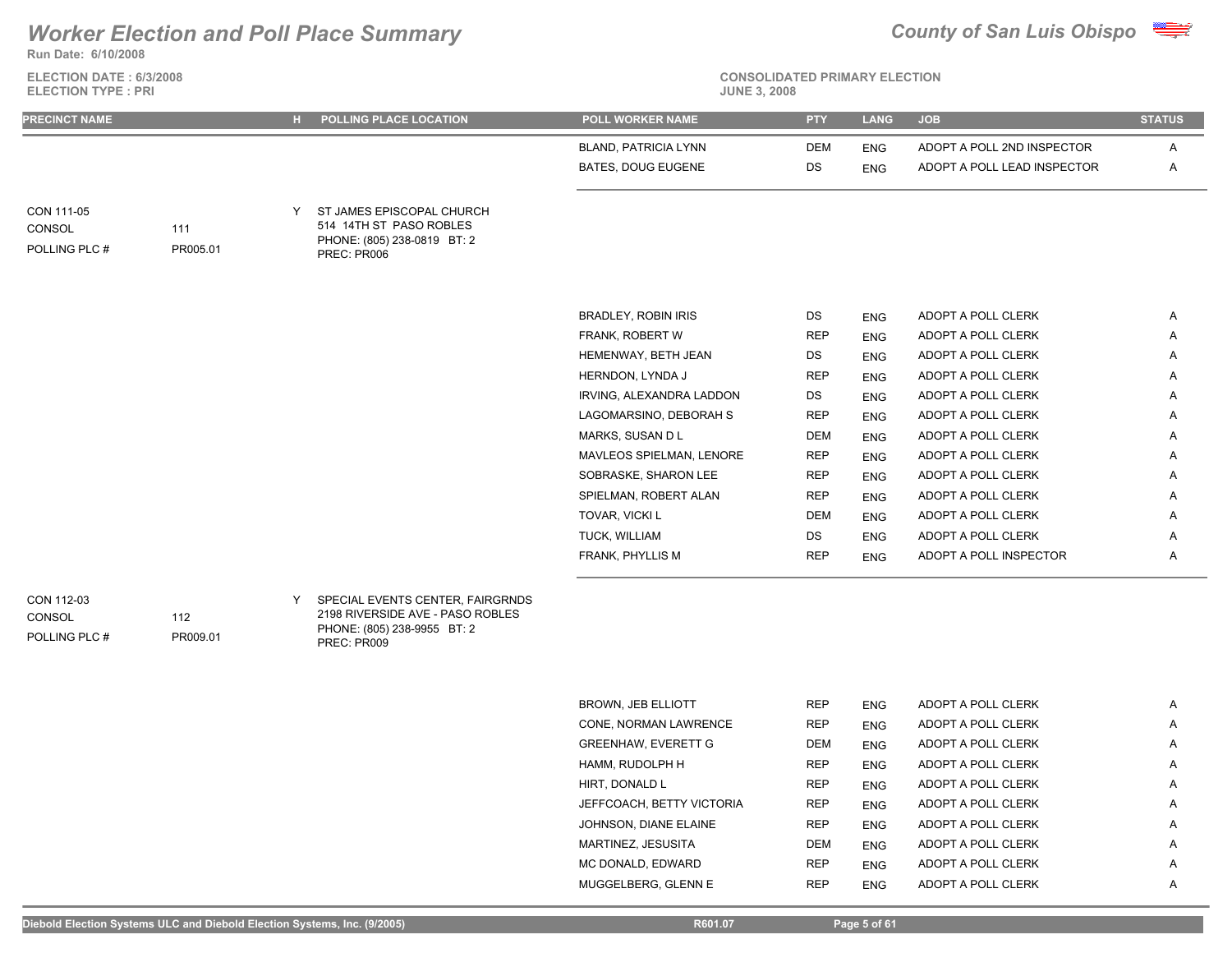# Worker Election and Poll Place Summary

**County of San Luis Obispo**

Run Date: 6/10/2008

ELECTION DATE : 6/3/2008
ELECTION TYPE : PRI

CONSOLIDATED PRIMARY ELECTION
JUNE 3, 2008

| PRECINCT NAME | | H | POLLING PLACE LOCATION | POLL WORKER NAME | PTY | LANG | JOB | STATUS |
|---|---|---|---|---|---|---|---|---|
| | | | | BLAND, PATRICIA LYNN | DEM | ENG | ADOPT A POLL 2ND INSPECTOR | A |
| | | | | BATES, DOUG EUGENE | DS | ENG | ADOPT A POLL LEAD INSPECTOR | A |
| CON 111-05 | | Y | ST JAMES EPISCOPAL CHURCH | | | | | |
| CONSOL | 111 | | 514 14TH ST PASO ROBLES | | | | | |
| POLLING PLC # | PR005.01 | | PHONE: (805) 238-0819 BT: 2 | | | | | |
| | | | PREC: PR006 | | | | | |
| | | | | BRADLEY, ROBIN IRIS | DS | ENG | ADOPT A POLL CLERK | A |
| | | | | FRANK, ROBERT W | REP | ENG | ADOPT A POLL CLERK | A |
| | | | | HEMENWAY, BETH JEAN | DS | ENG | ADOPT A POLL CLERK | A |
| | | | | HERNDON, LYNDA J | REP | ENG | ADOPT A POLL CLERK | A |
| | | | | IRVING, ALEXANDRA LADDON | DS | ENG | ADOPT A POLL CLERK | A |
| | | | | LAGOMARSINO, DEBORAH S | REP | ENG | ADOPT A POLL CLERK | A |
| | | | | MARKS, SUSAN D L | DEM | ENG | ADOPT A POLL CLERK | A |
| | | | | MAVLEOS SPIELMAN, LENORE | REP | ENG | ADOPT A POLL CLERK | A |
| | | | | SOBRASKE, SHARON LEE | REP | ENG | ADOPT A POLL CLERK | A |
| | | | | SPIELMAN, ROBERT ALAN | REP | ENG | ADOPT A POLL CLERK | A |
| | | | | TOVAR, VICKI L | DEM | ENG | ADOPT A POLL CLERK | A |
| | | | | TUCK, WILLIAM | DS | ENG | ADOPT A POLL CLERK | A |
| | | | | FRANK, PHYLLIS M | REP | ENG | ADOPT A POLL INSPECTOR | A |
| CON 112-03 | | Y | SPECIAL EVENTS CENTER, FAIRGRNDS | | | | | |
| CONSOL | 112 | | 2198 RIVERSIDE AVE - PASO ROBLES | | | | | |
| POLLING PLC # | PR009.01 | | PHONE: (805) 238-9955 BT: 2 | | | | | |
| | | | PREC: PR009 | | | | | |
| | | | | BROWN, JEB ELLIOTT | REP | ENG | ADOPT A POLL CLERK | A |
| | | | | CONE, NORMAN LAWRENCE | REP | ENG | ADOPT A POLL CLERK | A |
| | | | | GREENHAW, EVERETT G | DEM | ENG | ADOPT A POLL CLERK | A |
| | | | | HAMM, RUDOLPH H | REP | ENG | ADOPT A POLL CLERK | A |
| | | | | HIRT, DONALD L | REP | ENG | ADOPT A POLL CLERK | A |
| | | | | JEFFCOACH, BETTY VICTORIA | REP | ENG | ADOPT A POLL CLERK | A |
| | | | | JOHNSON, DIANE ELAINE | REP | ENG | ADOPT A POLL CLERK | A |
| | | | | MARTINEZ, JESUSITA | DEM | ENG | ADOPT A POLL CLERK | A |
| | | | | MC DONALD, EDWARD | REP | ENG | ADOPT A POLL CLERK | A |
| | | | | MUGGELBERG, GLENN E | REP | ENG | ADOPT A POLL CLERK | A |

Diebold Election Systems ULC and Diebold Election Systems, Inc. (9/2005) R601.07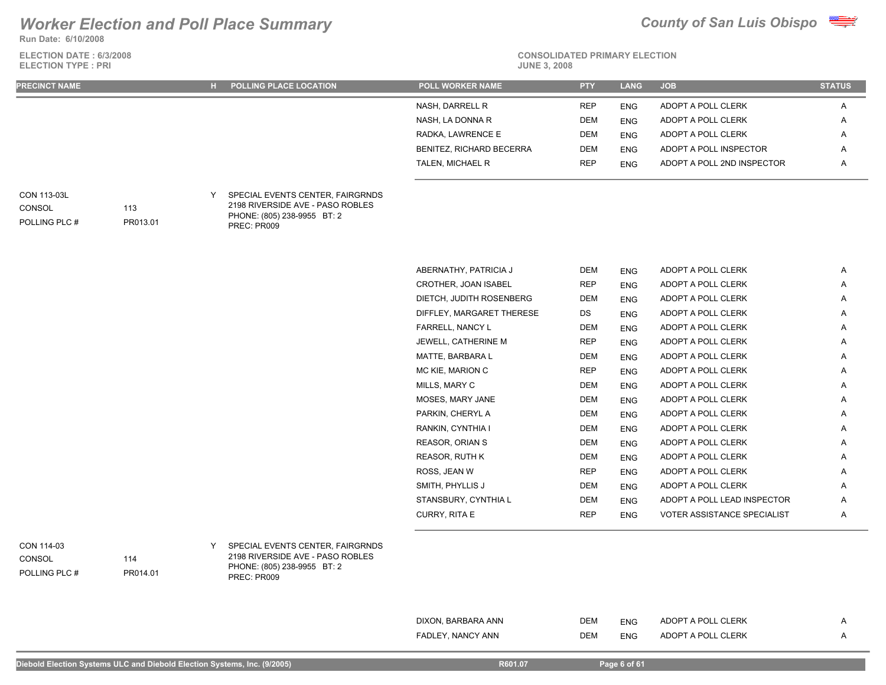# Worker Election and Poll Place Summary

**Run Date: 6/10/2008**

**ELECTION DATE : 6/3/2008**
**ELECTION TYPE : PRI**

**County of San Luis Obispo**

**CONSOLIDATED PRIMARY ELECTION**
**JUNE 3, 2008**

| PRECINCT NAME | | H | POLLING PLACE LOCATION | POLL WORKER NAME | PTY | LANG | JOB | STATUS |
|---|---|---|---|---|---|---|---|---|
| | | | | NASH, DARRELL R | REP | ENG | ADOPT A POLL CLERK | A |
| | | | | NASH, LA DONNA R | DEM | ENG | ADOPT A POLL CLERK | A |
| | | | | RADKA, LAWRENCE E | DEM | ENG | ADOPT A POLL CLERK | A |
| | | | | BENITEZ, RICHARD BECERRA | DEM | ENG | ADOPT A POLL INSPECTOR | A |
| | | | | TALEN, MICHAEL R | REP | ENG | ADOPT A POLL 2ND INSPECTOR | A |
| CON 113-03L<br>CONSOL<br>POLLING PLC # | <br>113<br>PR013.01 | Y | SPECIAL EVENTS CENTER, FAIRGRNDS<br>2198 RIVERSIDE AVE - PASO ROBLES<br>PHONE: (805) 238-9955 BT: 2<br>PREC: PR009 | | | | | |
| | | | | ABERNATHY, PATRICIA J | DEM | ENG | ADOPT A POLL CLERK | A |
| | | | | CROTHER, JOAN ISABEL | REP | ENG | ADOPT A POLL CLERK | A |
| | | | | DIETCH, JUDITH ROSENBERG | DEM | ENG | ADOPT A POLL CLERK | A |
| | | | | DIFFLEY, MARGARET THERESE | DS | ENG | ADOPT A POLL CLERK | A |
| | | | | FARRELL, NANCY L | DEM | ENG | ADOPT A POLL CLERK | A |
| | | | | JEWELL, CATHERINE M | REP | ENG | ADOPT A POLL CLERK | A |
| | | | | MATTE, BARBARA L | DEM | ENG | ADOPT A POLL CLERK | A |
| | | | | MC KIE, MARION C | REP | ENG | ADOPT A POLL CLERK | A |
| | | | | MILLS, MARY C | DEM | ENG | ADOPT A POLL CLERK | A |
| | | | | MOSES, MARY JANE | DEM | ENG | ADOPT A POLL CLERK | A |
| | | | | PARKIN, CHERYL A | DEM | ENG | ADOPT A POLL CLERK | A |
| | | | | RANKIN, CYNTHIA I | DEM | ENG | ADOPT A POLL CLERK | A |
| | | | | REASOR, ORIAN S | DEM | ENG | ADOPT A POLL CLERK | A |
| | | | | REASOR, RUTH K | DEM | ENG | ADOPT A POLL CLERK | A |
| | | | | ROSS, JEAN W | REP | ENG | ADOPT A POLL CLERK | A |
| | | | | SMITH, PHYLLIS J | DEM | ENG | ADOPT A POLL CLERK | A |
| | | | | STANSBURY, CYNTHIA L | DEM | ENG | ADOPT A POLL LEAD INSPECTOR | A |
| | | | | CURRY, RITA E | REP | ENG | VOTER ASSISTANCE SPECIALIST | A |
| CON 114-03<br>CONSOL<br>POLLING PLC # | <br>114<br>PR014.01 | Y | SPECIAL EVENTS CENTER, FAIRGRNDS<br>2198 RIVERSIDE AVE - PASO ROBLES<br>PHONE: (805) 238-9955 BT: 2<br>PREC: PR009 | | | | | |
| | | | | DIXON, BARBARA ANN | DEM | ENG | ADOPT A POLL CLERK | A |
| | | | | FADLEY, NANCY ANN | DEM | ENG | ADOPT A POLL CLERK | A |

Diebold Election Systems ULC and Diebold Election Systems, Inc. (9/2005) R601.07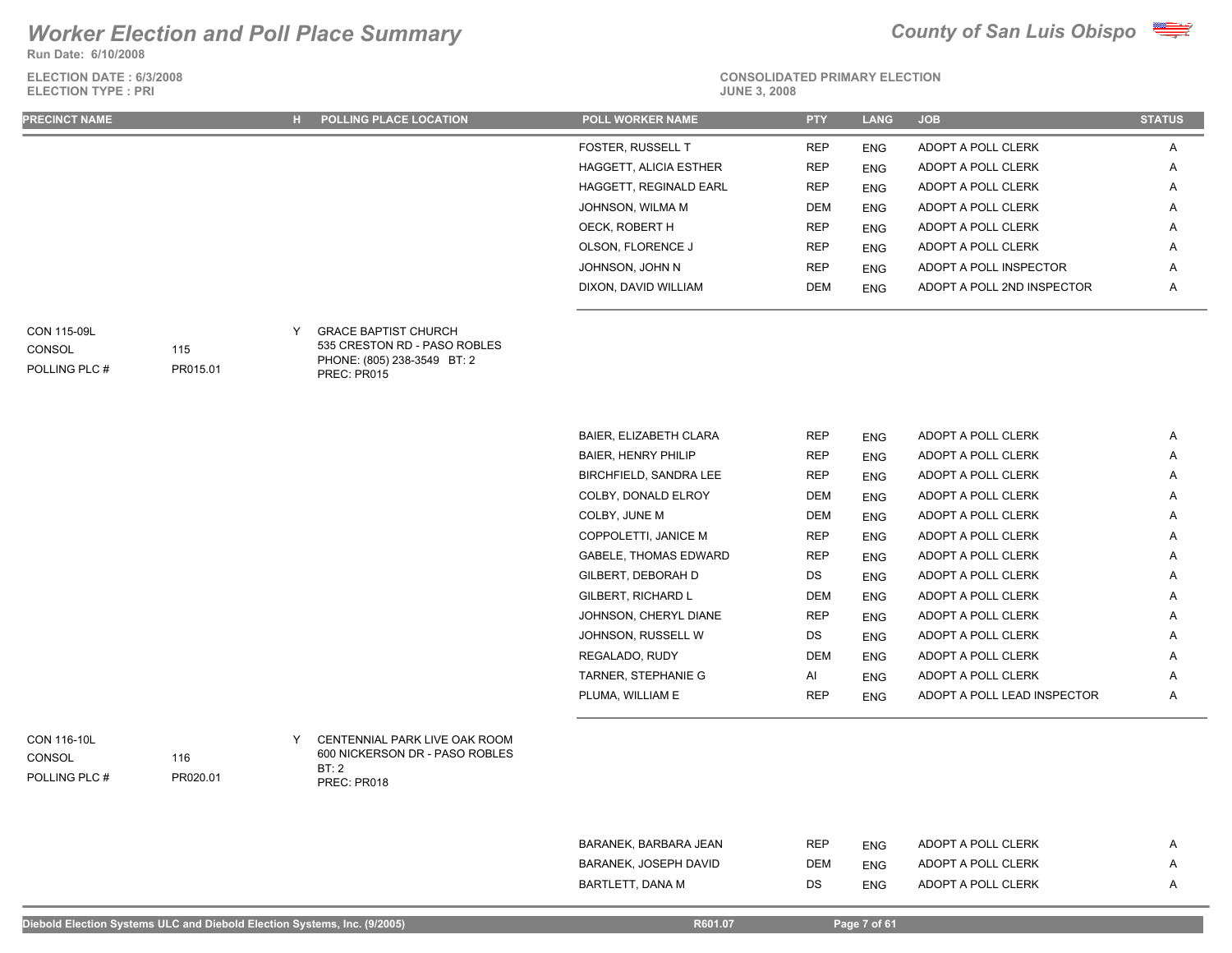# Worker Election and Poll Place Summary

**County of San Luis Obispo**

Run Date: 6/10/2008

ELECTION DATE : 6/3/2008
ELECTION TYPE : PRI

CONSOLIDATED PRIMARY ELECTION
JUNE 3, 2008

| PRECINCT NAME | | H | POLLING PLACE LOCATION | POLL WORKER NAME | PTY | LANG | JOB | STATUS |
|---|---|---|---|---|---|---|---|---|
| | | | | FOSTER, RUSSELL T | REP | ENG | ADOPT A POLL CLERK | A |
| | | | | HAGGETT, ALICIA ESTHER | REP | ENG | ADOPT A POLL CLERK | A |
| | | | | HAGGETT, REGINALD EARL | REP | ENG | ADOPT A POLL CLERK | A |
| | | | | JOHNSON, WILMA M | DEM | ENG | ADOPT A POLL CLERK | A |
| | | | | OECK, ROBERT H | REP | ENG | ADOPT A POLL CLERK | A |
| | | | | OLSON, FLORENCE J | REP | ENG | ADOPT A POLL CLERK | A |
| | | | | JOHNSON, JOHN N | REP | ENG | ADOPT A POLL INSPECTOR | A |
| | | | | DIXON, DAVID WILLIAM | DEM | ENG | ADOPT A POLL 2ND INSPECTOR | A |
| CON 115-09L | | Y | GRACE BAPTIST CHURCH | | | | | |
| CONSOL | 115 | | 535 CRESTON RD - PASO ROBLES | | | | | |
| POLLING PLC # | PR015.01 | | PHONE: (805) 238-3549 BT: 2 | | | | | |
| | | | PREC: PR015 | | | | | |
| | | | | BAIER, ELIZABETH CLARA | REP | ENG | ADOPT A POLL CLERK | A |
| | | | | BAIER, HENRY PHILIP | REP | ENG | ADOPT A POLL CLERK | A |
| | | | | BIRCHFIELD, SANDRA LEE | REP | ENG | ADOPT A POLL CLERK | A |
| | | | | COLBY, DONALD ELROY | DEM | ENG | ADOPT A POLL CLERK | A |
| | | | | COLBY, JUNE M | DEM | ENG | ADOPT A POLL CLERK | A |
| | | | | COPPOLETTI, JANICE M | REP | ENG | ADOPT A POLL CLERK | A |
| | | | | GABELE, THOMAS EDWARD | REP | ENG | ADOPT A POLL CLERK | A |
| | | | | GILBERT, DEBORAH D | DS | ENG | ADOPT A POLL CLERK | A |
| | | | | GILBERT, RICHARD L | DEM | ENG | ADOPT A POLL CLERK | A |
| | | | | JOHNSON, CHERYL DIANE | REP | ENG | ADOPT A POLL CLERK | A |
| | | | | JOHNSON, RUSSELL W | DS | ENG | ADOPT A POLL CLERK | A |
| | | | | REGALADO, RUDY | DEM | ENG | ADOPT A POLL CLERK | A |
| | | | | TARNER, STEPHANIE G | AI | ENG | ADOPT A POLL CLERK | A |
| | | | | PLUMA, WILLIAM E | REP | ENG | ADOPT A POLL LEAD INSPECTOR | A |
| CON 116-10L | | Y | CENTENNIAL PARK LIVE OAK ROOM | | | | | |
| CONSOL | 116 | | 600 NICKERSON DR - PASO ROBLES | | | | | |
| POLLING PLC # | PR020.01 | | BT: 2 | | | | | |
| | | | PREC: PR018 | | | | | |
| | | | | BARANEK, BARBARA JEAN | REP | ENG | ADOPT A POLL CLERK | A |
| | | | | BARANEK, JOSEPH DAVID | DEM | ENG | ADOPT A POLL CLERK | A |
| | | | | BARTLETT, DANA M | DS | ENG | ADOPT A POLL CLERK | A |

Diebold Election Systems ULC and Diebold Election Systems, Inc. (9/2005) R601.07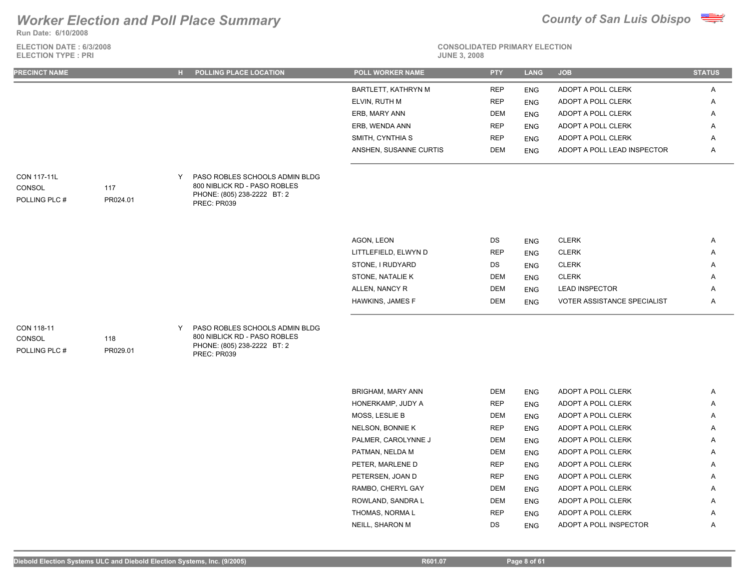# Worker Election and Poll Place Summary

**County of San Luis Obispo**

Run Date: 6/10/2008

ELECTION DATE : 6/3/2008
ELECTION TYPE : PRI

CONSOLIDATED PRIMARY ELECTION
JUNE 3, 2008

| PRECINCT NAME | | H | POLLING PLACE LOCATION | POLL WORKER NAME | PTY | LANG | JOB | STATUS |
|---|---|---|---|---|---|---|---|---|
| | | | | BARTLETT, KATHRYN M | REP | ENG | ADOPT A POLL CLERK | A |
| | | | | ELVIN, RUTH M | REP | ENG | ADOPT A POLL CLERK | A |
| | | | | ERB, MARY ANN | DEM | ENG | ADOPT A POLL CLERK | A |
| | | | | ERB, WENDA ANN | REP | ENG | ADOPT A POLL CLERK | A |
| | | | | SMITH, CYNTHIA S | REP | ENG | ADOPT A POLL CLERK | A |
| | | | | ANSHEN, SUSANNE CURTIS | DEM | ENG | ADOPT A POLL LEAD INSPECTOR | A |
| CON 117-11L | | Y | PASO ROBLES SCHOOLS ADMIN BLDG | | | | | |
| CONSOL | 117 | | 800 NIBLICK RD - PASO ROBLES | | | | | |
| POLLING PLC # | PR024.01 | | PHONE: (805) 238-2222 BT: 2 | | | | | |
| | | | PREC: PR039 | | | | | |
| | | | | AGON, LEON | DS | ENG | CLERK | A |
| | | | | LITTLEFIELD, ELWYN D | REP | ENG | CLERK | A |
| | | | | STONE, I RUDYARD | DS | ENG | CLERK | A |
| | | | | STONE, NATALIE K | DEM | ENG | CLERK | A |
| | | | | ALLEN, NANCY R | DEM | ENG | LEAD INSPECTOR | A |
| | | | | HAWKINS, JAMES F | DEM | ENG | VOTER ASSISTANCE SPECIALIST | A |
| CON 118-11 | | Y | PASO ROBLES SCHOOLS ADMIN BLDG | | | | | |
| CONSOL | 118 | | 800 NIBLICK RD - PASO ROBLES | | | | | |
| POLLING PLC # | PR029.01 | | PHONE: (805) 238-2222 BT: 2 | | | | | |
| | | | PREC: PR039 | | | | | |
| | | | | BRIGHAM, MARY ANN | DEM | ENG | ADOPT A POLL CLERK | A |
| | | | | HONERKAMP, JUDY A | REP | ENG | ADOPT A POLL CLERK | A |
| | | | | MOSS, LESLIE B | DEM | ENG | ADOPT A POLL CLERK | A |
| | | | | NELSON, BONNIE K | REP | ENG | ADOPT A POLL CLERK | A |
| | | | | PALMER, CAROLYNNE J | DEM | ENG | ADOPT A POLL CLERK | A |
| | | | | PATMAN, NELDA M | DEM | ENG | ADOPT A POLL CLERK | A |
| | | | | PETER, MARLENE D | REP | ENG | ADOPT A POLL CLERK | A |
| | | | | PETERSEN, JOAN D | REP | ENG | ADOPT A POLL CLERK | A |
| | | | | RAMBO, CHERYL GAY | DEM | ENG | ADOPT A POLL CLERK | A |
| | | | | ROWLAND, SANDRA L | DEM | ENG | ADOPT A POLL CLERK | A |
| | | | | THOMAS, NORMA L | REP | ENG | ADOPT A POLL CLERK | A |
| | | | | NEILL, SHARON M | DS | ENG | ADOPT A POLL INSPECTOR | A |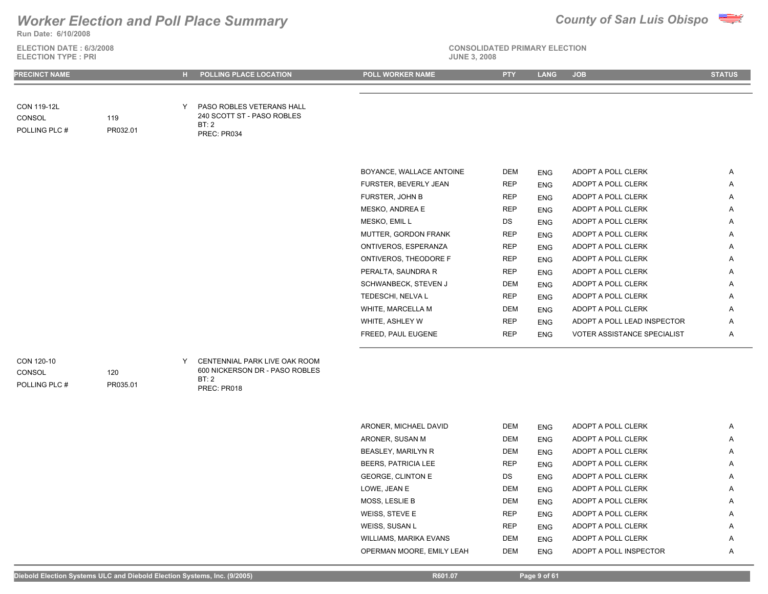# Worker Election and Poll Place Summary

**County of San Luis Obispo**

**Run Date: 6/10/2008**

**ELECTION DATE : 6/3/2008**
**ELECTION TYPE : PRI**

**CONSOLIDATED PRIMARY ELECTION**
**JUNE 3, 2008**

| PRECINCT NAME | | H | POLLING PLACE LOCATION | POLL WORKER NAME | PTY | LANG | JOB | STATUS |
|---|---|---|---|---|---|---|---|---|
| CON 119-12L | | Y | PASO ROBLES VETERANS HALL | | | | | |
| CONSOL | 119 | | 240 SCOTT ST - PASO ROBLES | | | | | |
| POLLING PLC # | PR032.01 | | BT: 2 | | | | | |
| | | | PREC: PR034 | | | | | |
| | | | | BOYANCE, WALLACE ANTOINE | DEM | ENG | ADOPT A POLL CLERK | A |
| | | | | FURSTER, BEVERLY JEAN | REP | ENG | ADOPT A POLL CLERK | A |
| | | | | FURSTER, JOHN B | REP | ENG | ADOPT A POLL CLERK | A |
| | | | | MESKO, ANDREA E | REP | ENG | ADOPT A POLL CLERK | A |
| | | | | MESKO, EMIL L | DS | ENG | ADOPT A POLL CLERK | A |
| | | | | MUTTER, GORDON FRANK | REP | ENG | ADOPT A POLL CLERK | A |
| | | | | ONTIVEROS, ESPERANZA | REP | ENG | ADOPT A POLL CLERK | A |
| | | | | ONTIVEROS, THEODORE F | REP | ENG | ADOPT A POLL CLERK | A |
| | | | | PERALTA, SAUNDRA R | REP | ENG | ADOPT A POLL CLERK | A |
| | | | | SCHWANBECK, STEVEN J | DEM | ENG | ADOPT A POLL CLERK | A |
| | | | | TEDESCHI, NELVA L | REP | ENG | ADOPT A POLL CLERK | A |
| | | | | WHITE, MARCELLA M | DEM | ENG | ADOPT A POLL CLERK | A |
| | | | | WHITE, ASHLEY W | REP | ENG | ADOPT A POLL LEAD INSPECTOR | A |
| | | | | FREED, PAUL EUGENE | REP | ENG | VOTER ASSISTANCE SPECIALIST | A |
| CON 120-10 | | Y | CENTENNIAL PARK LIVE OAK ROOM | | | | | |
| CONSOL | 120 | | 600 NICKERSON DR - PASO ROBLES | | | | | |
| POLLING PLC # | PR035.01 | | BT: 2 | | | | | |
| | | | PREC: PR018 | | | | | |
| | | | | ARONER, MICHAEL DAVID | DEM | ENG | ADOPT A POLL CLERK | A |
| | | | | ARONER, SUSAN M | DEM | ENG | ADOPT A POLL CLERK | A |
| | | | | BEASLEY, MARILYN R | DEM | ENG | ADOPT A POLL CLERK | A |
| | | | | BEERS, PATRICIA LEE | REP | ENG | ADOPT A POLL CLERK | A |
| | | | | GEORGE, CLINTON E | DS | ENG | ADOPT A POLL CLERK | A |
| | | | | LOWE, JEAN E | DEM | ENG | ADOPT A POLL CLERK | A |
| | | | | MOSS, LESLIE B | DEM | ENG | ADOPT A POLL CLERK | A |
| | | | | WEISS, STEVE E | REP | ENG | ADOPT A POLL CLERK | A |
| | | | | WEISS, SUSAN L | REP | ENG | ADOPT A POLL CLERK | A |
| | | | | WILLIAMS, MARIKA EVANS | DEM | ENG | ADOPT A POLL CLERK | A |
| | | | | OPERMAN MOORE, EMILY LEAH | DEM | ENG | ADOPT A POLL INSPECTOR | A |

Diebold Election Systems ULC and Diebold Election Systems, Inc. (9/2005) R601.07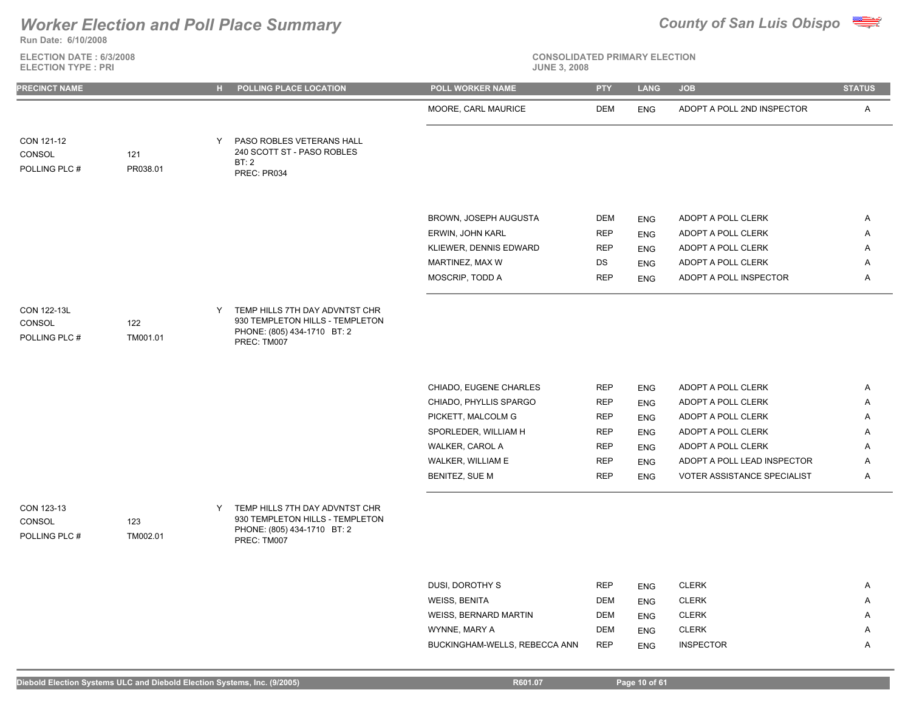# Worker Election and Poll Place Summary

**County of San Luis Obispo**

Run Date: 6/10/2008

ELECTION DATE : 6/3/2008
ELECTION TYPE : PRI

CONSOLIDATED PRIMARY ELECTION
JUNE 3, 2008

| PRECINCT NAME | | H | POLLING PLACE LOCATION | POLL WORKER NAME | PTY | LANG | JOB | STATUS |
|---|---|---|---|---|---|---|---|---|
| | | | | MOORE, CARL MAURICE | DEM | ENG | ADOPT A POLL 2ND INSPECTOR | A |
| CON 121-12<br>CONSOL<br>POLLING PLC # | <br>121<br>PR038.01 | Y | PASO ROBLES VETERANS HALL<br>240 SCOTT ST - PASO ROBLES<br>BT: 2<br>PREC: PR034 | | | | | |
| | | | | BROWN, JOSEPH AUGUSTA | DEM | ENG | ADOPT A POLL CLERK | A |
| | | | | ERWIN, JOHN KARL | REP | ENG | ADOPT A POLL CLERK | A |
| | | | | KLIEWER, DENNIS EDWARD | REP | ENG | ADOPT A POLL CLERK | A |
| | | | | MARTINEZ, MAX W | DS | ENG | ADOPT A POLL CLERK | A |
| | | | | MOSCRIP, TODD A | REP | ENG | ADOPT A POLL INSPECTOR | A |
| CON 122-13L<br>CONSOL<br>POLLING PLC # | <br>122<br>TM001.01 | Y | TEMP HILLS 7TH DAY ADVNTST CHR<br>930 TEMPLETON HILLS - TEMPLETON<br>PHONE: (805) 434-1710 BT: 2<br>PREC: TM007 | | | | | |
| | | | | CHIADO, EUGENE CHARLES | REP | ENG | ADOPT A POLL CLERK | A |
| | | | | CHIADO, PHYLLIS SPARGO | REP | ENG | ADOPT A POLL CLERK | A |
| | | | | PICKETT, MALCOLM G | REP | ENG | ADOPT A POLL CLERK | A |
| | | | | SPORLEDER, WILLIAM H | REP | ENG | ADOPT A POLL CLERK | A |
| | | | | WALKER, CAROL A | REP | ENG | ADOPT A POLL CLERK | A |
| | | | | WALKER, WILLIAM E | REP | ENG | ADOPT A POLL LEAD INSPECTOR | A |
| | | | | BENITEZ, SUE M | REP | ENG | VOTER ASSISTANCE SPECIALIST | A |
| CON 123-13<br>CONSOL<br>POLLING PLC # | <br>123<br>TM002.01 | Y | TEMP HILLS 7TH DAY ADVNTST CHR<br>930 TEMPLETON HILLS - TEMPLETON<br>PHONE: (805) 434-1710 BT: 2<br>PREC: TM007 | | | | | |
| | | | | DUSI, DOROTHY S | REP | ENG | CLERK | A |
| | | | | WEISS, BENITA | DEM | ENG | CLERK | A |
| | | | | WEISS, BERNARD MARTIN | DEM | ENG | CLERK | A |
| | | | | WYNNE, MARY A | DEM | ENG | CLERK | A |
| | | | | BUCKINGHAM-WELLS, REBECCA ANN | REP | ENG | INSPECTOR | A |

Diebold Election Systems ULC and Diebold Election Systems, Inc. (9/2005) R601.07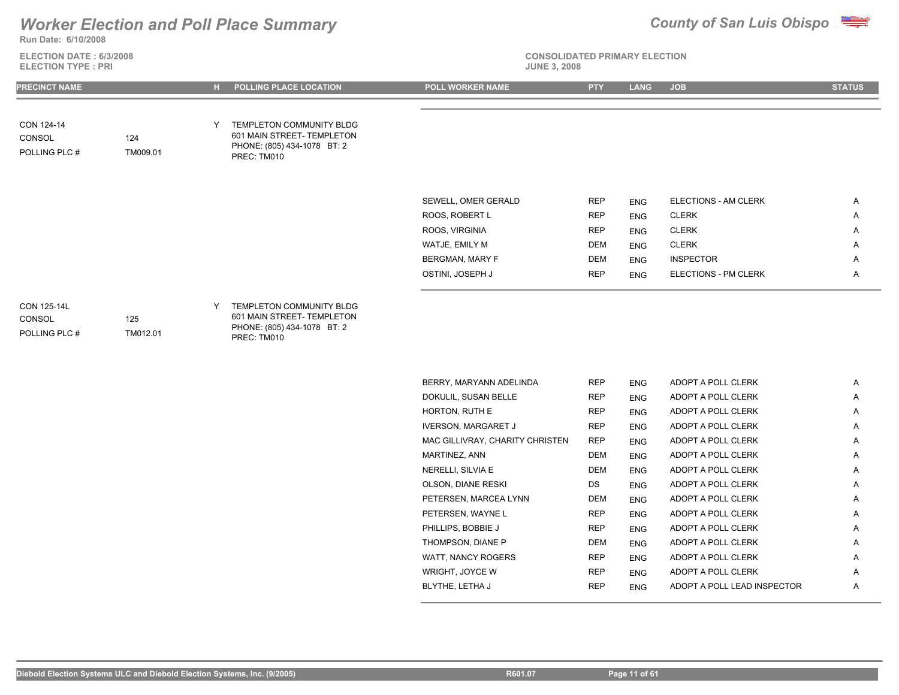# Worker Election and Poll Place Summary

**County of San Luis Obispo**

Run Date: 6/10/2008

ELECTION DATE : 6/3/2008
ELECTION TYPE : PRI

CONSOLIDATED PRIMARY ELECTION
JUNE 3, 2008

| PRECINCT NAME | | H | POLLING PLACE LOCATION | POLL WORKER NAME | PTY | LANG | JOB | STATUS |
|---|---|---|---|---|---|---|---|---|
| CON 124-14<br>CONSOL 124<br>POLLING PLC # TM009.01 | | Y | TEMPLETON COMMUNITY BLDG<br>601 MAIN STREET- TEMPLETON<br>PHONE: (805) 434-1078 BT: 2<br>PREC: TM010 | | | | | |
| | | | | SEWELL, OMER GERALD | REP | ENG | ELECTIONS - AM CLERK | A |
| | | | | ROOS, ROBERT L | REP | ENG | CLERK | A |
| | | | | ROOS, VIRGINIA | REP | ENG | CLERK | A |
| | | | | WATJE, EMILY M | DEM | ENG | CLERK | A |
| | | | | BERGMAN, MARY F | DEM | ENG | INSPECTOR | A |
| | | | | OSTINI, JOSEPH J | REP | ENG | ELECTIONS - PM CLERK | A |
| CON 125-14L<br>CONSOL 125<br>POLLING PLC # TM012.01 | | Y | TEMPLETON COMMUNITY BLDG<br>601 MAIN STREET- TEMPLETON<br>PHONE: (805) 434-1078 BT: 2<br>PREC: TM010 | | | | | |
| | | | | BERRY, MARYANN ADELINDA | REP | ENG | ADOPT A POLL CLERK | A |
| | | | | DOKULIL, SUSAN BELLE | REP | ENG | ADOPT A POLL CLERK | A |
| | | | | HORTON, RUTH E | REP | ENG | ADOPT A POLL CLERK | A |
| | | | | IVERSON, MARGARET J | REP | ENG | ADOPT A POLL CLERK | A |
| | | | | MAC GILLIVRAY, CHARITY CHRISTEN | REP | ENG | ADOPT A POLL CLERK | A |
| | | | | MARTINEZ, ANN | DEM | ENG | ADOPT A POLL CLERK | A |
| | | | | NERELLI, SILVIA E | DEM | ENG | ADOPT A POLL CLERK | A |
| | | | | OLSON, DIANE RESKI | DS | ENG | ADOPT A POLL CLERK | A |
| | | | | PETERSEN, MARCEA LYNN | DEM | ENG | ADOPT A POLL CLERK | A |
| | | | | PETERSEN, WAYNE L | REP | ENG | ADOPT A POLL CLERK | A |
| | | | | PHILLIPS, BOBBIE J | REP | ENG | ADOPT A POLL CLERK | A |
| | | | | THOMPSON, DIANE P | DEM | ENG | ADOPT A POLL CLERK | A |
| | | | | WATT, NANCY ROGERS | REP | ENG | ADOPT A POLL CLERK | A |
| | | | | WRIGHT, JOYCE W | REP | ENG | ADOPT A POLL CLERK | A |
| | | | | BLYTHE, LETHA J | REP | ENG | ADOPT A POLL LEAD INSPECTOR | A |

Diebold Election Systems ULC and Diebold Election Systems, Inc. (9/2005) R601.07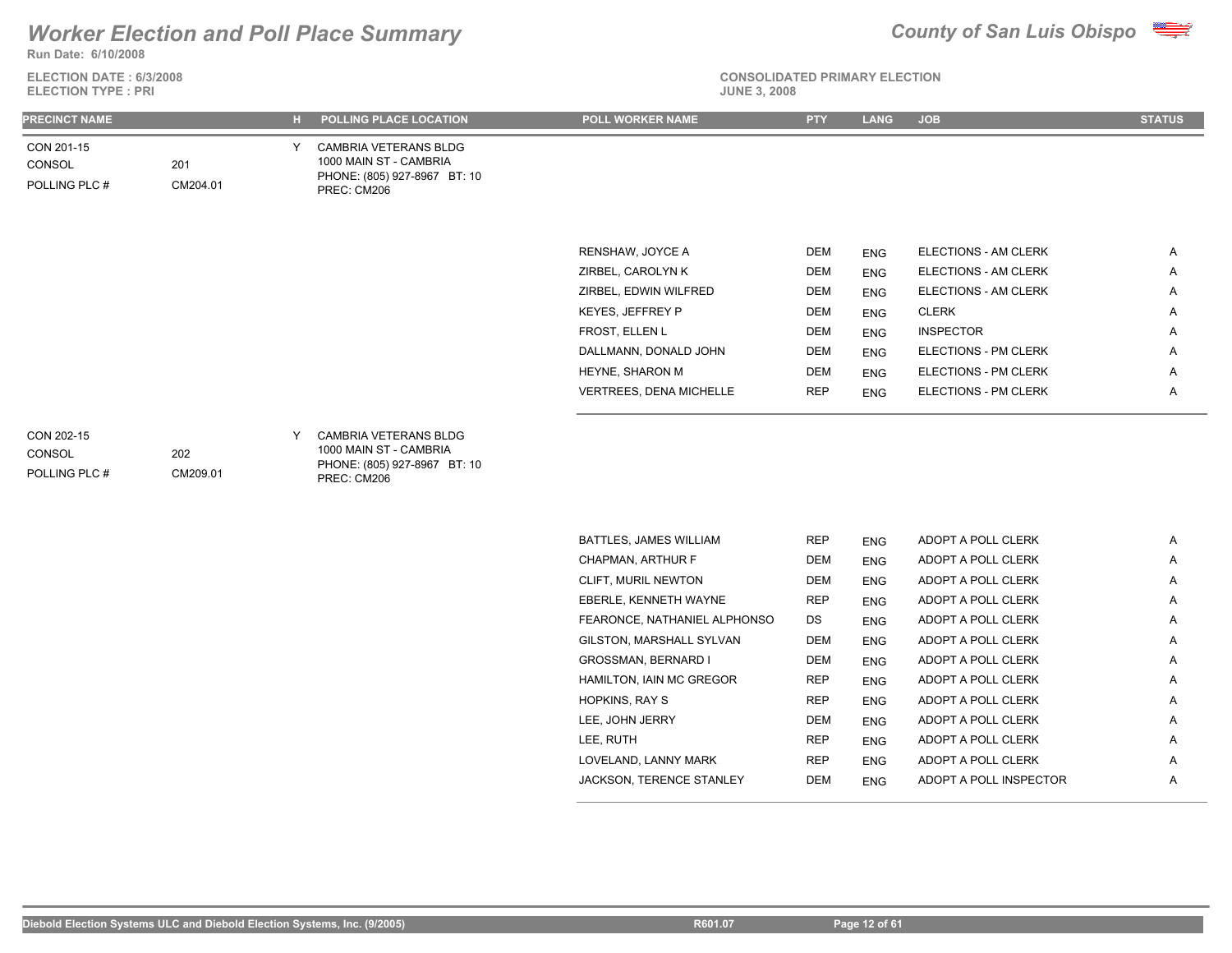# Worker Election and Poll Place Summary

**County of San Luis Obispo**

Run Date: 6/10/2008

ELECTION DATE : 6/3/2008
ELECTION TYPE : PRI

CONSOLIDATED PRIMARY ELECTION
JUNE 3, 2008

| PRECINCT NAME | | H | POLLING PLACE LOCATION | POLL WORKER NAME | PTY | LANG | JOB | STATUS |
|---|---|---|---|---|---|---|---|---|
| CON 201-15<br>CONSOL 201<br>POLLING PLC # CM204.01 | | Y | CAMBRIA VETERANS BLDG<br>1000 MAIN ST - CAMBRIA<br>PHONE: (805) 927-8967 BT: 10<br>PREC: CM206 | | | | | |
| | | | | RENSHAW, JOYCE A | DEM | ENG | ELECTIONS - AM CLERK | A |
| | | | | ZIRBEL, CAROLYN K | DEM | ENG | ELECTIONS - AM CLERK | A |
| | | | | ZIRBEL, EDWIN WILFRED | DEM | ENG | ELECTIONS - AM CLERK | A |
| | | | | KEYES, JEFFREY P | DEM | ENG | CLERK | A |
| | | | | FROST, ELLEN L | DEM | ENG | INSPECTOR | A |
| | | | | DALLMANN, DONALD JOHN | DEM | ENG | ELECTIONS - PM CLERK | A |
| | | | | HEYNE, SHARON M | DEM | ENG | ELECTIONS - PM CLERK | A |
| | | | | VERTREES, DENA MICHELLE | REP | ENG | ELECTIONS - PM CLERK | A |
| CON 202-15<br>CONSOL 202<br>POLLING PLC # CM209.01 | | Y | CAMBRIA VETERANS BLDG<br>1000 MAIN ST - CAMBRIA<br>PHONE: (805) 927-8967 BT: 10<br>PREC: CM206 | | | | | |
| | | | | BATTLES, JAMES WILLIAM | REP | ENG | ADOPT A POLL CLERK | A |
| | | | | CHAPMAN, ARTHUR F | DEM | ENG | ADOPT A POLL CLERK | A |
| | | | | CLIFT, MURIL NEWTON | DEM | ENG | ADOPT A POLL CLERK | A |
| | | | | EBERLE, KENNETH WAYNE | REP | ENG | ADOPT A POLL CLERK | A |
| | | | | FEARONCE, NATHANIEL ALPHONSO | DS | ENG | ADOPT A POLL CLERK | A |
| | | | | GILSTON, MARSHALL SYLVAN | DEM | ENG | ADOPT A POLL CLERK | A |
| | | | | GROSSMAN, BERNARD I | DEM | ENG | ADOPT A POLL CLERK | A |
| | | | | HAMILTON, IAIN MC GREGOR | REP | ENG | ADOPT A POLL CLERK | A |
| | | | | HOPKINS, RAY S | REP | ENG | ADOPT A POLL CLERK | A |
| | | | | LEE, JOHN JERRY | DEM | ENG | ADOPT A POLL CLERK | A |
| | | | | LEE, RUTH | REP | ENG | ADOPT A POLL CLERK | A |
| | | | | LOVELAND, LANNY MARK | REP | ENG | ADOPT A POLL CLERK | A |
| | | | | JACKSON, TERENCE STANLEY | DEM | ENG | ADOPT A POLL INSPECTOR | A |

Diebold Election Systems ULC and Diebold Election Systems, Inc. (9/2005) R601.07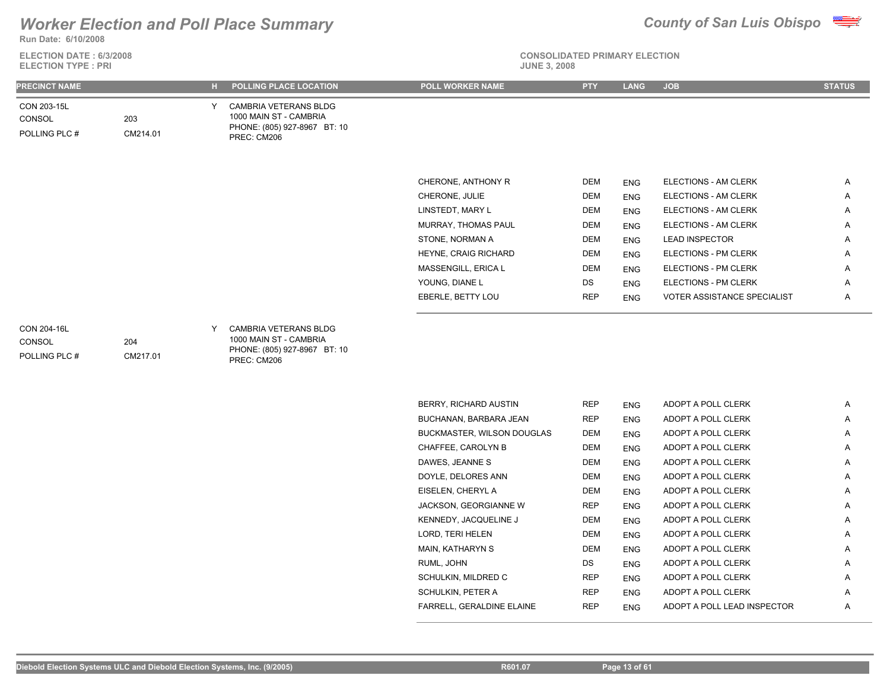# Worker Election and Poll Place Summary

**County of San Luis Obispo**

Run Date: 6/10/2008

ELECTION DATE : 6/3/2008
ELECTION TYPE : PRI

CONSOLIDATED PRIMARY ELECTION
JUNE 3, 2008

| PRECINCT NAME | | H | POLLING PLACE LOCATION | POLL WORKER NAME | PTY | LANG | JOB | STATUS |
|---|---|---|---|---|---|---|---|---|
| CON 203-15L<br>CONSOL 203<br>POLLING PLC # CM214.01 | | Y | CAMBRIA VETERANS BLDG<br>1000 MAIN ST - CAMBRIA<br>PHONE: (805) 927-8967 BT: 10<br>PREC: CM206 | | | | | |
| | | | | CHERONE, ANTHONY R | DEM | ENG | ELECTIONS - AM CLERK | A |
| | | | | CHERONE, JULIE | DEM | ENG | ELECTIONS - AM CLERK | A |
| | | | | LINSTEDT, MARY L | DEM | ENG | ELECTIONS - AM CLERK | A |
| | | | | MURRAY, THOMAS PAUL | DEM | ENG | ELECTIONS - AM CLERK | A |
| | | | | STONE, NORMAN A | DEM | ENG | LEAD INSPECTOR | A |
| | | | | HEYNE, CRAIG RICHARD | DEM | ENG | ELECTIONS - PM CLERK | A |
| | | | | MASSENGILL, ERICA L | DEM | ENG | ELECTIONS - PM CLERK | A |
| | | | | YOUNG, DIANE L | DS | ENG | ELECTIONS - PM CLERK | A |
| | | | | EBERLE, BETTY LOU | REP | ENG | VOTER ASSISTANCE SPECIALIST | A |
| CON 204-16L<br>CONSOL 204<br>POLLING PLC # CM217.01 | | Y | CAMBRIA VETERANS BLDG<br>1000 MAIN ST - CAMBRIA<br>PHONE: (805) 927-8967 BT: 10<br>PREC: CM206 | | | | | |
| | | | | BERRY, RICHARD AUSTIN | REP | ENG | ADOPT A POLL CLERK | A |
| | | | | BUCHANAN, BARBARA JEAN | REP | ENG | ADOPT A POLL CLERK | A |
| | | | | BUCKMASTER, WILSON DOUGLAS | DEM | ENG | ADOPT A POLL CLERK | A |
| | | | | CHAFFEE, CAROLYN B | DEM | ENG | ADOPT A POLL CLERK | A |
| | | | | DAWES, JEANNE S | DEM | ENG | ADOPT A POLL CLERK | A |
| | | | | DOYLE, DELORES ANN | DEM | ENG | ADOPT A POLL CLERK | A |
| | | | | EISELEN, CHERYL A | DEM | ENG | ADOPT A POLL CLERK | A |
| | | | | JACKSON, GEORGIANNE W | REP | ENG | ADOPT A POLL CLERK | A |
| | | | | KENNEDY, JACQUELINE J | DEM | ENG | ADOPT A POLL CLERK | A |
| | | | | LORD, TERI HELEN | DEM | ENG | ADOPT A POLL CLERK | A |
| | | | | MAIN, KATHARYN S | DEM | ENG | ADOPT A POLL CLERK | A |
| | | | | RUML, JOHN | DS | ENG | ADOPT A POLL CLERK | A |
| | | | | SCHULKIN, MILDRED C | REP | ENG | ADOPT A POLL CLERK | A |
| | | | | SCHULKIN, PETER A | REP | ENG | ADOPT A POLL CLERK | A |
| | | | | FARRELL, GERALDINE ELAINE | REP | ENG | ADOPT A POLL LEAD INSPECTOR | A |

Diebold Election Systems ULC and Diebold Election Systems, Inc. (9/2005) R601.07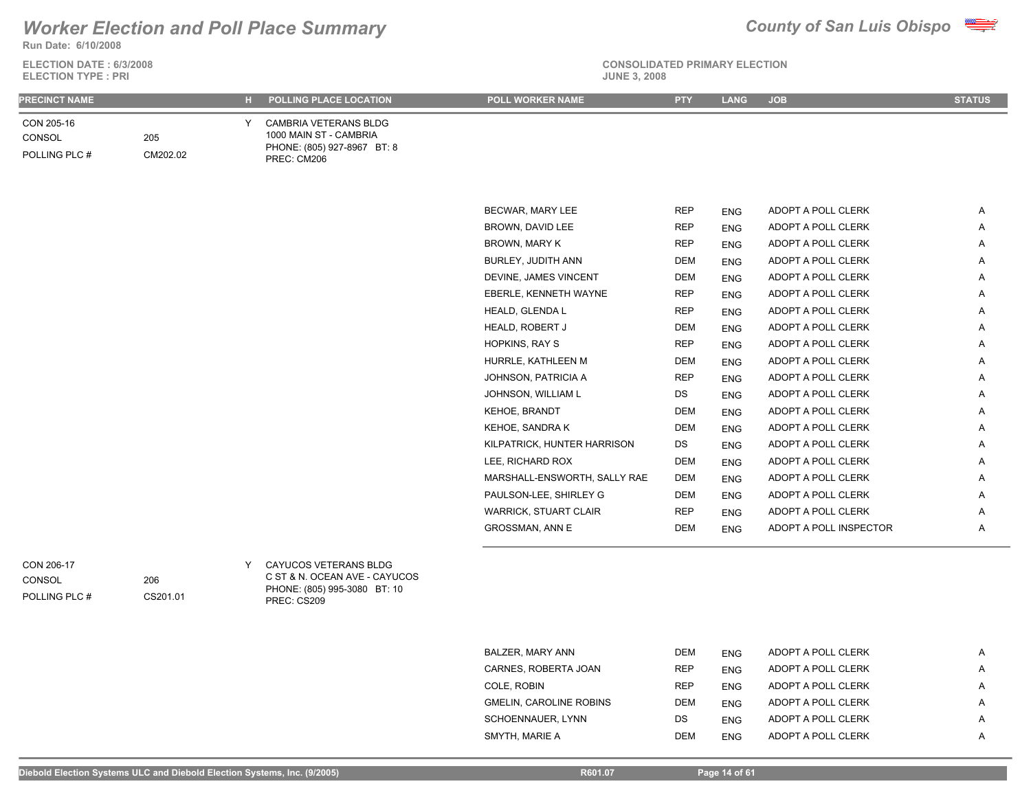# Worker Election and Poll Place Summary

**County of San Luis Obispo**

Run Date: 6/10/2008

ELECTION DATE : 6/3/2008
ELECTION TYPE : PRI

CONSOLIDATED PRIMARY ELECTION
JUNE 3, 2008

| PRECINCT NAME | | H | POLLING PLACE LOCATION | POLL WORKER NAME | PTY | LANG | JOB | STATUS |
|---|---|---|---|---|---|---|---|---|
| CON 205-16 | | Y | CAMBRIA VETERANS BLDG | | | | | |
| CONSOL | 205 | | 1000 MAIN ST - CAMBRIA | | | | | |
| POLLING PLC # | CM202.02 | | PHONE: (805) 927-8967 BT: 8 | | | | | |
| | | | PREC: CM206 | | | | | |
| | | | | BECWAR, MARY LEE | REP | ENG | ADOPT A POLL CLERK | A |
| | | | | BROWN, DAVID LEE | REP | ENG | ADOPT A POLL CLERK | A |
| | | | | BROWN, MARY K | REP | ENG | ADOPT A POLL CLERK | A |
| | | | | BURLEY, JUDITH ANN | DEM | ENG | ADOPT A POLL CLERK | A |
| | | | | DEVINE, JAMES VINCENT | DEM | ENG | ADOPT A POLL CLERK | A |
| | | | | EBERLE, KENNETH WAYNE | REP | ENG | ADOPT A POLL CLERK | A |
| | | | | HEALD, GLENDA L | REP | ENG | ADOPT A POLL CLERK | A |
| | | | | HEALD, ROBERT J | DEM | ENG | ADOPT A POLL CLERK | A |
| | | | | HOPKINS, RAY S | REP | ENG | ADOPT A POLL CLERK | A |
| | | | | HURRLE, KATHLEEN M | DEM | ENG | ADOPT A POLL CLERK | A |
| | | | | JOHNSON, PATRICIA A | REP | ENG | ADOPT A POLL CLERK | A |
| | | | | JOHNSON, WILLIAM L | DS | ENG | ADOPT A POLL CLERK | A |
| | | | | KEHOE, BRANDT | DEM | ENG | ADOPT A POLL CLERK | A |
| | | | | KEHOE, SANDRA K | DEM | ENG | ADOPT A POLL CLERK | A |
| | | | | KILPATRICK, HUNTER HARRISON | DS | ENG | ADOPT A POLL CLERK | A |
| | | | | LEE, RICHARD ROX | DEM | ENG | ADOPT A POLL CLERK | A |
| | | | | MARSHALL-ENSWORTH, SALLY RAE | DEM | ENG | ADOPT A POLL CLERK | A |
| | | | | PAULSON-LEE, SHIRLEY G | DEM | ENG | ADOPT A POLL CLERK | A |
| | | | | WARRICK, STUART CLAIR | REP | ENG | ADOPT A POLL CLERK | A |
| | | | | GROSSMAN, ANN E | DEM | ENG | ADOPT A POLL INSPECTOR | A |
| CON 206-17 | | Y | CAYUCOS VETERANS BLDG | | | | | |
| CONSOL | 206 | | C ST & N. OCEAN AVE - CAYUCOS | | | | | |
| POLLING PLC # | CS201.01 | | PHONE: (805) 995-3080 BT: 10 | | | | | |
| | | | PREC: CS209 | | | | | |
| | | | | BALZER, MARY ANN | DEM | ENG | ADOPT A POLL CLERK | A |
| | | | | CARNES, ROBERTA JOAN | REP | ENG | ADOPT A POLL CLERK | A |
| | | | | COLE, ROBIN | REP | ENG | ADOPT A POLL CLERK | A |
| | | | | GMELIN, CAROLINE ROBINS | DEM | ENG | ADOPT A POLL CLERK | A |
| | | | | SCHOENNAUER, LYNN | DS | ENG | ADOPT A POLL CLERK | A |
| | | | | SMYTH, MARIE A | DEM | ENG | ADOPT A POLL CLERK | A |

Diebold Election Systems ULC and Diebold Election Systems, Inc. (9/2005) R601.07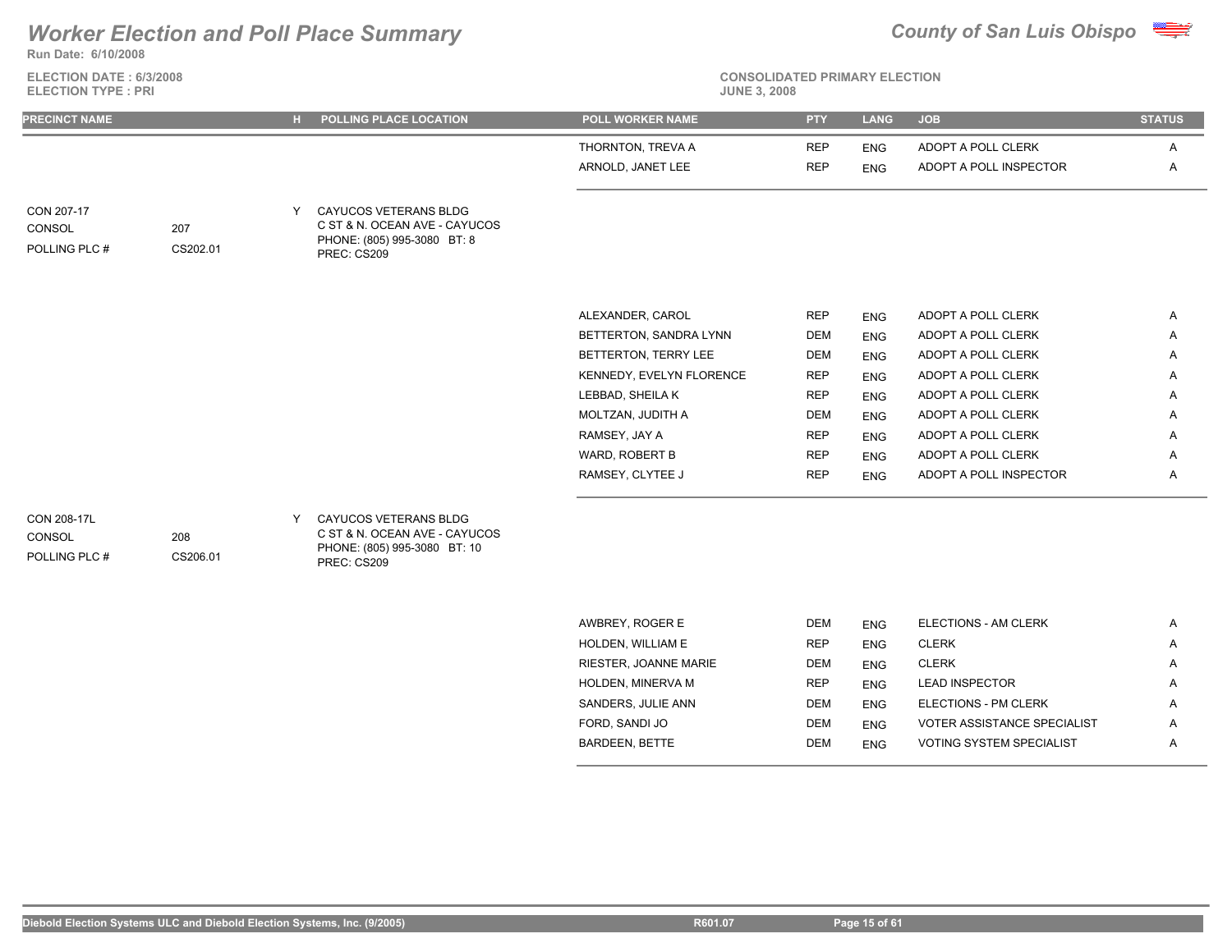# Worker Election and Poll Place Summary

**County of San Luis Obispo**

Run Date: 6/10/2008

ELECTION DATE : 6/3/2008
ELECTION TYPE : PRI

CONSOLIDATED PRIMARY ELECTION
JUNE 3, 2008

| PRECINCT NAME | | H | POLLING PLACE LOCATION | POLL WORKER NAME | PTY | LANG | JOB | STATUS |
|---|---|---|---|---|---|---|---|---|
| | | | | THORNTON, TREVA A | REP | ENG | ADOPT A POLL CLERK | A |
| | | | | ARNOLD, JANET LEE | REP | ENG | ADOPT A POLL INSPECTOR | A |
| CON 207-17 | | Y | CAYUCOS VETERANS BLDG | | | | | |
| CONSOL | 207 | | C ST & N. OCEAN AVE - CAYUCOS | | | | | |
| POLLING PLC # | CS202.01 | | PHONE: (805) 995-3080 BT: 8 | | | | | |
| | | | PREC: CS209 | | | | | |
| | | | | ALEXANDER, CAROL | REP | ENG | ADOPT A POLL CLERK | A |
| | | | | BETTERTON, SANDRA LYNN | DEM | ENG | ADOPT A POLL CLERK | A |
| | | | | BETTERTON, TERRY LEE | DEM | ENG | ADOPT A POLL CLERK | A |
| | | | | KENNEDY, EVELYN FLORENCE | REP | ENG | ADOPT A POLL CLERK | A |
| | | | | LEBBAD, SHEILA K | REP | ENG | ADOPT A POLL CLERK | A |
| | | | | MOLTZAN, JUDITH A | DEM | ENG | ADOPT A POLL CLERK | A |
| | | | | RAMSEY, JAY A | REP | ENG | ADOPT A POLL CLERK | A |
| | | | | WARD, ROBERT B | REP | ENG | ADOPT A POLL CLERK | A |
| | | | | RAMSEY, CLYTEE J | REP | ENG | ADOPT A POLL INSPECTOR | A |
| CON 208-17L | | Y | CAYUCOS VETERANS BLDG | | | | | |
| CONSOL | 208 | | C ST & N. OCEAN AVE - CAYUCOS | | | | | |
| POLLING PLC # | CS206.01 | | PHONE: (805) 995-3080 BT: 10 | | | | | |
| | | | PREC: CS209 | | | | | |
| | | | | AWBREY, ROGER E | DEM | ENG | ELECTIONS - AM CLERK | A |
| | | | | HOLDEN, WILLIAM E | REP | ENG | CLERK | A |
| | | | | RIESTER, JOANNE MARIE | DEM | ENG | CLERK | A |
| | | | | HOLDEN, MINERVA M | REP | ENG | LEAD INSPECTOR | A |
| | | | | SANDERS, JULIE ANN | DEM | ENG | ELECTIONS - PM CLERK | A |
| | | | | FORD, SANDI JO | DEM | ENG | VOTER ASSISTANCE SPECIALIST | A |
| | | | | BARDEEN, BETTE | DEM | ENG | VOTING SYSTEM SPECIALIST | A |

Diebold Election Systems ULC and Diebold Election Systems, Inc. (9/2005) R601.07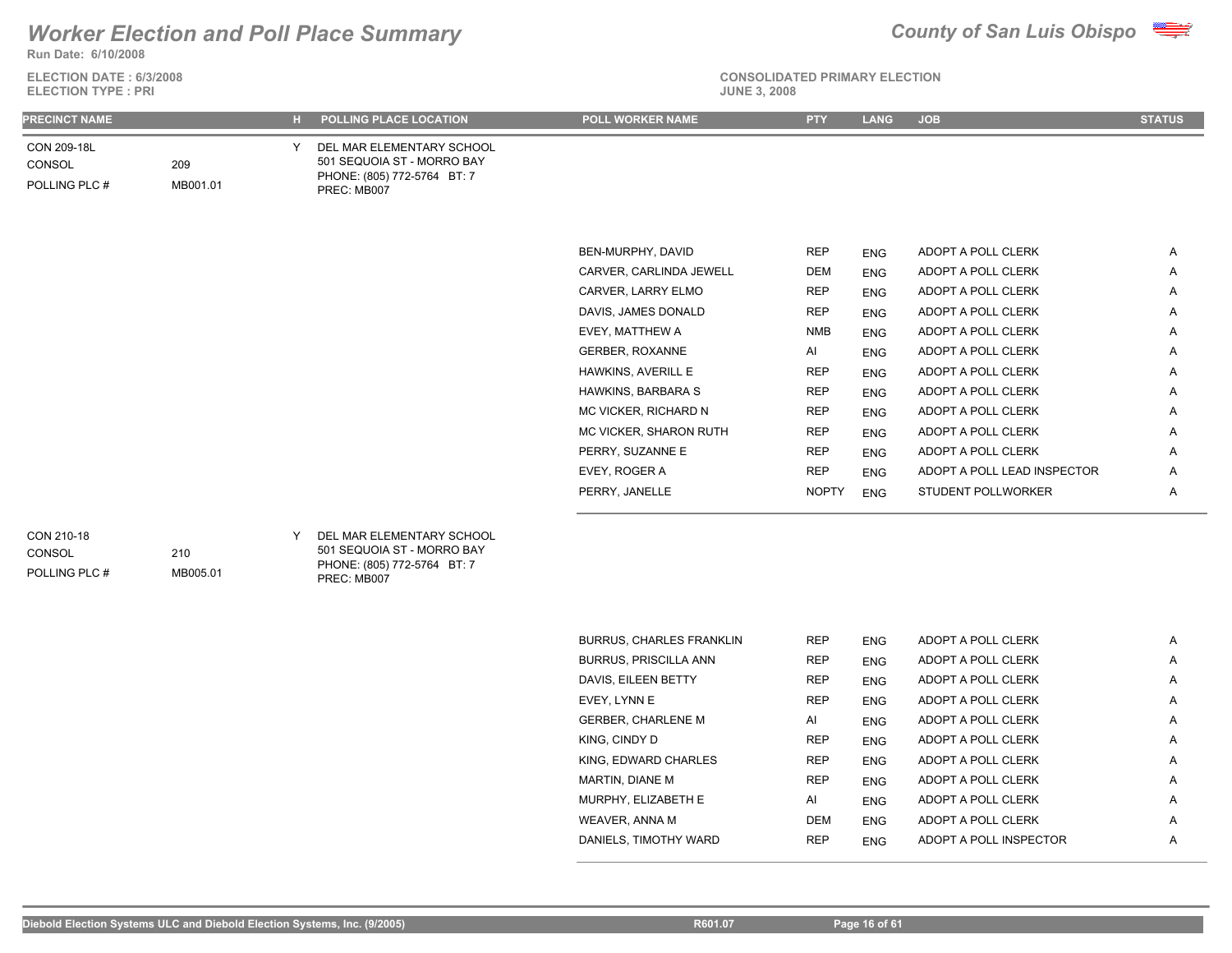# Worker Election and Poll Place Summary

**County of San Luis Obispo**

**Run Date: 6/10/2008**

**ELECTION DATE : 6/3/2008**
**ELECTION TYPE : PRI**

**CONSOLIDATED PRIMARY ELECTION**
**JUNE 3, 2008**

| PRECINCT NAME | | H | POLLING PLACE LOCATION | POLL WORKER NAME | PTY | LANG | JOB | STATUS |
|---|---|---|---|---|---|---|---|---|
| CON 209-18L<br>CONSOL<br>POLLING PLC # | 209<br>MB001.01 | Y | DEL MAR ELEMENTARY SCHOOL<br>501 SEQUOIA ST - MORRO BAY<br>PHONE: (805) 772-5764 BT: 7<br>PREC: MB007 | | | | | |
| | | | | BEN-MURPHY, DAVID | REP | ENG | ADOPT A POLL CLERK | A |
| | | | | CARVER, CARLINDA JEWELL | DEM | ENG | ADOPT A POLL CLERK | A |
| | | | | CARVER, LARRY ELMO | REP | ENG | ADOPT A POLL CLERK | A |
| | | | | DAVIS, JAMES DONALD | REP | ENG | ADOPT A POLL CLERK | A |
| | | | | EVEY, MATTHEW A | NMB | ENG | ADOPT A POLL CLERK | A |
| | | | | GERBER, ROXANNE | AI | ENG | ADOPT A POLL CLERK | A |
| | | | | HAWKINS, AVERILL E | REP | ENG | ADOPT A POLL CLERK | A |
| | | | | HAWKINS, BARBARA S | REP | ENG | ADOPT A POLL CLERK | A |
| | | | | MC VICKER, RICHARD N | REP | ENG | ADOPT A POLL CLERK | A |
| | | | | MC VICKER, SHARON RUTH | REP | ENG | ADOPT A POLL CLERK | A |
| | | | | PERRY, SUZANNE E | REP | ENG | ADOPT A POLL CLERK | A |
| | | | | EVEY, ROGER A | REP | ENG | ADOPT A POLL LEAD INSPECTOR | A |
| | | | | PERRY, JANELLE | NOPTY | ENG | STUDENT POLLWORKER | A |
| CON 210-18<br>CONSOL<br>POLLING PLC # | 210<br>MB005.01 | Y | DEL MAR ELEMENTARY SCHOOL<br>501 SEQUOIA ST - MORRO BAY<br>PHONE: (805) 772-5764 BT: 7<br>PREC: MB007 | | | | | |
| | | | | BURRUS, CHARLES FRANKLIN | REP | ENG | ADOPT A POLL CLERK | A |
| | | | | BURRUS, PRISCILLA ANN | REP | ENG | ADOPT A POLL CLERK | A |
| | | | | DAVIS, EILEEN BETTY | REP | ENG | ADOPT A POLL CLERK | A |
| | | | | EVEY, LYNN E | REP | ENG | ADOPT A POLL CLERK | A |
| | | | | GERBER, CHARLENE M | AI | ENG | ADOPT A POLL CLERK | A |
| | | | | KING, CINDY D | REP | ENG | ADOPT A POLL CLERK | A |
| | | | | KING, EDWARD CHARLES | REP | ENG | ADOPT A POLL CLERK | A |
| | | | | MARTIN, DIANE M | REP | ENG | ADOPT A POLL CLERK | A |
| | | | | MURPHY, ELIZABETH E | AI | ENG | ADOPT A POLL CLERK | A |
| | | | | WEAVER, ANNA M | DEM | ENG | ADOPT A POLL CLERK | A |
| | | | | DANIELS, TIMOTHY WARD | REP | ENG | ADOPT A POLL INSPECTOR | A |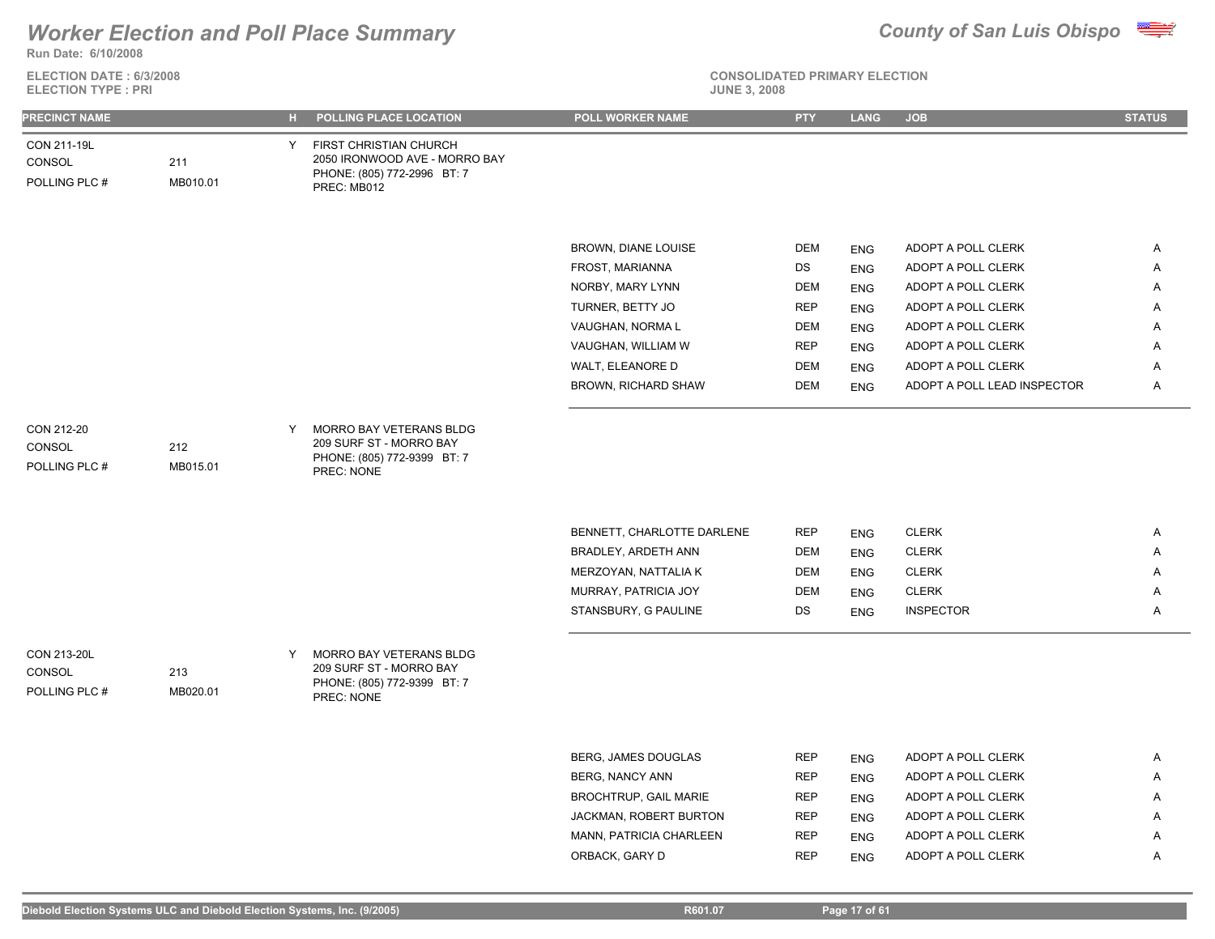# Worker Election and Poll Place Summary

**Run Date: 6/10/2008**

**ELECTION DATE : 6/3/2008**
**ELECTION TYPE : PRI**

*County of San Luis Obispo*

**CONSOLIDATED PRIMARY ELECTION**
**JUNE 3, 2008**

| PRECINCT NAME | | H | POLLING PLACE LOCATION | POLL WORKER NAME | PTY | LANG | JOB | STATUS |
|---|---|---|---|---|---|---|---|---|
| CON 211-19L<br>CONSOL<br>POLLING PLC # | <br>211<br>MB010.01 | Y | FIRST CHRISTIAN CHURCH<br>2050 IRONWOOD AVE - MORRO BAY<br>PHONE: (805) 772-2996 BT: 7<br>PREC: MB012 | | | | | |
| | | | | BROWN, DIANE LOUISE | DEM | ENG | ADOPT A POLL CLERK | A |
| | | | | FROST, MARIANNA | DS | ENG | ADOPT A POLL CLERK | A |
| | | | | NORBY, MARY LYNN | DEM | ENG | ADOPT A POLL CLERK | A |
| | | | | TURNER, BETTY JO | REP | ENG | ADOPT A POLL CLERK | A |
| | | | | VAUGHAN, NORMA L | DEM | ENG | ADOPT A POLL CLERK | A |
| | | | | VAUGHAN, WILLIAM W | REP | ENG | ADOPT A POLL CLERK | A |
| | | | | WALT, ELEANORE D | DEM | ENG | ADOPT A POLL CLERK | A |
| | | | | BROWN, RICHARD SHAW | DEM | ENG | ADOPT A POLL LEAD INSPECTOR | A |
| CON 212-20<br>CONSOL<br>POLLING PLC # | <br>212<br>MB015.01 | Y | MORRO BAY VETERANS BLDG<br>209 SURF ST - MORRO BAY<br>PHONE: (805) 772-9399 BT: 7<br>PREC: NONE | | | | | |
| | | | | BENNETT, CHARLOTTE DARLENE | REP | ENG | CLERK | A |
| | | | | BRADLEY, ARDETH ANN | DEM | ENG | CLERK | A |
| | | | | MERZOYAN, NATTALIA K | DEM | ENG | CLERK | A |
| | | | | MURRAY, PATRICIA JOY | DEM | ENG | CLERK | A |
| | | | | STANSBURY, G PAULINE | DS | ENG | INSPECTOR | A |
| CON 213-20L<br>CONSOL<br>POLLING PLC # | <br>213<br>MB020.01 | Y | MORRO BAY VETERANS BLDG<br>209 SURF ST - MORRO BAY<br>PHONE: (805) 772-9399 BT: 7<br>PREC: NONE | | | | | |
| | | | | BERG, JAMES DOUGLAS | REP | ENG | ADOPT A POLL CLERK | A |
| | | | | BERG, NANCY ANN | REP | ENG | ADOPT A POLL CLERK | A |
| | | | | BROCHTRUP, GAIL MARIE | REP | ENG | ADOPT A POLL CLERK | A |
| | | | | JACKMAN, ROBERT BURTON | REP | ENG | ADOPT A POLL CLERK | A |
| | | | | MANN, PATRICIA CHARLEEN | REP | ENG | ADOPT A POLL CLERK | A |
| | | | | ORBACK, GARY D | REP | ENG | ADOPT A POLL CLERK | A |

Diebold Election Systems ULC and Diebold Election Systems, Inc. (9/2005) R601.07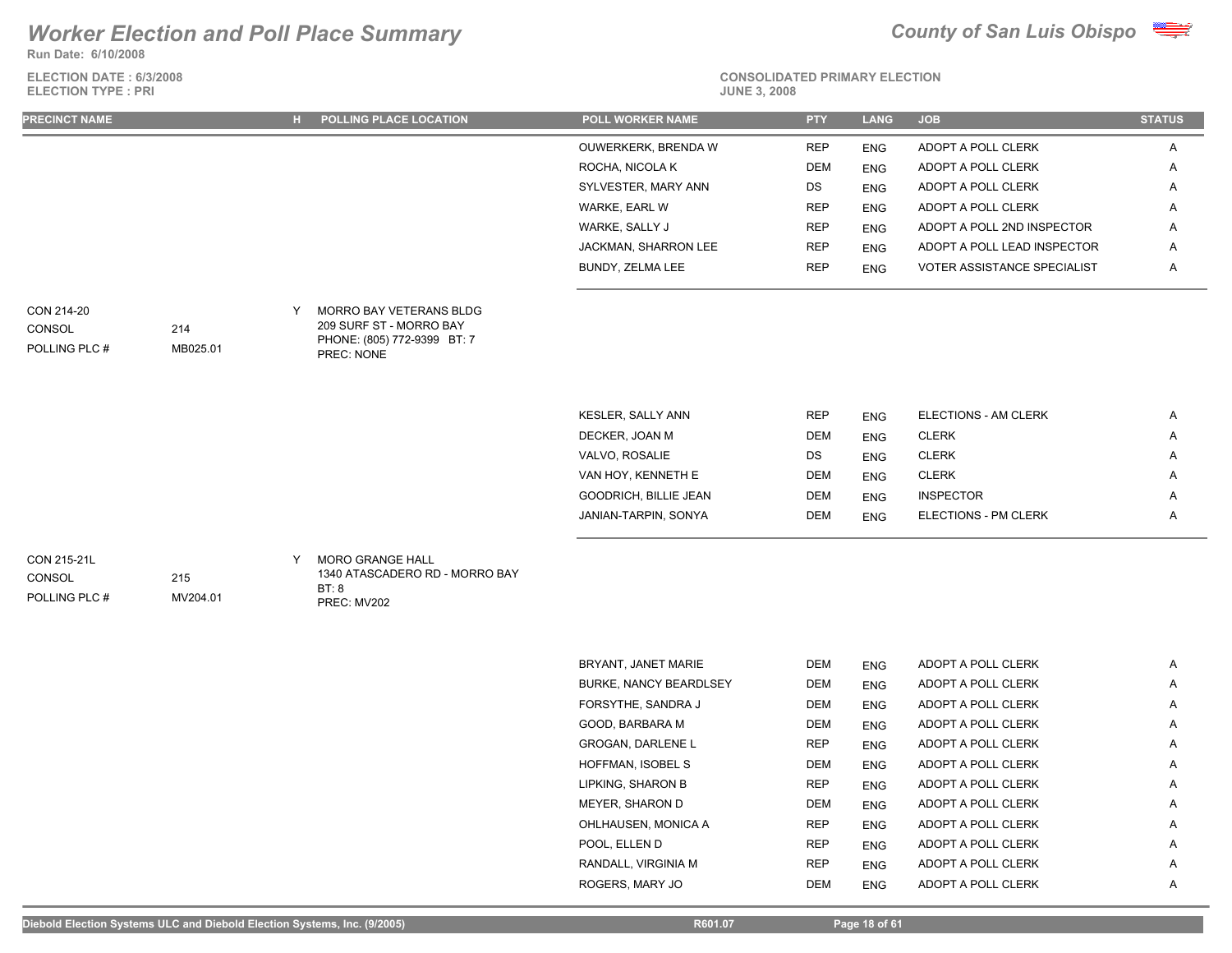# Worker Election and Poll Place Summary

**County of San Luis Obispo**

**Run Date: 6/10/2008**

**ELECTION DATE : 6/3/2008**
**ELECTION TYPE : PRI**

**CONSOLIDATED PRIMARY ELECTION**
**JUNE 3, 2008**

| PRECINCT NAME | | H | POLLING PLACE LOCATION | POLL WORKER NAME | PTY | LANG | JOB | STATUS |
|---|---|---|---|---|---|---|---|---|
| | | | | OUWERKERK, BRENDA W | REP | ENG | ADOPT A POLL CLERK | A |
| | | | | ROCHA, NICOLA K | DEM | ENG | ADOPT A POLL CLERK | A |
| | | | | SYLVESTER, MARY ANN | DS | ENG | ADOPT A POLL CLERK | A |
| | | | | WARKE, EARL W | REP | ENG | ADOPT A POLL CLERK | A |
| | | | | WARKE, SALLY J | REP | ENG | ADOPT A POLL 2ND INSPECTOR | A |
| | | | | JACKMAN, SHARRON LEE | REP | ENG | ADOPT A POLL LEAD INSPECTOR | A |
| | | | | BUNDY, ZELMA LEE | REP | ENG | VOTER ASSISTANCE SPECIALIST | A |
| CON 214-20 | | Y | MORRO BAY VETERANS BLDG | | | | | |
| CONSOL | 214 | | 209 SURF ST - MORRO BAY | | | | | |
| POLLING PLC # | MB025.01 | | PHONE: (805) 772-9399 BT: 7 | | | | | |
| | | | PREC: NONE | | | | | |
| | | | | KESLER, SALLY ANN | REP | ENG | ELECTIONS - AM CLERK | A |
| | | | | DECKER, JOAN M | DEM | ENG | CLERK | A |
| | | | | VALVO, ROSALIE | DS | ENG | CLERK | A |
| | | | | VAN HOY, KENNETH E | DEM | ENG | CLERK | A |
| | | | | GOODRICH, BILLIE JEAN | DEM | ENG | INSPECTOR | A |
| | | | | JANIAN-TARPIN, SONYA | DEM | ENG | ELECTIONS - PM CLERK | A |
| CON 215-21L | | Y | MORO GRANGE HALL | | | | | |
| CONSOL | 215 | | 1340 ATASCADERO RD - MORRO BAY | | | | | |
| POLLING PLC # | MV204.01 | | BT: 8 | | | | | |
| | | | PREC: MV202 | | | | | |
| | | | | BRYANT, JANET MARIE | DEM | ENG | ADOPT A POLL CLERK | A |
| | | | | BURKE, NANCY BEARDLSEY | DEM | ENG | ADOPT A POLL CLERK | A |
| | | | | FORSYTHE, SANDRA J | DEM | ENG | ADOPT A POLL CLERK | A |
| | | | | GOOD, BARBARA M | DEM | ENG | ADOPT A POLL CLERK | A |
| | | | | GROGAN, DARLENE L | REP | ENG | ADOPT A POLL CLERK | A |
| | | | | HOFFMAN, ISOBEL S | DEM | ENG | ADOPT A POLL CLERK | A |
| | | | | LIPKING, SHARON B | REP | ENG | ADOPT A POLL CLERK | A |
| | | | | MEYER, SHARON D | DEM | ENG | ADOPT A POLL CLERK | A |
| | | | | OHLHAUSEN, MONICA A | REP | ENG | ADOPT A POLL CLERK | A |
| | | | | POOL, ELLEN D | REP | ENG | ADOPT A POLL CLERK | A |
| | | | | RANDALL, VIRGINIA M | REP | ENG | ADOPT A POLL CLERK | A |
| | | | | ROGERS, MARY JO | DEM | ENG | ADOPT A POLL CLERK | A |

Diebold Election Systems ULC and Diebold Election Systems, Inc. (9/2005) R601.07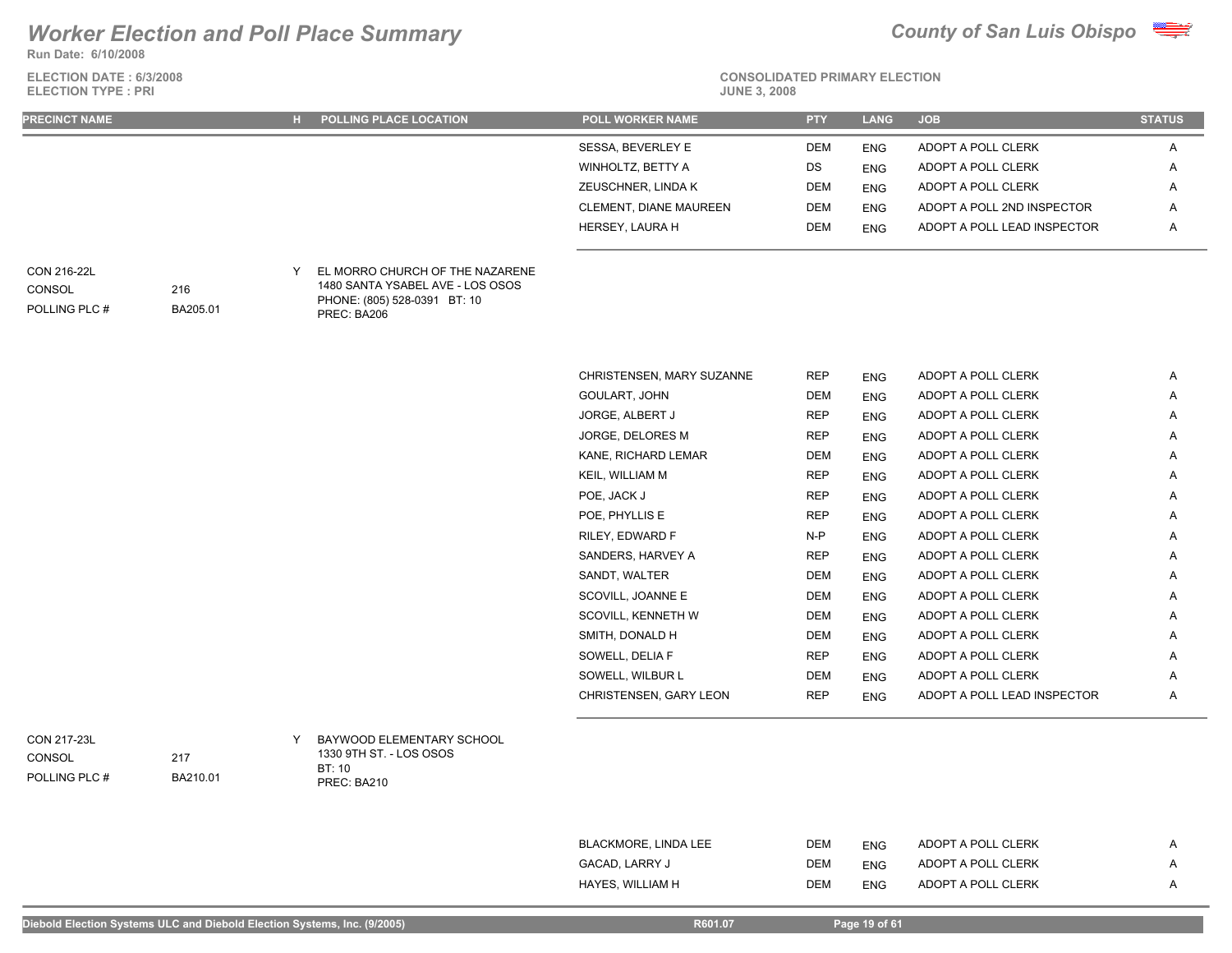# Worker Election and Poll Place Summary

**Run Date: 6/10/2008**

**County of San Luis Obispo**

**ELECTION DATE : 6/3/2008**
**ELECTION TYPE : PRI**

**CONSOLIDATED PRIMARY ELECTION**
**JUNE 3, 2008**

| PRECINCT NAME | | H | POLLING PLACE LOCATION | POLL WORKER NAME | PTY | LANG | JOB | STATUS |
|---|---|---|---|---|---|---|---|---|
| | | | | SESSA, BEVERLEY E | DEM | ENG | ADOPT A POLL CLERK | A |
| | | | | WINHOLTZ, BETTY A | DS | ENG | ADOPT A POLL CLERK | A |
| | | | | ZEUSCHNER, LINDA K | DEM | ENG | ADOPT A POLL CLERK | A |
| | | | | CLEMENT, DIANE MAUREEN | DEM | ENG | ADOPT A POLL 2ND INSPECTOR | A |
| | | | | HERSEY, LAURA H | DEM | ENG | ADOPT A POLL LEAD INSPECTOR | A |
| CON 216-22L | | Y | EL MORRO CHURCH OF THE NAZARENE | | | | | |
| CONSOL | 216 | | 1480 SANTA YSABEL AVE - LOS OSOS | | | | | |
| POLLING PLC # | BA205.01 | | PHONE: (805) 528-0391 BT: 10 | | | | | |
| | | | PREC: BA206 | | | | | |
| | | | | CHRISTENSEN, MARY SUZANNE | REP | ENG | ADOPT A POLL CLERK | A |
| | | | | GOULART, JOHN | DEM | ENG | ADOPT A POLL CLERK | A |
| | | | | JORGE, ALBERT J | REP | ENG | ADOPT A POLL CLERK | A |
| | | | | JORGE, DELORES M | REP | ENG | ADOPT A POLL CLERK | A |
| | | | | KANE, RICHARD LEMAR | DEM | ENG | ADOPT A POLL CLERK | A |
| | | | | KEIL, WILLIAM M | REP | ENG | ADOPT A POLL CLERK | A |
| | | | | POE, JACK J | REP | ENG | ADOPT A POLL CLERK | A |
| | | | | POE, PHYLLIS E | REP | ENG | ADOPT A POLL CLERK | A |
| | | | | RILEY, EDWARD F | N-P | ENG | ADOPT A POLL CLERK | A |
| | | | | SANDERS, HARVEY A | REP | ENG | ADOPT A POLL CLERK | A |
| | | | | SANDT, WALTER | DEM | ENG | ADOPT A POLL CLERK | A |
| | | | | SCOVILL, JOANNE E | DEM | ENG | ADOPT A POLL CLERK | A |
| | | | | SCOVILL, KENNETH W | DEM | ENG | ADOPT A POLL CLERK | A |
| | | | | SMITH, DONALD H | DEM | ENG | ADOPT A POLL CLERK | A |
| | | | | SOWELL, DELIA F | REP | ENG | ADOPT A POLL CLERK | A |
| | | | | SOWELL, WILBUR L | DEM | ENG | ADOPT A POLL CLERK | A |
| | | | | CHRISTENSEN, GARY LEON | REP | ENG | ADOPT A POLL LEAD INSPECTOR | A |
| CON 217-23L | | Y | BAYWOOD ELEMENTARY SCHOOL | | | | | |
| CONSOL | 217 | | 1330 9TH ST. - LOS OSOS | | | | | |
| POLLING PLC # | BA210.01 | | BT: 10 | | | | | |
| | | | PREC: BA210 | | | | | |
| | | | | BLACKMORE, LINDA LEE | DEM | ENG | ADOPT A POLL CLERK | A |
| | | | | GACAD, LARRY J | DEM | ENG | ADOPT A POLL CLERK | A |
| | | | | HAYES, WILLIAM H | DEM | ENG | ADOPT A POLL CLERK | A |

Diebold Election Systems ULC and Diebold Election Systems, Inc. (9/2005) R601.07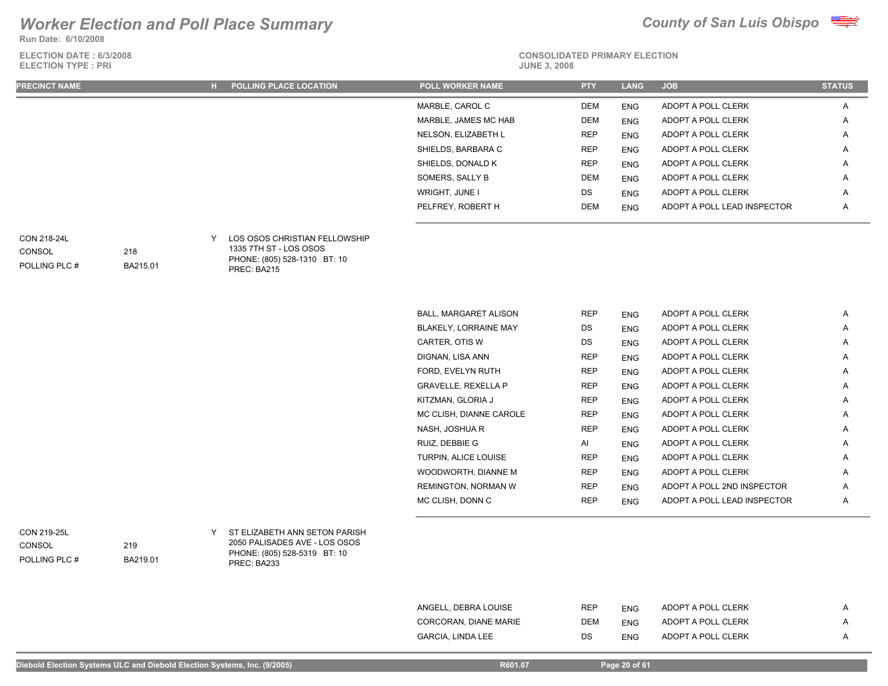# Worker Election and Poll Place Summary

**County of San Luis Obispo**

Run Date: 6/10/2008

ELECTION DATE : 6/3/2008
ELECTION TYPE : PRI

CONSOLIDATED PRIMARY ELECTION
JUNE 3, 2008

| PRECINCT NAME | | H | POLLING PLACE LOCATION | POLL WORKER NAME | PTY | LANG | JOB | STATUS |
|---|---|---|---|---|---|---|---|---|
| | | | | MARBLE, CAROL C | DEM | ENG | ADOPT A POLL CLERK | A |
| | | | | MARBLE, JAMES MC HAB | DEM | ENG | ADOPT A POLL CLERK | A |
| | | | | NELSON, ELIZABETH L | REP | ENG | ADOPT A POLL CLERK | A |
| | | | | SHIELDS, BARBARA C | REP | ENG | ADOPT A POLL CLERK | A |
| | | | | SHIELDS, DONALD K | REP | ENG | ADOPT A POLL CLERK | A |
| | | | | SOMERS, SALLY B | DEM | ENG | ADOPT A POLL CLERK | A |
| | | | | WRIGHT, JUNE I | DS | ENG | ADOPT A POLL CLERK | A |
| | | | | PELFREY, ROBERT H | DEM | ENG | ADOPT A POLL LEAD INSPECTOR | A |
| CON 218-24L<br>CONSOL 218<br>POLLING PLC # BA215.01 | | Y | LOS OSOS CHRISTIAN FELLOWSHIP<br>1335 7TH ST - LOS OSOS<br>PHONE: (805) 528-1310 BT: 10<br>PREC: BA215 | | | | | |
| | | | | BALL, MARGARET ALISON | REP | ENG | ADOPT A POLL CLERK | A |
| | | | | BLAKELY, LORRAINE MAY | DS | ENG | ADOPT A POLL CLERK | A |
| | | | | CARTER, OTIS W | DS | ENG | ADOPT A POLL CLERK | A |
| | | | | DIGNAN, LISA ANN | REP | ENG | ADOPT A POLL CLERK | A |
| | | | | FORD, EVELYN RUTH | REP | ENG | ADOPT A POLL CLERK | A |
| | | | | GRAVELLE, REXELLA P | REP | ENG | ADOPT A POLL CLERK | A |
| | | | | KITZMAN, GLORIA J | REP | ENG | ADOPT A POLL CLERK | A |
| | | | | MC CLISH, DIANNE CAROLE | REP | ENG | ADOPT A POLL CLERK | A |
| | | | | NASH, JOSHUA R | REP | ENG | ADOPT A POLL CLERK | A |
| | | | | RUIZ, DEBBIE G | AI | ENG | ADOPT A POLL CLERK | A |
| | | | | TURPIN, ALICE LOUISE | REP | ENG | ADOPT A POLL CLERK | A |
| | | | | WOODWORTH, DIANNE M | REP | ENG | ADOPT A POLL CLERK | A |
| | | | | REMINGTON, NORMAN W | REP | ENG | ADOPT A POLL 2ND INSPECTOR | A |
| | | | | MC CLISH, DONN C | REP | ENG | ADOPT A POLL LEAD INSPECTOR | A |
| CON 219-25L<br>CONSOL 219<br>POLLING PLC # BA219.01 | | Y | ST ELIZABETH ANN SETON PARISH<br>2050 PALISADES AVE - LOS OSOS<br>PHONE: (805) 528-5319 BT: 10<br>PREC: BA233 | | | | | |
| | | | | ANGELL, DEBRA LOUISE | REP | ENG | ADOPT A POLL CLERK | A |
| | | | | CORCORAN, DIANE MARIE | DEM | ENG | ADOPT A POLL CLERK | A |
| | | | | GARCIA, LINDA LEE | DS | ENG | ADOPT A POLL CLERK | A |

Diebold Election Systems ULC and Diebold Election Systems, Inc. (9/2005) R601.07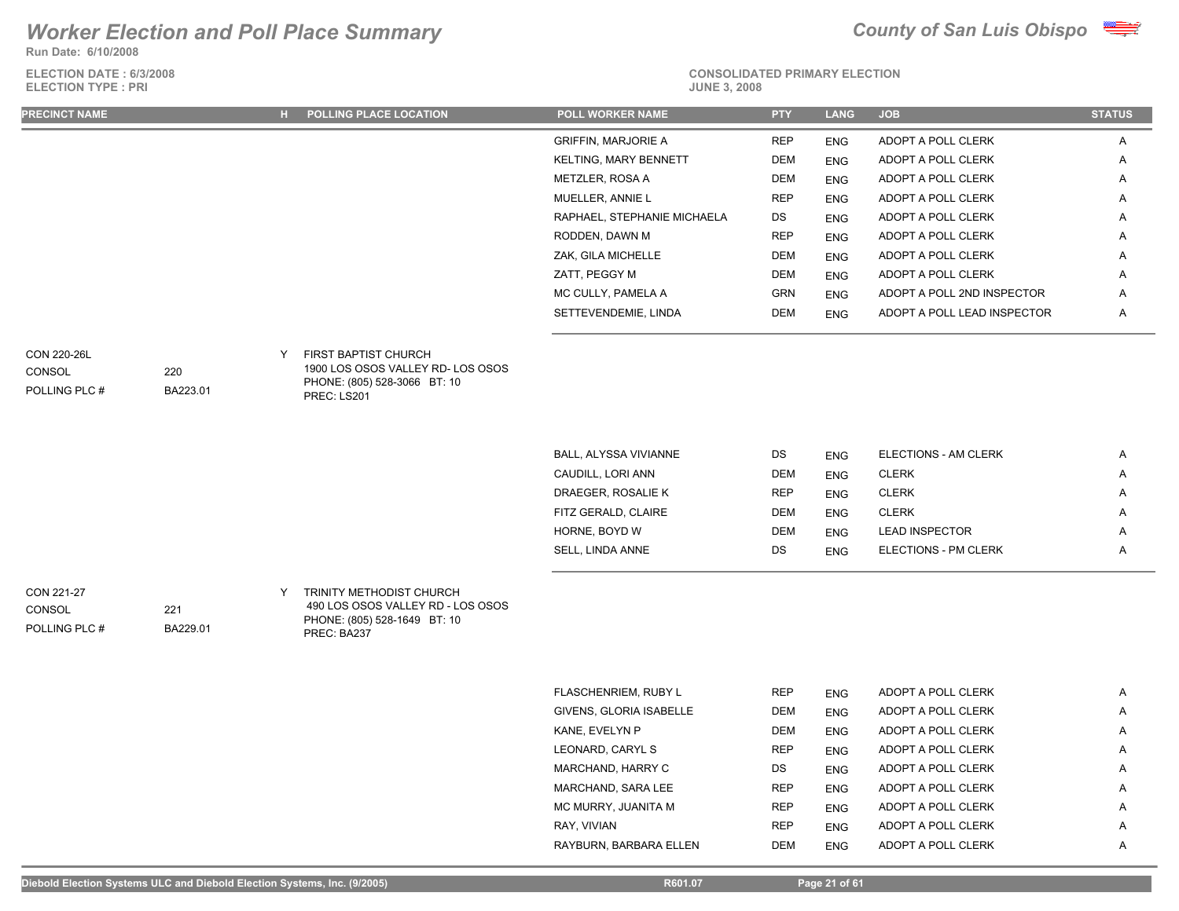# Worker Election and Poll Place Summary

**County of San Luis Obispo**

Run Date: 6/10/2008

ELECTION DATE : 6/3/2008
ELECTION TYPE : PRI

CONSOLIDATED PRIMARY ELECTION
JUNE 3, 2008

| PRECINCT NAME | | H | POLLING PLACE LOCATION | POLL WORKER NAME | PTY | LANG | JOB | STATUS |
|---|---|---|---|---|---|---|---|---|
| | | | | GRIFFIN, MARJORIE A | REP | ENG | ADOPT A POLL CLERK | A |
| | | | | KELTING, MARY BENNETT | DEM | ENG | ADOPT A POLL CLERK | A |
| | | | | METZLER, ROSA A | DEM | ENG | ADOPT A POLL CLERK | A |
| | | | | MUELLER, ANNIE L | REP | ENG | ADOPT A POLL CLERK | A |
| | | | | RAPHAEL, STEPHANIE MICHAELA | DS | ENG | ADOPT A POLL CLERK | A |
| | | | | RODDEN, DAWN M | REP | ENG | ADOPT A POLL CLERK | A |
| | | | | ZAK, GILA MICHELLE | DEM | ENG | ADOPT A POLL CLERK | A |
| | | | | ZATT, PEGGY M | DEM | ENG | ADOPT A POLL CLERK | A |
| | | | | MC CULLY, PAMELA A | GRN | ENG | ADOPT A POLL 2ND INSPECTOR | A |
| | | | | SETTEVENDEMIE, LINDA | DEM | ENG | ADOPT A POLL LEAD INSPECTOR | A |
| CON 220-26L | | Y | FIRST BAPTIST CHURCH | | | | | |
| CONSOL | 220 | | 1900 LOS OSOS VALLEY RD- LOS OSOS | | | | | |
| POLLING PLC # | BA223.01 | | PHONE: (805) 528-3066 BT: 10 | | | | | |
| | | | PREC: LS201 | | | | | |
| | | | | BALL, ALYSSA VIVIANNE | DS | ENG | ELECTIONS - AM CLERK | A |
| | | | | CAUDILL, LORI ANN | DEM | ENG | CLERK | A |
| | | | | DRAEGER, ROSALIE K | REP | ENG | CLERK | A |
| | | | | FITZ GERALD, CLAIRE | DEM | ENG | CLERK | A |
| | | | | HORNE, BOYD W | DEM | ENG | LEAD INSPECTOR | A |
| | | | | SELL, LINDA ANNE | DS | ENG | ELECTIONS - PM CLERK | A |
| CON 221-27 | | Y | TRINITY METHODIST CHURCH | | | | | |
| CONSOL | 221 | | 490 LOS OSOS VALLEY RD - LOS OSOS | | | | | |
| POLLING PLC # | BA229.01 | | PHONE: (805) 528-1649 BT: 10 | | | | | |
| | | | PREC: BA237 | | | | | |
| | | | | FLASCHENRIEM, RUBY L | REP | ENG | ADOPT A POLL CLERK | A |
| | | | | GIVENS, GLORIA ISABELLE | DEM | ENG | ADOPT A POLL CLERK | A |
| | | | | KANE, EVELYN P | DEM | ENG | ADOPT A POLL CLERK | A |
| | | | | LEONARD, CARYL S | REP | ENG | ADOPT A POLL CLERK | A |
| | | | | MARCHAND, HARRY C | DS | ENG | ADOPT A POLL CLERK | A |
| | | | | MARCHAND, SARA LEE | REP | ENG | ADOPT A POLL CLERK | A |
| | | | | MC MURRY, JUANITA M | REP | ENG | ADOPT A POLL CLERK | A |
| | | | | RAY, VIVIAN | REP | ENG | ADOPT A POLL CLERK | A |
| | | | | RAYBURN, BARBARA ELLEN | DEM | ENG | ADOPT A POLL CLERK | A |

Diebold Election Systems ULC and Diebold Election Systems, Inc. (9/2005) R601.07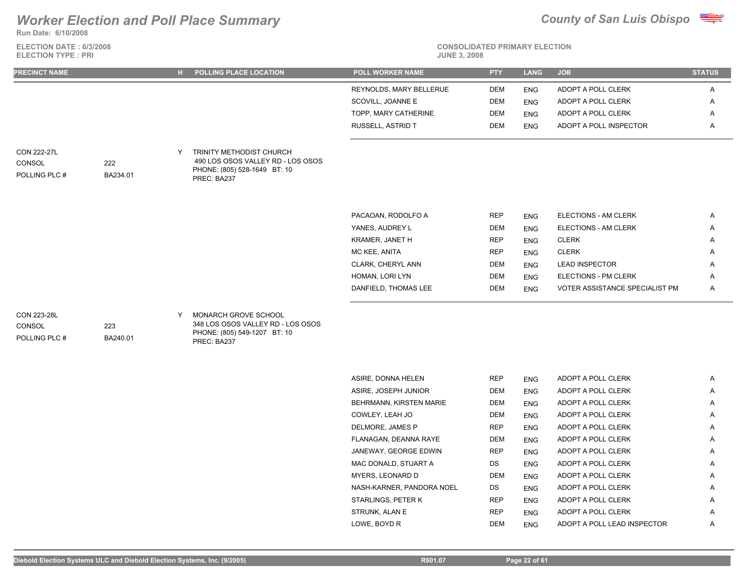# Worker Election and Poll Place Summary

**County of San Luis Obispo**

**Run Date: 6/10/2008**

**ELECTION DATE : 6/3/2008**
**ELECTION TYPE : PRI**

**CONSOLIDATED PRIMARY ELECTION**
**JUNE 3, 2008**

| PRECINCT NAME | | H | POLLING PLACE LOCATION | POLL WORKER NAME | PTY | LANG | JOB | STATUS |
|---|---|---|---|---|---|---|---|---|
| | | | | REYNOLDS, MARY BELLERUE | DEM | ENG | ADOPT A POLL CLERK | A |
| | | | | SCOVILL, JOANNE E | DEM | ENG | ADOPT A POLL CLERK | A |
| | | | | TOPP, MARY CATHERINE | DEM | ENG | ADOPT A POLL CLERK | A |
| | | | | RUSSELL, ASTRID T | DEM | ENG | ADOPT A POLL INSPECTOR | A |
| CON 222-27L | | Y | TRINITY METHODIST CHURCH | | | | | |
| CONSOL | 222 | | 490 LOS OSOS VALLEY RD - LOS OSOS | | | | | |
| POLLING PLC # | BA234.01 | | PHONE: (805) 528-1649 BT: 10 | | | | | |
| | | | PREC: BA237 | | | | | |
| | | | | PACAOAN, RODOLFO A | REP | ENG | ELECTIONS - AM CLERK | A |
| | | | | YANES, AUDREY L | DEM | ENG | ELECTIONS - AM CLERK | A |
| | | | | KRAMER, JANET H | REP | ENG | CLERK | A |
| | | | | MC KEE, ANITA | REP | ENG | CLERK | A |
| | | | | CLARK, CHERYL ANN | DEM | ENG | LEAD INSPECTOR | A |
| | | | | HOMAN, LORI LYN | DEM | ENG | ELECTIONS - PM CLERK | A |
| | | | | DANFIELD, THOMAS LEE | DEM | ENG | VOTER ASSISTANCE SPECIALIST PM | A |
| CON 223-28L | | Y | MONARCH GROVE SCHOOL | | | | | |
| CONSOL | 223 | | 348 LOS OSOS VALLEY RD - LOS OSOS | | | | | |
| POLLING PLC # | BA240.01 | | PHONE: (805) 549-1207 BT: 10 | | | | | |
| | | | PREC: BA237 | | | | | |
| | | | | ASIRE, DONNA HELEN | REP | ENG | ADOPT A POLL CLERK | A |
| | | | | ASIRE, JOSEPH JUNIOR | DEM | ENG | ADOPT A POLL CLERK | A |
| | | | | BEHRMANN, KIRSTEN MARIE | DEM | ENG | ADOPT A POLL CLERK | A |
| | | | | COWLEY, LEAH JO | DEM | ENG | ADOPT A POLL CLERK | A |
| | | | | DELMORE, JAMES P | REP | ENG | ADOPT A POLL CLERK | A |
| | | | | FLANAGAN, DEANNA RAYE | DEM | ENG | ADOPT A POLL CLERK | A |
| | | | | JANEWAY, GEORGE EDWIN | REP | ENG | ADOPT A POLL CLERK | A |
| | | | | MAC DONALD, STUART A | DS | ENG | ADOPT A POLL CLERK | A |
| | | | | MYERS, LEONARD D | DEM | ENG | ADOPT A POLL CLERK | A |
| | | | | NASH-KARNER, PANDORA NOEL | DS | ENG | ADOPT A POLL CLERK | A |
| | | | | STARLINGS, PETER K | REP | ENG | ADOPT A POLL CLERK | A |
| | | | | STRUNK, ALAN E | REP | ENG | ADOPT A POLL CLERK | A |
| | | | | LOWE, BOYD R | DEM | ENG | ADOPT A POLL LEAD INSPECTOR | A |

Diebold Election Systems ULC and Diebold Election Systems, Inc. (9/2005) R601.07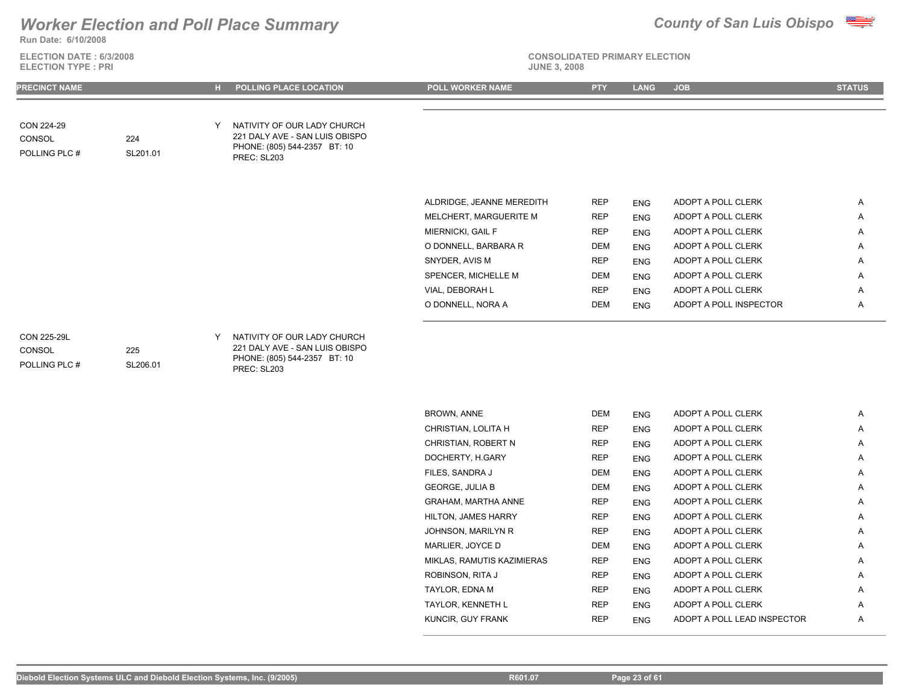# Worker Election and Poll Place Summary

**County of San Luis Obispo**

Run Date: 6/10/2008

ELECTION DATE : 6/3/2008
ELECTION TYPE : PRI

CONSOLIDATED PRIMARY ELECTION
JUNE 3, 2008

| PRECINCT NAME | | H | POLLING PLACE LOCATION | POLL WORKER NAME | PTY | LANG | JOB | STATUS |
|---|---|---|---|---|---|---|---|---|
| CON 224-29<br>CONSOL<br>POLLING PLC # | 224<br>SL201.01 | Y | NATIVITY OF OUR LADY CHURCH<br>221 DALY AVE - SAN LUIS OBISPO<br>PHONE: (805) 544-2357 BT: 10<br>PREC: SL203 | | | | | |
| | | | | ALDRIDGE, JEANNE MEREDITH | REP | ENG | ADOPT A POLL CLERK | A |
| | | | | MELCHERT, MARGUERITE M | REP | ENG | ADOPT A POLL CLERK | A |
| | | | | MIERNICKI, GAIL F | REP | ENG | ADOPT A POLL CLERK | A |
| | | | | O DONNELL, BARBARA R | DEM | ENG | ADOPT A POLL CLERK | A |
| | | | | SNYDER, AVIS M | REP | ENG | ADOPT A POLL CLERK | A |
| | | | | SPENCER, MICHELLE M | DEM | ENG | ADOPT A POLL CLERK | A |
| | | | | VIAL, DEBORAH L | REP | ENG | ADOPT A POLL CLERK | A |
| | | | | O DONNELL, NORA A | DEM | ENG | ADOPT A POLL INSPECTOR | A |
| CON 225-29L<br>CONSOL<br>POLLING PLC # | 225<br>SL206.01 | Y | NATIVITY OF OUR LADY CHURCH<br>221 DALY AVE - SAN LUIS OBISPO<br>PHONE: (805) 544-2357 BT: 10<br>PREC: SL203 | | | | | |
| | | | | BROWN, ANNE | DEM | ENG | ADOPT A POLL CLERK | A |
| | | | | CHRISTIAN, LOLITA H | REP | ENG | ADOPT A POLL CLERK | A |
| | | | | CHRISTIAN, ROBERT N | REP | ENG | ADOPT A POLL CLERK | A |
| | | | | DOCHERTY, H.GARY | REP | ENG | ADOPT A POLL CLERK | A |
| | | | | FILES, SANDRA J | DEM | ENG | ADOPT A POLL CLERK | A |
| | | | | GEORGE, JULIA B | DEM | ENG | ADOPT A POLL CLERK | A |
| | | | | GRAHAM, MARTHA ANNE | REP | ENG | ADOPT A POLL CLERK | A |
| | | | | HILTON, JAMES HARRY | REP | ENG | ADOPT A POLL CLERK | A |
| | | | | JOHNSON, MARILYN R | REP | ENG | ADOPT A POLL CLERK | A |
| | | | | MARLIER, JOYCE D | DEM | ENG | ADOPT A POLL CLERK | A |
| | | | | MIKLAS, RAMUTIS KAZIMIERAS | REP | ENG | ADOPT A POLL CLERK | A |
| | | | | ROBINSON, RITA J | REP | ENG | ADOPT A POLL CLERK | A |
| | | | | TAYLOR, EDNA M | REP | ENG | ADOPT A POLL CLERK | A |
| | | | | TAYLOR, KENNETH L | REP | ENG | ADOPT A POLL CLERK | A |
| | | | | KUNCIR, GUY FRANK | REP | ENG | ADOPT A POLL LEAD INSPECTOR | A |

Diebold Election Systems ULC and Diebold Election Systems, Inc. (9/2005) R601.07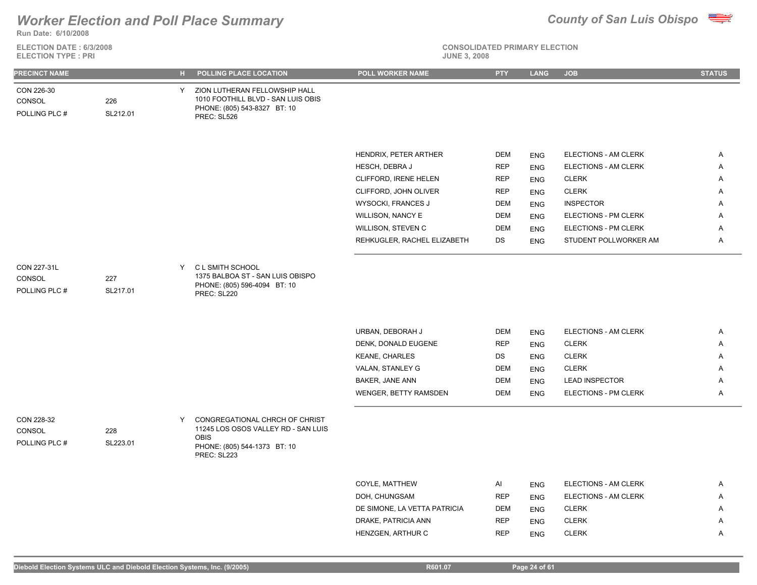# Worker Election and Poll Place Summary

**County of San Luis Obispo**

Run Date: 6/10/2008

ELECTION DATE : 6/3/2008
ELECTION TYPE : PRI

CONSOLIDATED PRIMARY ELECTION
JUNE 3, 2008

| PRECINCT NAME | | H | POLLING PLACE LOCATION | POLL WORKER NAME | PTY | LANG | JOB | STATUS |
|---|---|---|---|---|---|---|---|---|
| CON 226-30 | | Y | ZION LUTHERAN FELLOWSHIP HALL | | | | | |
| CONSOL | 226 | | 1010 FOOTHILL BLVD - SAN LUIS OBIS | | | | | |
| POLLING PLC # | SL212.01 | | PHONE: (805) 543-8327 BT: 10 | | | | | |
| | | | PREC: SL526 | | | | | |
| | | | | HENDRIX, PETER ARTHER | DEM | ENG | ELECTIONS - AM CLERK | A |
| | | | | HESCH, DEBRA J | REP | ENG | ELECTIONS - AM CLERK | A |
| | | | | CLIFFORD, IRENE HELEN | REP | ENG | CLERK | A |
| | | | | CLIFFORD, JOHN OLIVER | REP | ENG | CLERK | A |
| | | | | WYSOCKI, FRANCES J | DEM | ENG | INSPECTOR | A |
| | | | | WILLISON, NANCY E | DEM | ENG | ELECTIONS - PM CLERK | A |
| | | | | WILLISON, STEVEN C | DEM | ENG | ELECTIONS - PM CLERK | A |
| | | | | REHKUGLER, RACHEL ELIZABETH | DS | ENG | STUDENT POLLWORKER AM | A |
| CON 227-31L | | Y | C L SMITH SCHOOL | | | | | |
| CONSOL | 227 | | 1375 BALBOA ST - SAN LUIS OBISPO | | | | | |
| POLLING PLC # | SL217.01 | | PHONE: (805) 596-4094 BT: 10 | | | | | |
| | | | PREC: SL220 | | | | | |
| | | | | URBAN, DEBORAH J | DEM | ENG | ELECTIONS - AM CLERK | A |
| | | | | DENK, DONALD EUGENE | REP | ENG | CLERK | A |
| | | | | KEANE, CHARLES | DS | ENG | CLERK | A |
| | | | | VALAN, STANLEY G | DEM | ENG | CLERK | A |
| | | | | BAKER, JANE ANN | DEM | ENG | LEAD INSPECTOR | A |
| | | | | WENGER, BETTY RAMSDEN | DEM | ENG | ELECTIONS - PM CLERK | A |
| CON 228-32 | | Y | CONGREGATIONAL CHRCH OF CHRIST | | | | | |
| CONSOL | 228 | | 11245 LOS OSOS VALLEY RD - SAN LUIS OBIS | | | | | |
| POLLING PLC # | SL223.01 | | PHONE: (805) 544-1373 BT: 10 | | | | | |
| | | | PREC: SL223 | | | | | |
| | | | | COYLE, MATTHEW | AI | ENG | ELECTIONS - AM CLERK | A |
| | | | | DOH, CHUNGSAM | REP | ENG | ELECTIONS - AM CLERK | A |
| | | | | DE SIMONE, LA VETTA PATRICIA | DEM | ENG | CLERK | A |
| | | | | DRAKE, PATRICIA ANN | REP | ENG | CLERK | A |
| | | | | HENZGEN, ARTHUR C | REP | ENG | CLERK | A |

Diebold Election Systems ULC and Diebold Election Systems, Inc. (9/2005) R601.07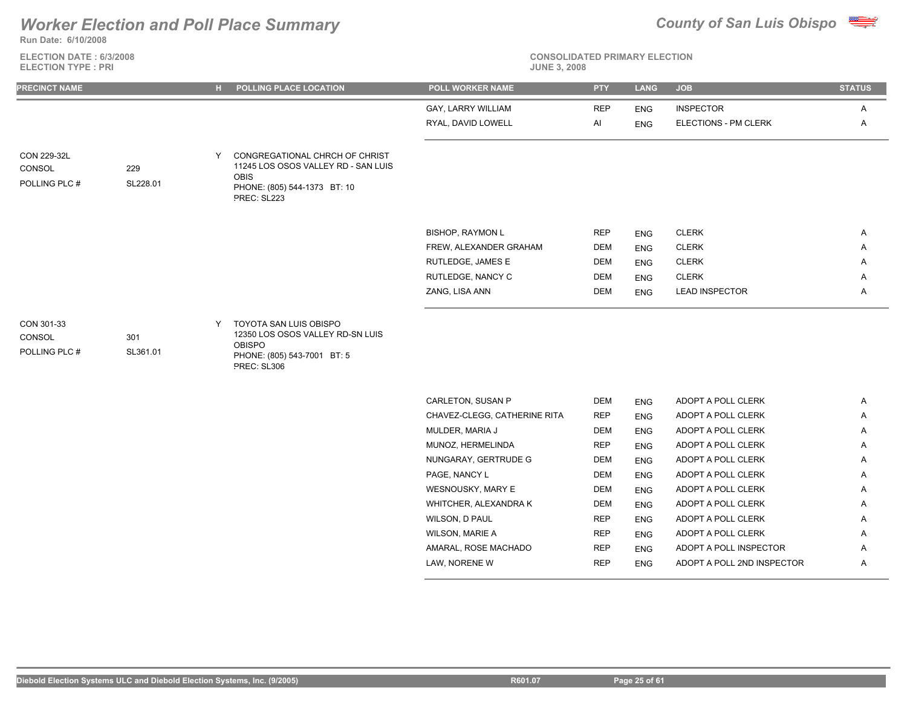# Worker Election and Poll Place Summary

**Run Date: 6/10/2008**

**ELECTION DATE : 6/3/2008**
**ELECTION TYPE : PRI**

**County of San Luis Obispo**

**CONSOLIDATED PRIMARY ELECTION**
**JUNE 3, 2008**

| PRECINCT NAME | | H | POLLING PLACE LOCATION | POLL WORKER NAME | PTY | LANG | JOB | STATUS |
|---|---|---|---|---|---|---|---|---|
| | | | | GAY, LARRY WILLIAM | REP | ENG | INSPECTOR | A |
| | | | | RYAL, DAVID LOWELL | AI | ENG | ELECTIONS - PM CLERK | A |
| CON 229-32L<br>CONSOL<br>POLLING PLC # | <br>229<br>SL228.01 | Y | CONGREGATIONAL CHRCH OF CHRIST<br>11245 LOS OSOS VALLEY RD - SAN LUIS OBIS<br>PHONE: (805) 544-1373 BT: 10<br>PREC: SL223 | | | | | |
| | | | | BISHOP, RAYMON L | REP | ENG | CLERK | A |
| | | | | FREW, ALEXANDER GRAHAM | DEM | ENG | CLERK | A |
| | | | | RUTLEDGE, JAMES E | DEM | ENG | CLERK | A |
| | | | | RUTLEDGE, NANCY C | DEM | ENG | CLERK | A |
| | | | | ZANG, LISA ANN | DEM | ENG | LEAD INSPECTOR | A |
| CON 301-33<br>CONSOL<br>POLLING PLC # | <br>301<br>SL361.01 | Y | TOYOTA SAN LUIS OBISPO<br>12350 LOS OSOS VALLEY RD-SN LUIS OBISPO<br>PHONE: (805) 543-7001 BT: 5<br>PREC: SL306 | | | | | |
| | | | | CARLETON, SUSAN P | DEM | ENG | ADOPT A POLL CLERK | A |
| | | | | CHAVEZ-CLEGG, CATHERINE RITA | REP | ENG | ADOPT A POLL CLERK | A |
| | | | | MULDER, MARIA J | DEM | ENG | ADOPT A POLL CLERK | A |
| | | | | MUNOZ, HERMELINDA | REP | ENG | ADOPT A POLL CLERK | A |
| | | | | NUNGARAY, GERTRUDE G | DEM | ENG | ADOPT A POLL CLERK | A |
| | | | | PAGE, NANCY L | DEM | ENG | ADOPT A POLL CLERK | A |
| | | | | WESNOUSKY, MARY E | DEM | ENG | ADOPT A POLL CLERK | A |
| | | | | WHITCHER, ALEXANDRA K | DEM | ENG | ADOPT A POLL CLERK | A |
| | | | | WILSON, D PAUL | REP | ENG | ADOPT A POLL CLERK | A |
| | | | | WILSON, MARIE A | REP | ENG | ADOPT A POLL CLERK | A |
| | | | | AMARAL, ROSE MACHADO | REP | ENG | ADOPT A POLL INSPECTOR | A |
| | | | | LAW, NORENE W | REP | ENG | ADOPT A POLL 2ND INSPECTOR | A |

Diebold Election Systems ULC and Diebold Election Systems, Inc. (9/2005) R601.07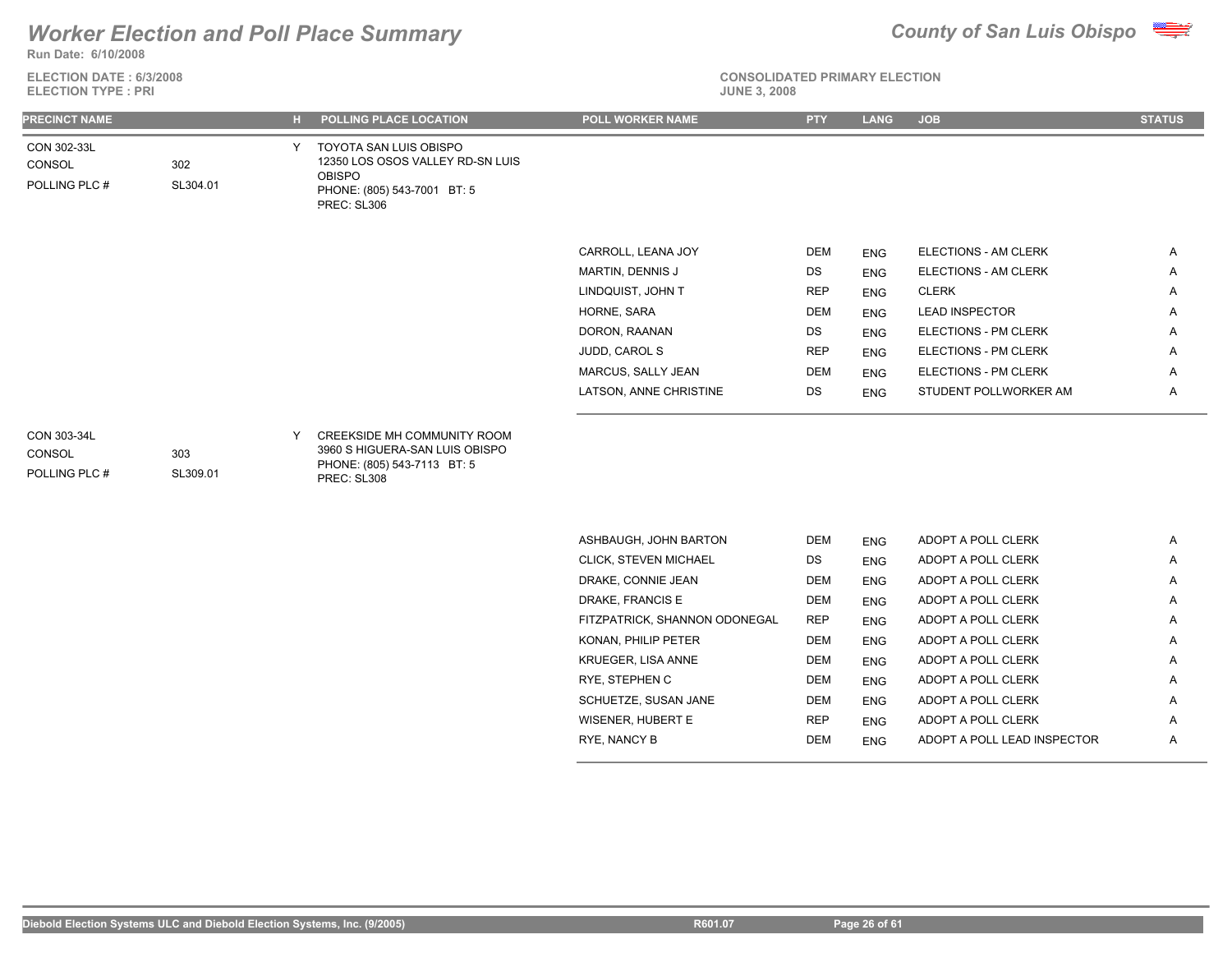# Worker Election and Poll Place Summary

**County of San Luis Obispo**

Run Date: 6/10/2008

ELECTION DATE : 6/3/2008
ELECTION TYPE : PRI

CONSOLIDATED PRIMARY ELECTION
JUNE 3, 2008

| PRECINCT NAME | | H | POLLING PLACE LOCATION | POLL WORKER NAME | PTY | LANG | JOB | STATUS |
|---|---|---|---|---|---|---|---|---|
| CON 302-33L<br>CONSOL 302<br>POLLING PLC # SL304.01 | | Y | TOYOTA SAN LUIS OBISPO<br>12350 LOS OSOS VALLEY RD-SN LUIS OBISPO<br>PHONE: (805) 543-7001 BT: 5<br>PREC: SL306 | | | | | |
| | | | | CARROLL, LEANA JOY | DEM | ENG | ELECTIONS - AM CLERK | A |
| | | | | MARTIN, DENNIS J | DS | ENG | ELECTIONS - AM CLERK | A |
| | | | | LINDQUIST, JOHN T | REP | ENG | CLERK | A |
| | | | | HORNE, SARA | DEM | ENG | LEAD INSPECTOR | A |
| | | | | DORON, RAANAN | DS | ENG | ELECTIONS - PM CLERK | A |
| | | | | JUDD, CAROL S | REP | ENG | ELECTIONS - PM CLERK | A |
| | | | | MARCUS, SALLY JEAN | DEM | ENG | ELECTIONS - PM CLERK | A |
| | | | | LATSON, ANNE CHRISTINE | DS | ENG | STUDENT POLLWORKER AM | A |
| CON 303-34L<br>CONSOL 303<br>POLLING PLC # SL309.01 | | Y | CREEKSIDE MH COMMUNITY ROOM<br>3960 S HIGUERA-SAN LUIS OBISPO<br>PHONE: (805) 543-7113 BT: 5<br>PREC: SL308 | | | | | |
| | | | | ASHBAUGH, JOHN BARTON | DEM | ENG | ADOPT A POLL CLERK | A |
| | | | | CLICK, STEVEN MICHAEL | DS | ENG | ADOPT A POLL CLERK | A |
| | | | | DRAKE, CONNIE JEAN | DEM | ENG | ADOPT A POLL CLERK | A |
| | | | | DRAKE, FRANCIS E | DEM | ENG | ADOPT A POLL CLERK | A |
| | | | | FITZPATRICK, SHANNON ODONEGAL | REP | ENG | ADOPT A POLL CLERK | A |
| | | | | KONAN, PHILIP PETER | DEM | ENG | ADOPT A POLL CLERK | A |
| | | | | KRUEGER, LISA ANNE | DEM | ENG | ADOPT A POLL CLERK | A |
| | | | | RYE, STEPHEN C | DEM | ENG | ADOPT A POLL CLERK | A |
| | | | | SCHUETZE, SUSAN JANE | DEM | ENG | ADOPT A POLL CLERK | A |
| | | | | WISENER, HUBERT E | REP | ENG | ADOPT A POLL CLERK | A |
| | | | | RYE, NANCY B | DEM | ENG | ADOPT A POLL LEAD INSPECTOR | A |

Diebold Election Systems ULC and Diebold Election Systems, Inc. (9/2005) R601.07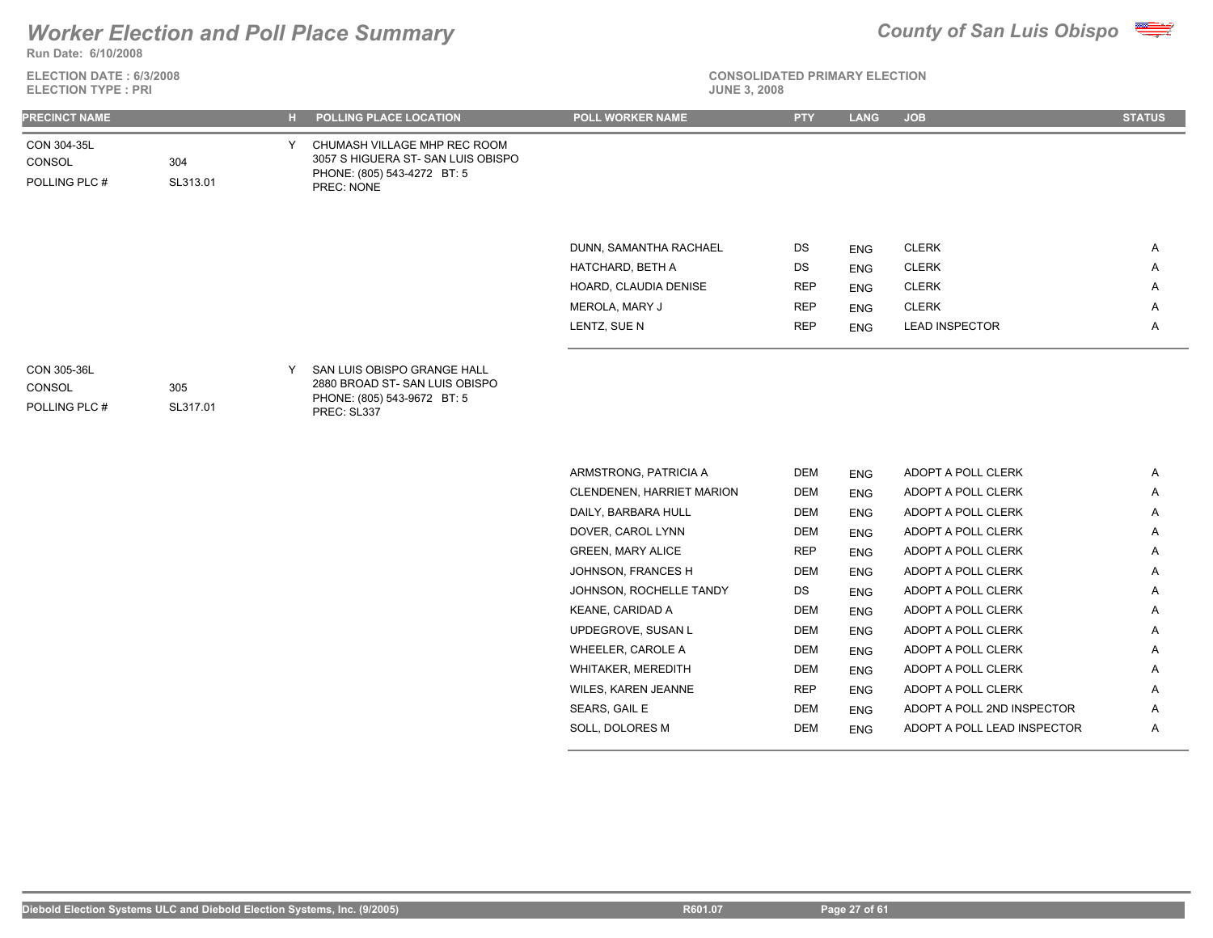# Worker Election and Poll Place Summary

**County of San Luis Obispo**

Run Date: 6/10/2008

ELECTION DATE : 6/3/2008
ELECTION TYPE : PRI

CONSOLIDATED PRIMARY ELECTION
JUNE 3, 2008

| PRECINCT NAME | | H | POLLING PLACE LOCATION | POLL WORKER NAME | PTY | LANG | JOB | STATUS |
|---|---|---|---|---|---|---|---|---|
| CON 304-35L<br>CONSOL<br>POLLING PLC # | 304<br>SL313.01 | Y | CHUMASH VILLAGE MHP REC ROOM<br>3057 S HIGUERA ST- SAN LUIS OBISPO<br>PHONE: (805) 543-4272 BT: 5<br>PREC: NONE | | | | | |
| | | | | DUNN, SAMANTHA RACHAEL | DS | ENG | CLERK | A |
| | | | | HATCHARD, BETH A | DS | ENG | CLERK | A |
| | | | | HOARD, CLAUDIA DENISE | REP | ENG | CLERK | A |
| | | | | MEROLA, MARY J | REP | ENG | CLERK | A |
| | | | | LENTZ, SUE N | REP | ENG | LEAD INSPECTOR | A |
| CON 305-36L<br>CONSOL<br>POLLING PLC # | 305<br>SL317.01 | Y | SAN LUIS OBISPO GRANGE HALL<br>2880 BROAD ST- SAN LUIS OBISPO<br>PHONE: (805) 543-9672 BT: 5<br>PREC: SL337 | | | | | |
| | | | | ARMSTRONG, PATRICIA A | DEM | ENG | ADOPT A POLL CLERK | A |
| | | | | CLENDENEN, HARRIET MARION | DEM | ENG | ADOPT A POLL CLERK | A |
| | | | | DAILY, BARBARA HULL | DEM | ENG | ADOPT A POLL CLERK | A |
| | | | | DOVER, CAROL LYNN | DEM | ENG | ADOPT A POLL CLERK | A |
| | | | | GREEN, MARY ALICE | REP | ENG | ADOPT A POLL CLERK | A |
| | | | | JOHNSON, FRANCES H | DEM | ENG | ADOPT A POLL CLERK | A |
| | | | | JOHNSON, ROCHELLE TANDY | DS | ENG | ADOPT A POLL CLERK | A |
| | | | | KEANE, CARIDAD A | DEM | ENG | ADOPT A POLL CLERK | A |
| | | | | UPDEGROVE, SUSAN L | DEM | ENG | ADOPT A POLL CLERK | A |
| | | | | WHEELER, CAROLE A | DEM | ENG | ADOPT A POLL CLERK | A |
| | | | | WHITAKER, MEREDITH | DEM | ENG | ADOPT A POLL CLERK | A |
| | | | | WILES, KAREN JEANNE | REP | ENG | ADOPT A POLL CLERK | A |
| | | | | SEARS, GAIL E | DEM | ENG | ADOPT A POLL 2ND INSPECTOR | A |
| | | | | SOLL, DOLORES M | DEM | ENG | ADOPT A POLL LEAD INSPECTOR | A |

Diebold Election Systems ULC and Diebold Election Systems, Inc. (9/2005) R601.07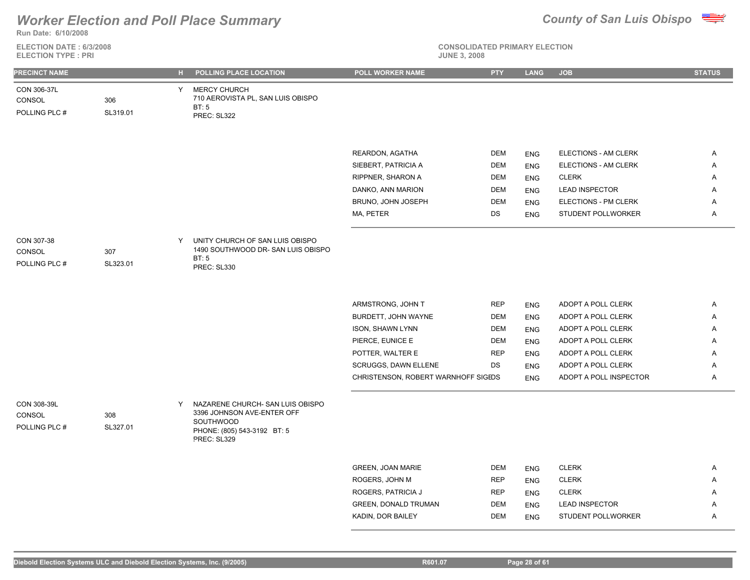# Worker Election and Poll Place Summary

**County of San Luis Obispo**

**Run Date: 6/10/2008**

**ELECTION DATE : 6/3/2008**
**ELECTION TYPE : PRI**

**CONSOLIDATED PRIMARY ELECTION**
**JUNE 3, 2008**

| PRECINCT NAME | | H | POLLING PLACE LOCATION | POLL WORKER NAME | PTY | LANG | JOB | STATUS |
|---|---|---|---|---|---|---|---|---|
| CON 306-37L<br>CONSOL<br>POLLING PLC # | <br>306<br>SL319.01 | Y | MERCY CHURCH<br>710 AEROVISTA PL, SAN LUIS OBISPO<br>BT: 5<br>PREC: SL322 | | | | | |
| | | | | REARDON, AGATHA | DEM | ENG | ELECTIONS - AM CLERK | A |
| | | | | SIEBERT, PATRICIA A | DEM | ENG | ELECTIONS - AM CLERK | A |
| | | | | RIPPNER, SHARON A | DEM | ENG | CLERK | A |
| | | | | DANKO, ANN MARION | DEM | ENG | LEAD INSPECTOR | A |
| | | | | BRUNO, JOHN JOSEPH | DEM | ENG | ELECTIONS - PM CLERK | A |
| | | | | MA, PETER | DS | ENG | STUDENT POLLWORKER | A |
| CON 307-38<br>CONSOL<br>POLLING PLC # | <br>307<br>SL323.01 | Y | UNITY CHURCH OF SAN LUIS OBISPO<br>1490 SOUTHWOOD DR- SAN LUIS OBISPO<br>BT: 5<br>PREC: SL330 | | | | | |
| | | | | ARMSTRONG, JOHN T | REP | ENG | ADOPT A POLL CLERK | A |
| | | | | BURDETT, JOHN WAYNE | DEM | ENG | ADOPT A POLL CLERK | A |
| | | | | ISON, SHAWN LYNN | DEM | ENG | ADOPT A POLL CLERK | A |
| | | | | PIERCE, EUNICE E | DEM | ENG | ADOPT A POLL CLERK | A |
| | | | | POTTER, WALTER E | REP | ENG | ADOPT A POLL CLERK | A |
| | | | | SCRUGGS, DAWN ELLENE | DS | ENG | ADOPT A POLL CLERK | A |
| | | | | CHRISTENSON, ROBERT WARNHOFF SIGE | DS | ENG | ADOPT A POLL INSPECTOR | A |
| CON 308-39L<br>CONSOL<br>POLLING PLC # | <br>308<br>SL327.01 | Y | NAZARENE CHURCH- SAN LUIS OBISPO<br>3396 JOHNSON AVE-ENTER OFF SOUTHWOOD<br>PHONE: (805) 543-3192 BT: 5<br>PREC: SL329 | | | | | |
| | | | | GREEN, JOAN MARIE | DEM | ENG | CLERK | A |
| | | | | ROGERS, JOHN M | REP | ENG | CLERK | A |
| | | | | ROGERS, PATRICIA J | REP | ENG | CLERK | A |
| | | | | GREEN, DONALD TRUMAN | DEM | ENG | LEAD INSPECTOR | A |
| | | | | KADIN, DOR BAILEY | DEM | ENG | STUDENT POLLWORKER | A |

Diebold Election Systems ULC and Diebold Election Systems, Inc. (9/2005) R601.07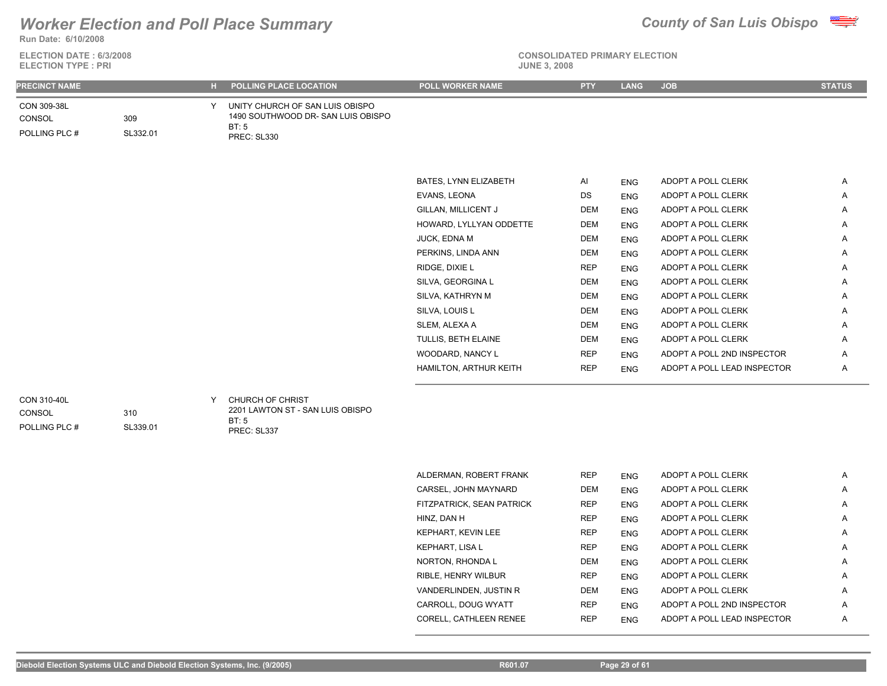# Worker Election and Poll Place Summary

**County of San Luis Obispo**

Run Date: 6/10/2008

ELECTION DATE : 6/3/2008
ELECTION TYPE : PRI

CONSOLIDATED PRIMARY ELECTION
JUNE 3, 2008

| PRECINCT NAME | | H | POLLING PLACE LOCATION | POLL WORKER NAME | PTY | LANG | JOB | STATUS |
|---|---|---|---|---|---|---|---|---|
| CON 309-38L<br>CONSOL 309<br>POLLING PLC # SL332.01 | | Y | UNITY CHURCH OF SAN LUIS OBISPO<br>1490 SOUTHWOOD DR- SAN LUIS OBISPO<br>BT: 5<br>PREC: SL330 | | | | | |
| | | | | BATES, LYNN ELIZABETH | AI | ENG | ADOPT A POLL CLERK | A |
| | | | | EVANS, LEONA | DS | ENG | ADOPT A POLL CLERK | A |
| | | | | GILLAN, MILLICENT J | DEM | ENG | ADOPT A POLL CLERK | A |
| | | | | HOWARD, LYLLYAN ODDETTE | DEM | ENG | ADOPT A POLL CLERK | A |
| | | | | JUCK, EDNA M | DEM | ENG | ADOPT A POLL CLERK | A |
| | | | | PERKINS, LINDA ANN | DEM | ENG | ADOPT A POLL CLERK | A |
| | | | | RIDGE, DIXIE L | REP | ENG | ADOPT A POLL CLERK | A |
| | | | | SILVA, GEORGINA L | DEM | ENG | ADOPT A POLL CLERK | A |
| | | | | SILVA, KATHRYN M | DEM | ENG | ADOPT A POLL CLERK | A |
| | | | | SILVA, LOUIS L | DEM | ENG | ADOPT A POLL CLERK | A |
| | | | | SLEM, ALEXA A | DEM | ENG | ADOPT A POLL CLERK | A |
| | | | | TULLIS, BETH ELAINE | DEM | ENG | ADOPT A POLL CLERK | A |
| | | | | WOODARD, NANCY L | REP | ENG | ADOPT A POLL 2ND INSPECTOR | A |
| | | | | HAMILTON, ARTHUR KEITH | REP | ENG | ADOPT A POLL LEAD INSPECTOR | A |
| CON 310-40L<br>CONSOL 310<br>POLLING PLC # SL339.01 | | Y | CHURCH OF CHRIST<br>2201 LAWTON ST - SAN LUIS OBISPO<br>BT: 5<br>PREC: SL337 | | | | | |
| | | | | ALDERMAN, ROBERT FRANK | REP | ENG | ADOPT A POLL CLERK | A |
| | | | | CARSEL, JOHN MAYNARD | DEM | ENG | ADOPT A POLL CLERK | A |
| | | | | FITZPATRICK, SEAN PATRICK | REP | ENG | ADOPT A POLL CLERK | A |
| | | | | HINZ, DAN H | REP | ENG | ADOPT A POLL CLERK | A |
| | | | | KEPHART, KEVIN LEE | REP | ENG | ADOPT A POLL CLERK | A |
| | | | | KEPHART, LISA L | REP | ENG | ADOPT A POLL CLERK | A |
| | | | | NORTON, RHONDA L | DEM | ENG | ADOPT A POLL CLERK | A |
| | | | | RIBLE, HENRY WILBUR | REP | ENG | ADOPT A POLL CLERK | A |
| | | | | VANDERLINDEN, JUSTIN R | DEM | ENG | ADOPT A POLL CLERK | A |
| | | | | CARROLL, DOUG WYATT | REP | ENG | ADOPT A POLL 2ND INSPECTOR | A |
| | | | | CORELL, CATHLEEN RENEE | REP | ENG | ADOPT A POLL LEAD INSPECTOR | A |

Diebold Election Systems ULC and Diebold Election Systems, Inc. (9/2005) R601.07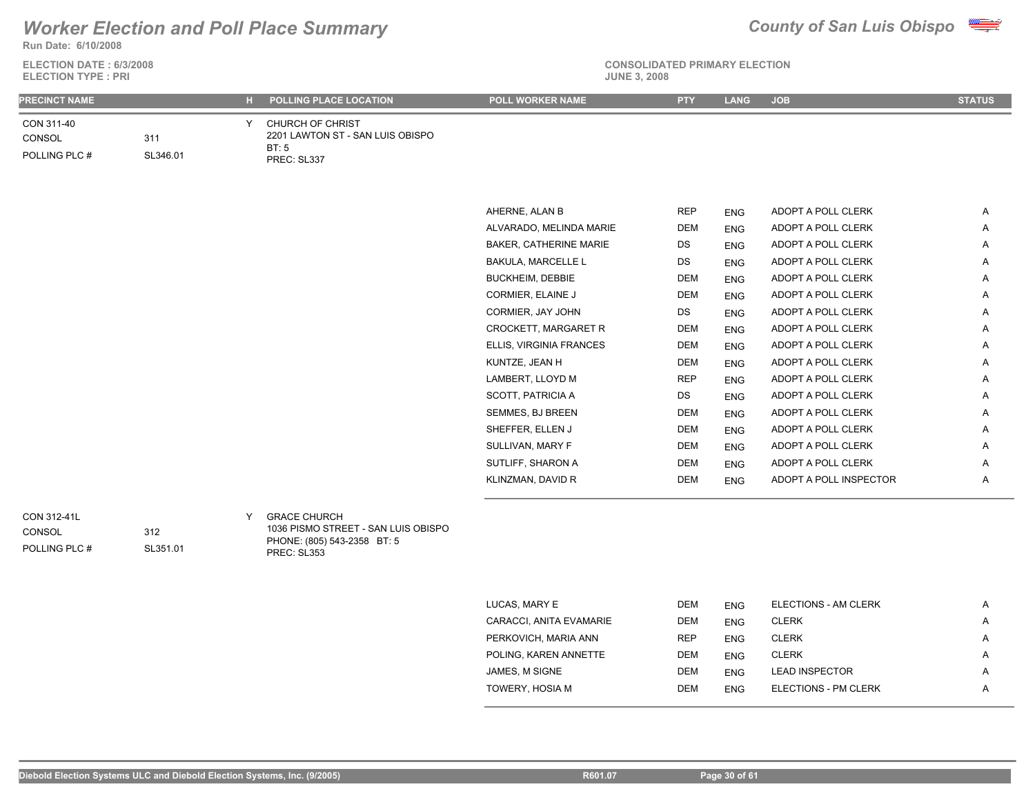# Worker Election and Poll Place Summary

**County of San Luis Obispo**

Run Date: 6/10/2008

ELECTION DATE : 6/3/2008
ELECTION TYPE : PRI

CONSOLIDATED PRIMARY ELECTION
JUNE 3, 2008

| PRECINCT NAME | | H | POLLING PLACE LOCATION | POLL WORKER NAME | PTY | LANG | JOB | STATUS |
|---|---|---|---|---|---|---|---|---|
| CON 311-40<br>CONSOL<br>POLLING PLC # | <br>311<br>SL346.01 | Y | CHURCH OF CHRIST<br>2201 LAWTON ST - SAN LUIS OBISPO<br>BT: 5<br>PREC: SL337 | | | | | |
| | | | | AHERNE, ALAN B | REP | ENG | ADOPT A POLL CLERK | A |
| | | | | ALVARADO, MELINDA MARIE | DEM | ENG | ADOPT A POLL CLERK | A |
| | | | | BAKER, CATHERINE MARIE | DS | ENG | ADOPT A POLL CLERK | A |
| | | | | BAKULA, MARCELLE L | DS | ENG | ADOPT A POLL CLERK | A |
| | | | | BUCKHEIM, DEBBIE | DEM | ENG | ADOPT A POLL CLERK | A |
| | | | | CORMIER, ELAINE J | DEM | ENG | ADOPT A POLL CLERK | A |
| | | | | CORMIER, JAY JOHN | DS | ENG | ADOPT A POLL CLERK | A |
| | | | | CROCKETT, MARGARET R | DEM | ENG | ADOPT A POLL CLERK | A |
| | | | | ELLIS, VIRGINIA FRANCES | DEM | ENG | ADOPT A POLL CLERK | A |
| | | | | KUNTZE, JEAN H | DEM | ENG | ADOPT A POLL CLERK | A |
| | | | | LAMBERT, LLOYD M | REP | ENG | ADOPT A POLL CLERK | A |
| | | | | SCOTT, PATRICIA A | DS | ENG | ADOPT A POLL CLERK | A |
| | | | | SEMMES, BJ BREEN | DEM | ENG | ADOPT A POLL CLERK | A |
| | | | | SHEFFER, ELLEN J | DEM | ENG | ADOPT A POLL CLERK | A |
| | | | | SULLIVAN, MARY F | DEM | ENG | ADOPT A POLL CLERK | A |
| | | | | SUTLIFF, SHARON A | DEM | ENG | ADOPT A POLL CLERK | A |
| | | | | KLINZMAN, DAVID R | DEM | ENG | ADOPT A POLL INSPECTOR | A |
| CON 312-41L<br>CONSOL<br>POLLING PLC # | <br>312<br>SL351.01 | Y | GRACE CHURCH<br>1036 PISMO STREET - SAN LUIS OBISPO<br>PHONE: (805) 543-2358 BT: 5<br>PREC: SL353 | | | | | |
| | | | | LUCAS, MARY E | DEM | ENG | ELECTIONS - AM CLERK | A |
| | | | | CARACCI, ANITA EVAMARIE | DEM | ENG | CLERK | A |
| | | | | PERKOVICH, MARIA ANN | REP | ENG | CLERK | A |
| | | | | POLING, KAREN ANNETTE | DEM | ENG | CLERK | A |
| | | | | JAMES, M SIGNE | DEM | ENG | LEAD INSPECTOR | A |
| | | | | TOWERY, HOSIA M | DEM | ENG | ELECTIONS - PM CLERK | A |

Diebold Election Systems ULC and Diebold Election Systems, Inc. (9/2005) R601.07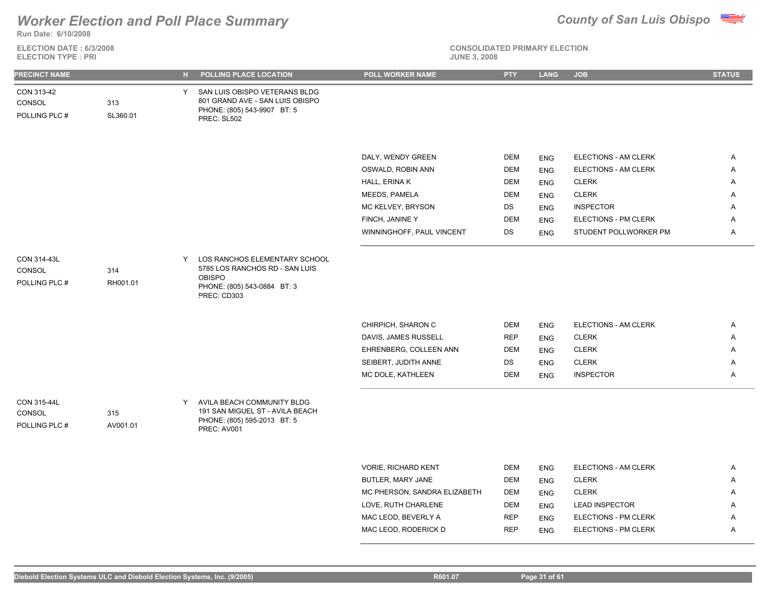# Worker Election and Poll Place Summary

**Run Date: 6/10/2008**

**ELECTION DATE : 6/3/2008**
**ELECTION TYPE : PRI**

**County of San Luis Obispo**

**CONSOLIDATED PRIMARY ELECTION**
**JUNE 3, 2008**

| PRECINCT NAME | | H | POLLING PLACE LOCATION | POLL WORKER NAME | PTY | LANG | JOB | STATUS |
|---|---|---|---|---|---|---|---|---|
| CON 313-42<br>CONSOL<br>POLLING PLC # | <br>313<br>SL360.01 | Y | SAN LUIS OBISPO VETERANS BLDG<br>801 GRAND AVE - SAN LUIS OBISPO<br>PHONE: (805) 543-9907 BT: 5<br>PREC: SL502 | | | | | |
| | | | | DALY, WENDY GREEN | DEM | ENG | ELECTIONS - AM CLERK | A |
| | | | | OSWALD, ROBIN ANN | DEM | ENG | ELECTIONS - AM CLERK | A |
| | | | | HALL, ERINA K | DEM | ENG | CLERK | A |
| | | | | MEEDS, PAMELA | DEM | ENG | CLERK | A |
| | | | | MC KELVEY, BRYSON | DS | ENG | INSPECTOR | A |
| | | | | FINCH, JANINE Y | DEM | ENG | ELECTIONS - PM CLERK | A |
| | | | | WINNINGHOFF, PAUL VINCENT | DS | ENG | STUDENT POLLWORKER PM | A |
| CON 314-43L<br>CONSOL<br>POLLING PLC # | <br>314<br>RH001.01 | Y | LOS RANCHOS ELEMENTARY SCHOOL<br>5785 LOS RANCHOS RD - SAN LUIS OBISPO<br>PHONE: (805) 543-0884 BT: 3<br>PREC: CD303 | | | | | |
| | | | | CHIRPICH, SHARON C | DEM | ENG | ELECTIONS - AM CLERK | A |
| | | | | DAVIS, JAMES RUSSELL | REP | ENG | CLERK | A |
| | | | | EHRENBERG, COLLEEN ANN | DEM | ENG | CLERK | A |
| | | | | SEIBERT, JUDITH ANNE | DS | ENG | CLERK | A |
| | | | | MC DOLE, KATHLEEN | DEM | ENG | INSPECTOR | A |
| CON 315-44L<br>CONSOL<br>POLLING PLC # | <br>315<br>AV001.01 | Y | AVILA BEACH COMMUNITY BLDG<br>191 SAN MIGUEL ST - AVILA BEACH<br>PHONE: (805) 595-2013 BT: 5<br>PREC: AV001 | | | | | |
| | | | | VORIE, RICHARD KENT | DEM | ENG | ELECTIONS - AM CLERK | A |
| | | | | BUTLER, MARY JANE | DEM | ENG | CLERK | A |
| | | | | MC PHERSON, SANDRA ELIZABETH | DEM | ENG | CLERK | A |
| | | | | LOVE, RUTH CHARLENE | DEM | ENG | LEAD INSPECTOR | A |
| | | | | MAC LEOD, BEVERLY A | REP | ENG | ELECTIONS - PM CLERK | A |
| | | | | MAC LEOD, RODERICK D | REP | ENG | ELECTIONS - PM CLERK | A |

Diebold Election Systems ULC and Diebold Election Systems, Inc. (9/2005) R601.07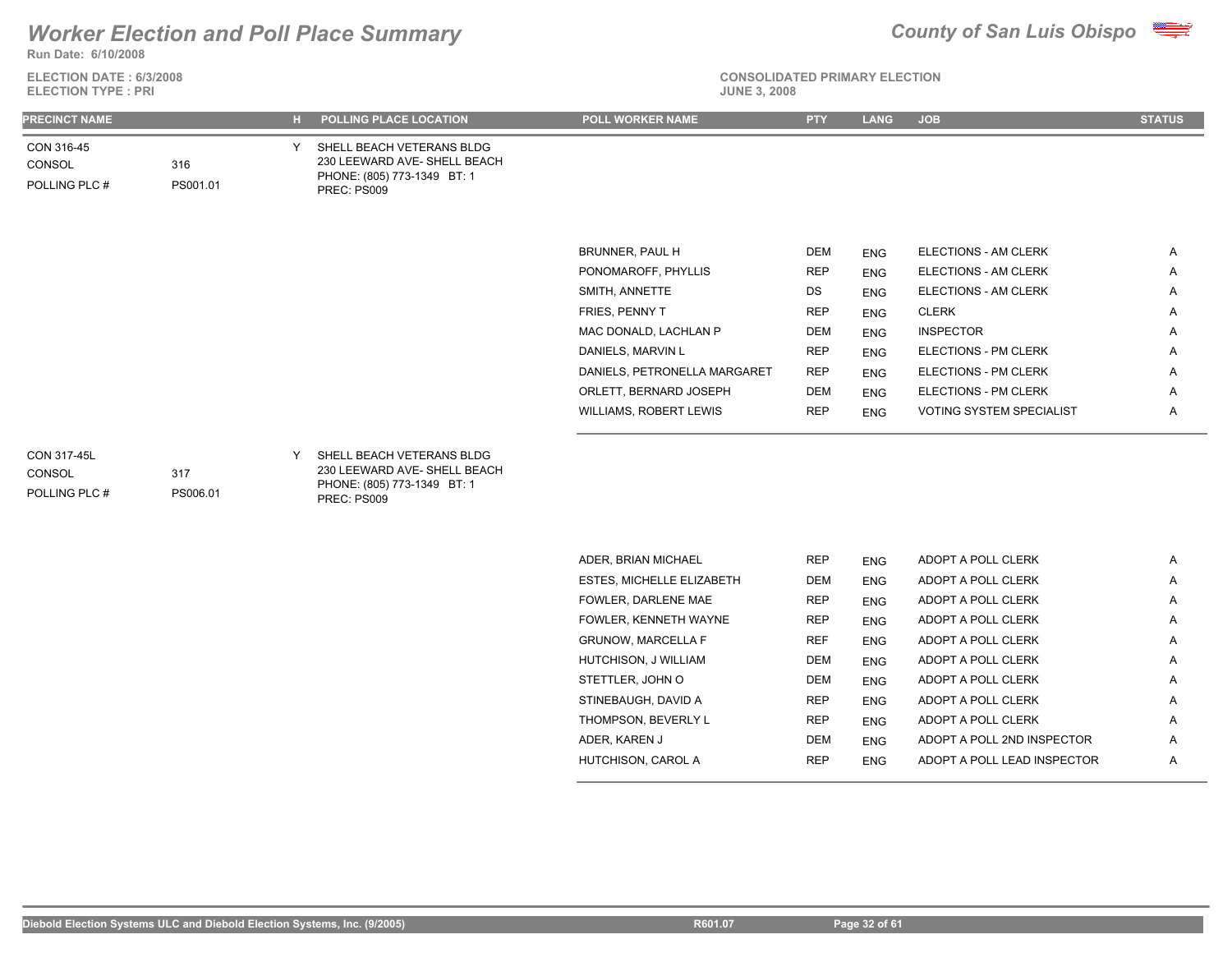# Worker Election and Poll Place Summary

**County of San Luis Obispo**

**Run Date: 6/10/2008**

**ELECTION DATE : 6/3/2008**
**ELECTION TYPE : PRI**

**CONSOLIDATED PRIMARY ELECTION**
**JUNE 3, 2008**

| PRECINCT NAME | | H | POLLING PLACE LOCATION | POLL WORKER NAME | PTY | LANG | JOB | STATUS |
|---|---|---|---|---|---|---|---|---|
| CON 316-45 | | Y | SHELL BEACH VETERANS BLDG | | | | | |
| CONSOL | 316 | | 230 LEEWARD AVE- SHELL BEACH | | | | | |
| POLLING PLC # | PS001.01 | | PHONE: (805) 773-1349 BT: 1 | | | | | |
| | | | PREC: PS009 | | | | | |
| | | | | BRUNNER, PAUL H | DEM | ENG | ELECTIONS - AM CLERK | A |
| | | | | PONOMAROFF, PHYLLIS | REP | ENG | ELECTIONS - AM CLERK | A |
| | | | | SMITH, ANNETTE | DS | ENG | ELECTIONS - AM CLERK | A |
| | | | | FRIES, PENNY T | REP | ENG | CLERK | A |
| | | | | MAC DONALD, LACHLAN P | DEM | ENG | INSPECTOR | A |
| | | | | DANIELS, MARVIN L | REP | ENG | ELECTIONS - PM CLERK | A |
| | | | | DANIELS, PETRONELLA MARGARET | REP | ENG | ELECTIONS - PM CLERK | A |
| | | | | ORLETT, BERNARD JOSEPH | DEM | ENG | ELECTIONS - PM CLERK | A |
| | | | | WILLIAMS, ROBERT LEWIS | REP | ENG | VOTING SYSTEM SPECIALIST | A |
| CON 317-45L | | Y | SHELL BEACH VETERANS BLDG | | | | | |
| CONSOL | 317 | | 230 LEEWARD AVE- SHELL BEACH | | | | | |
| POLLING PLC # | PS006.01 | | PHONE: (805) 773-1349 BT: 1 | | | | | |
| | | | PREC: PS009 | | | | | |
| | | | | ADER, BRIAN MICHAEL | REP | ENG | ADOPT A POLL CLERK | A |
| | | | | ESTES, MICHELLE ELIZABETH | DEM | ENG | ADOPT A POLL CLERK | A |
| | | | | FOWLER, DARLENE MAE | REP | ENG | ADOPT A POLL CLERK | A |
| | | | | FOWLER, KENNETH WAYNE | REP | ENG | ADOPT A POLL CLERK | A |
| | | | | GRUNOW, MARCELLA F | REF | ENG | ADOPT A POLL CLERK | A |
| | | | | HUTCHISON, J WILLIAM | DEM | ENG | ADOPT A POLL CLERK | A |
| | | | | STETTLER, JOHN O | DEM | ENG | ADOPT A POLL CLERK | A |
| | | | | STINEBAUGH, DAVID A | REP | ENG | ADOPT A POLL CLERK | A |
| | | | | THOMPSON, BEVERLY L | REP | ENG | ADOPT A POLL CLERK | A |
| | | | | ADER, KAREN J | DEM | ENG | ADOPT A POLL 2ND INSPECTOR | A |
| | | | | HUTCHISON, CAROL A | REP | ENG | ADOPT A POLL LEAD INSPECTOR | A |

Diebold Election Systems ULC and Diebold Election Systems, Inc. (9/2005) R601.07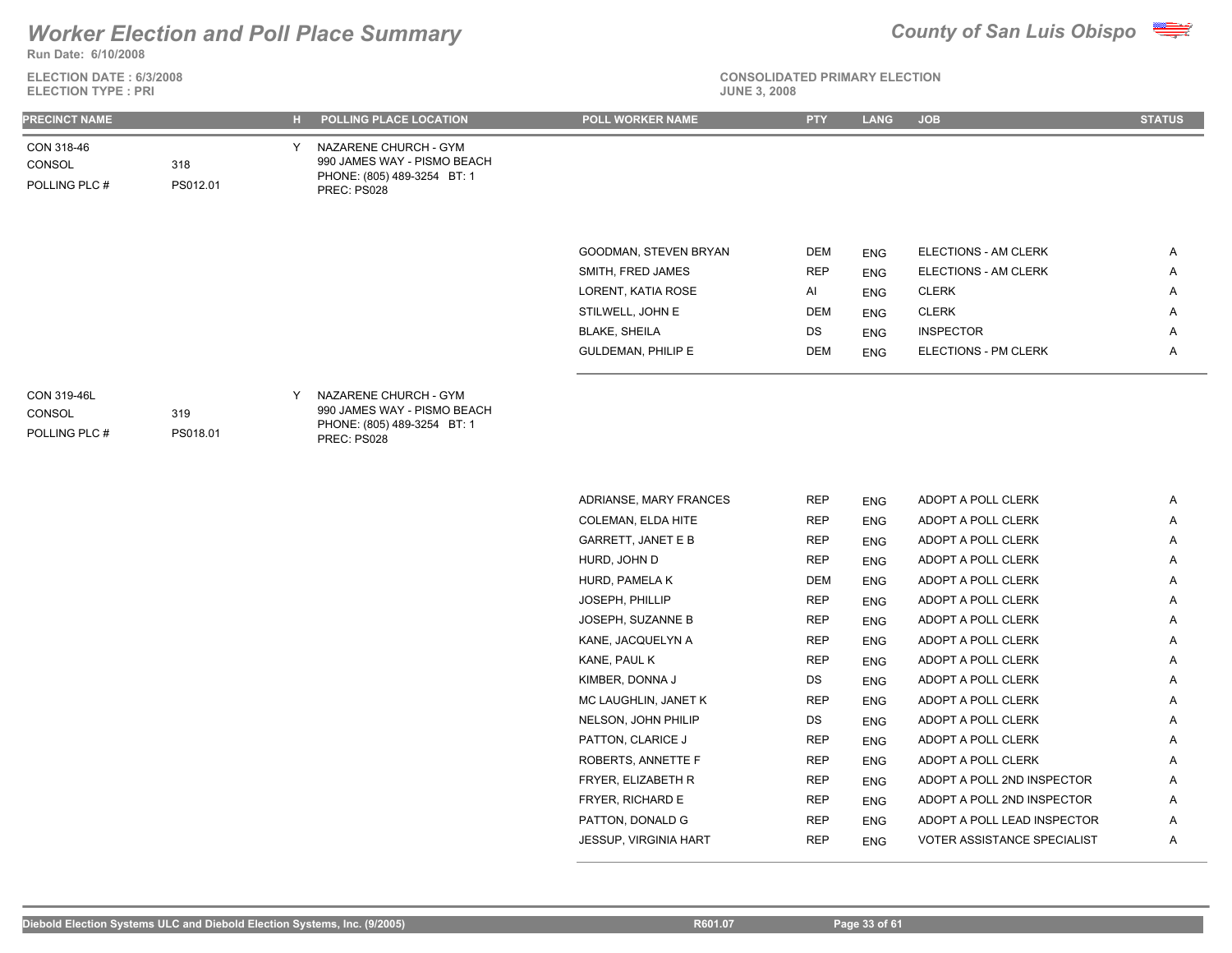# Worker Election and Poll Place Summary

**County of San Luis Obispo**

**Run Date: 6/10/2008**

**ELECTION DATE : 6/3/2008**
**ELECTION TYPE : PRI**

**CONSOLIDATED PRIMARY ELECTION**
**JUNE 3, 2008**

| PRECINCT NAME | | H | POLLING PLACE LOCATION | POLL WORKER NAME | PTY | LANG | JOB | STATUS |
|---|---|---|---|---|---|---|---|---|
| CON 318-46 | | Y | NAZARENE CHURCH - GYM | | | | | |
| CONSOL | 318 | | 990 JAMES WAY - PISMO BEACH | | | | | |
| POLLING PLC # | PS012.01 | | PHONE: (805) 489-3254 BT: 1 | | | | | |
| | | | PREC: PS028 | | | | | |
| | | | | GOODMAN, STEVEN BRYAN | DEM | ENG | ELECTIONS - AM CLERK | A |
| | | | | SMITH, FRED JAMES | REP | ENG | ELECTIONS - AM CLERK | A |
| | | | | LORENT, KATIA ROSE | AI | ENG | CLERK | A |
| | | | | STILWELL, JOHN E | DEM | ENG | CLERK | A |
| | | | | BLAKE, SHEILA | DS | ENG | INSPECTOR | A |
| | | | | GULDEMAN, PHILIP E | DEM | ENG | ELECTIONS - PM CLERK | A |
| CON 319-46L | | Y | NAZARENE CHURCH - GYM | | | | | |
| CONSOL | 319 | | 990 JAMES WAY - PISMO BEACH | | | | | |
| POLLING PLC # | PS018.01 | | PHONE: (805) 489-3254 BT: 1 | | | | | |
| | | | PREC: PS028 | | | | | |
| | | | | ADRIANSE, MARY FRANCES | REP | ENG | ADOPT A POLL CLERK | A |
| | | | | COLEMAN, ELDA HITE | REP | ENG | ADOPT A POLL CLERK | A |
| | | | | GARRETT, JANET E B | REP | ENG | ADOPT A POLL CLERK | A |
| | | | | HURD, JOHN D | REP | ENG | ADOPT A POLL CLERK | A |
| | | | | HURD, PAMELA K | DEM | ENG | ADOPT A POLL CLERK | A |
| | | | | JOSEPH, PHILLIP | REP | ENG | ADOPT A POLL CLERK | A |
| | | | | JOSEPH, SUZANNE B | REP | ENG | ADOPT A POLL CLERK | A |
| | | | | KANE, JACQUELYN A | REP | ENG | ADOPT A POLL CLERK | A |
| | | | | KANE, PAUL K | REP | ENG | ADOPT A POLL CLERK | A |
| | | | | KIMBER, DONNA J | DS | ENG | ADOPT A POLL CLERK | A |
| | | | | MC LAUGHLIN, JANET K | REP | ENG | ADOPT A POLL CLERK | A |
| | | | | NELSON, JOHN PHILIP | DS | ENG | ADOPT A POLL CLERK | A |
| | | | | PATTON, CLARICE J | REP | ENG | ADOPT A POLL CLERK | A |
| | | | | ROBERTS, ANNETTE F | REP | ENG | ADOPT A POLL CLERK | A |
| | | | | FRYER, ELIZABETH R | REP | ENG | ADOPT A POLL 2ND INSPECTOR | A |
| | | | | FRYER, RICHARD E | REP | ENG | ADOPT A POLL 2ND INSPECTOR | A |
| | | | | PATTON, DONALD G | REP | ENG | ADOPT A POLL LEAD INSPECTOR | A |
| | | | | JESSUP, VIRGINIA HART | REP | ENG | VOTER ASSISTANCE SPECIALIST | A |

Diebold Election Systems ULC and Diebold Election Systems, Inc. (9/2005) R601.07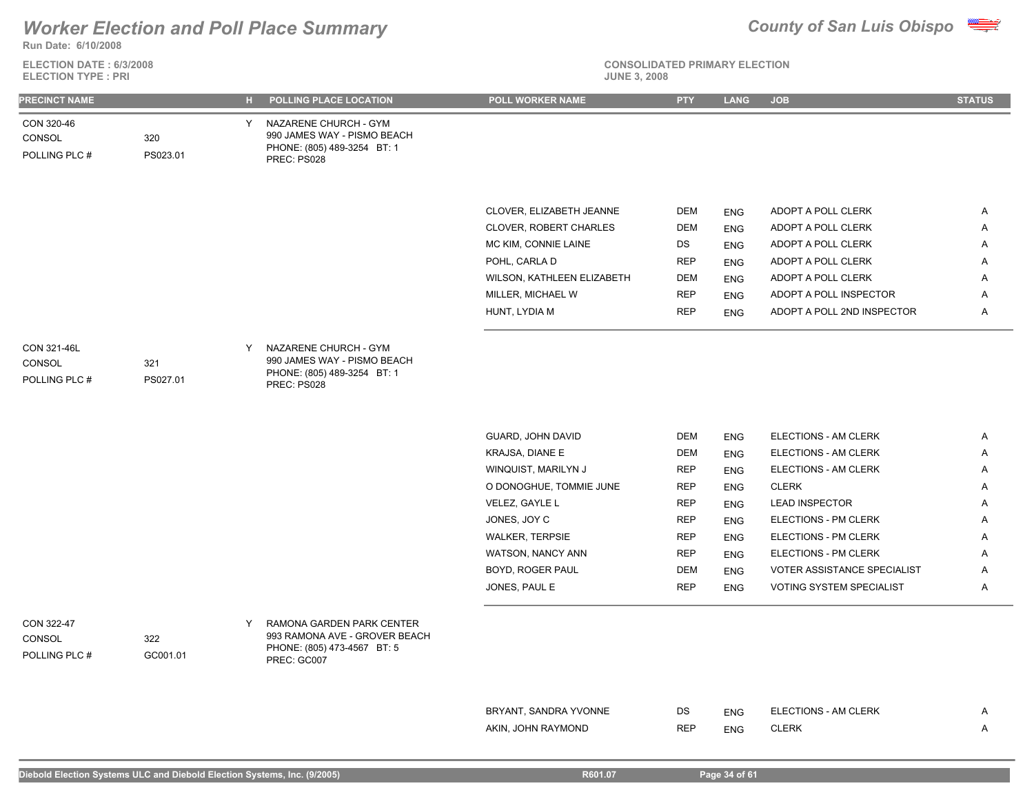# Worker Election and Poll Place Summary

**Run Date: 6/10/2008**

**ELECTION DATE : 6/3/2008**
**ELECTION TYPE : PRI**

**County of San Luis Obispo**

**CONSOLIDATED PRIMARY ELECTION**
**JUNE 3, 2008**

| PRECINCT NAME | | H | POLLING PLACE LOCATION | POLL WORKER NAME | PTY | LANG | JOB | STATUS |
|---|---|---|---|---|---|---|---|---|
| CON 320-46<br>CONSOL 320<br>POLLING PLC # PS023.01 | | Y | NAZARENE CHURCH - GYM<br>990 JAMES WAY - PISMO BEACH<br>PHONE: (805) 489-3254 BT: 1<br>PREC: PS028 | | | | | |
| | | | | CLOVER, ELIZABETH JEANNE | DEM | ENG | ADOPT A POLL CLERK | A |
| | | | | CLOVER, ROBERT CHARLES | DEM | ENG | ADOPT A POLL CLERK | A |
| | | | | MC KIM, CONNIE LAINE | DS | ENG | ADOPT A POLL CLERK | A |
| | | | | POHL, CARLA D | REP | ENG | ADOPT A POLL CLERK | A |
| | | | | WILSON, KATHLEEN ELIZABETH | DEM | ENG | ADOPT A POLL CLERK | A |
| | | | | MILLER, MICHAEL W | REP | ENG | ADOPT A POLL INSPECTOR | A |
| | | | | HUNT, LYDIA M | REP | ENG | ADOPT A POLL 2ND INSPECTOR | A |
| CON 321-46L<br>CONSOL 321<br>POLLING PLC # PS027.01 | | Y | NAZARENE CHURCH - GYM<br>990 JAMES WAY - PISMO BEACH<br>PHONE: (805) 489-3254 BT: 1<br>PREC: PS028 | | | | | |
| | | | | GUARD, JOHN DAVID | DEM | ENG | ELECTIONS - AM CLERK | A |
| | | | | KRAJSA, DIANE E | DEM | ENG | ELECTIONS - AM CLERK | A |
| | | | | WINQUIST, MARILYN J | REP | ENG | ELECTIONS - AM CLERK | A |
| | | | | O DONOGHUE, TOMMIE JUNE | REP | ENG | CLERK | A |
| | | | | VELEZ, GAYLE L | REP | ENG | LEAD INSPECTOR | A |
| | | | | JONES, JOY C | REP | ENG | ELECTIONS - PM CLERK | A |
| | | | | WALKER, TERPSIE | REP | ENG | ELECTIONS - PM CLERK | A |
| | | | | WATSON, NANCY ANN | REP | ENG | ELECTIONS - PM CLERK | A |
| | | | | BOYD, ROGER PAUL | DEM | ENG | VOTER ASSISTANCE SPECIALIST | A |
| | | | | JONES, PAUL E | REP | ENG | VOTING SYSTEM SPECIALIST | A |
| CON 322-47<br>CONSOL 322<br>POLLING PLC # GC001.01 | | Y | RAMONA GARDEN PARK CENTER<br>993 RAMONA AVE - GROVER BEACH<br>PHONE: (805) 473-4567 BT: 5<br>PREC: GC007 | | | | | |
| | | | | BRYANT, SANDRA YVONNE | DS | ENG | ELECTIONS - AM CLERK | A |
| | | | | AKIN, JOHN RAYMOND | REP | ENG | CLERK | A |

Diebold Election Systems ULC and Diebold Election Systems, Inc. (9/2005) R601.07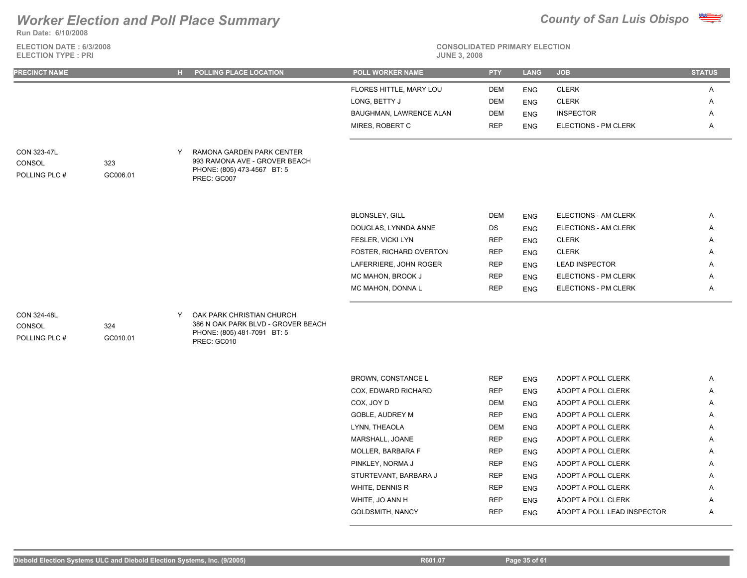# Worker Election and Poll Place Summary

**County of San Luis Obispo**

Run Date: 6/10/2008

ELECTION DATE : 6/3/2008
ELECTION TYPE : PRI

CONSOLIDATED PRIMARY ELECTION
JUNE 3, 2008

| PRECINCT NAME | | H | POLLING PLACE LOCATION | POLL WORKER NAME | PTY | LANG | JOB | STATUS |
|---|---|---|---|---|---|---|---|---|
| | | | | FLORES HITTLE, MARY LOU | DEM | ENG | CLERK | A |
| | | | | LONG, BETTY J | DEM | ENG | CLERK | A |
| | | | | BAUGHMAN, LAWRENCE ALAN | DEM | ENG | INSPECTOR | A |
| | | | | MIRES, ROBERT C | REP | ENG | ELECTIONS - PM CLERK | A |
| CON 323-47L | | Y | RAMONA GARDEN PARK CENTER | | | | | |
| CONSOL | 323 | | 993 RAMONA AVE - GROVER BEACH | | | | | |
| POLLING PLC # | GC006.01 | | PHONE: (805) 473-4567 BT: 5 | | | | | |
| | | | PREC: GC007 | | | | | |
| | | | | BLONSLEY, GILL | DEM | ENG | ELECTIONS - AM CLERK | A |
| | | | | DOUGLAS, LYNNDA ANNE | DS | ENG | ELECTIONS - AM CLERK | A |
| | | | | FESLER, VICKI LYN | REP | ENG | CLERK | A |
| | | | | FOSTER, RICHARD OVERTON | REP | ENG | CLERK | A |
| | | | | LAFERRIERE, JOHN ROGER | REP | ENG | LEAD INSPECTOR | A |
| | | | | MC MAHON, BROOK J | REP | ENG | ELECTIONS - PM CLERK | A |
| | | | | MC MAHON, DONNA L | REP | ENG | ELECTIONS - PM CLERK | A |
| CON 324-48L | | Y | OAK PARK CHRISTIAN CHURCH | | | | | |
| CONSOL | 324 | | 386 N OAK PARK BLVD - GROVER BEACH | | | | | |
| POLLING PLC # | GC010.01 | | PHONE: (805) 481-7091 BT: 5 | | | | | |
| | | | PREC: GC010 | | | | | |
| | | | | BROWN, CONSTANCE L | REP | ENG | ADOPT A POLL CLERK | A |
| | | | | COX, EDWARD RICHARD | REP | ENG | ADOPT A POLL CLERK | A |
| | | | | COX, JOY D | DEM | ENG | ADOPT A POLL CLERK | A |
| | | | | GOBLE, AUDREY M | REP | ENG | ADOPT A POLL CLERK | A |
| | | | | LYNN, THEAOLA | DEM | ENG | ADOPT A POLL CLERK | A |
| | | | | MARSHALL, JOANE | REP | ENG | ADOPT A POLL CLERK | A |
| | | | | MOLLER, BARBARA F | REP | ENG | ADOPT A POLL CLERK | A |
| | | | | PINKLEY, NORMA J | REP | ENG | ADOPT A POLL CLERK | A |
| | | | | STURTEVANT, BARBARA J | REP | ENG | ADOPT A POLL CLERK | A |
| | | | | WHITE, DENNIS R | REP | ENG | ADOPT A POLL CLERK | A |
| | | | | WHITE, JO ANN H | REP | ENG | ADOPT A POLL CLERK | A |
| | | | | GOLDSMITH, NANCY | REP | ENG | ADOPT A POLL LEAD INSPECTOR | A |

Diebold Election Systems ULC and Diebold Election Systems, Inc. (9/2005) R601.07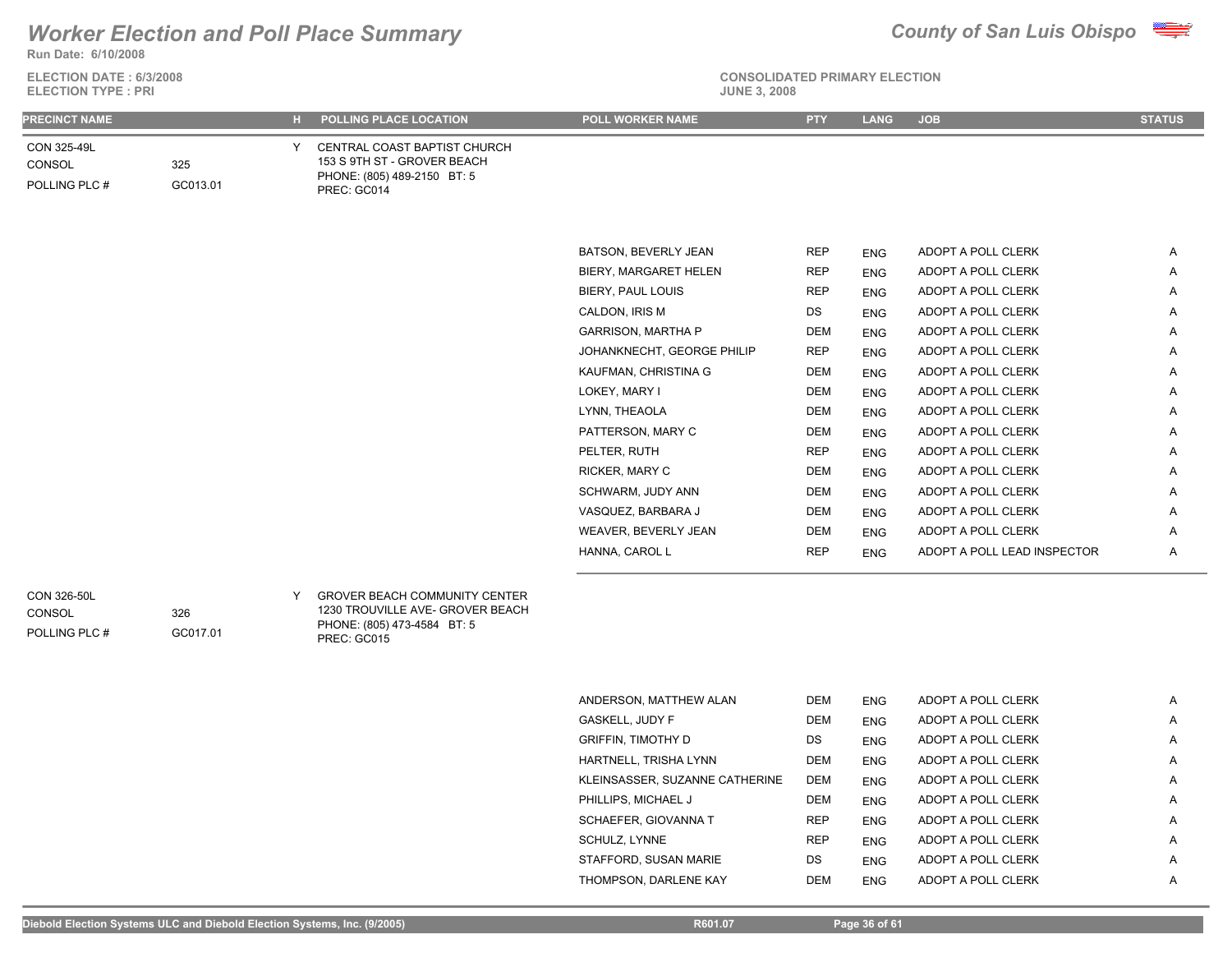# Worker Election and Poll Place Summary

**County of San Luis Obispo**

**Run Date: 6/10/2008**

**ELECTION DATE : 6/3/2008**
**ELECTION TYPE : PRI**

**CONSOLIDATED PRIMARY ELECTION**
**JUNE 3, 2008**

| PRECINCT NAME | | H | POLLING PLACE LOCATION | POLL WORKER NAME | PTY | LANG | JOB | STATUS |
|---|---|---|---|---|---|---|---|---|
| CON 325-49L<br>CONSOL 325<br>POLLING PLC # GC013.01 | | Y | CENTRAL COAST BAPTIST CHURCH<br>153 S 9TH ST - GROVER BEACH<br>PHONE: (805) 489-2150 BT: 5<br>PREC: GC014 | | | | | |
| | | | | BATSON, BEVERLY JEAN | REP | ENG | ADOPT A POLL CLERK | A |
| | | | | BIERY, MARGARET HELEN | REP | ENG | ADOPT A POLL CLERK | A |
| | | | | BIERY, PAUL LOUIS | REP | ENG | ADOPT A POLL CLERK | A |
| | | | | CALDON, IRIS M | DS | ENG | ADOPT A POLL CLERK | A |
| | | | | GARRISON, MARTHA P | DEM | ENG | ADOPT A POLL CLERK | A |
| | | | | JOHANKNECHT, GEORGE PHILIP | REP | ENG | ADOPT A POLL CLERK | A |
| | | | | KAUFMAN, CHRISTINA G | DEM | ENG | ADOPT A POLL CLERK | A |
| | | | | LOKEY, MARY I | DEM | ENG | ADOPT A POLL CLERK | A |
| | | | | LYNN, THEAOLA | DEM | ENG | ADOPT A POLL CLERK | A |
| | | | | PATTERSON, MARY C | DEM | ENG | ADOPT A POLL CLERK | A |
| | | | | PELTER, RUTH | REP | ENG | ADOPT A POLL CLERK | A |
| | | | | RICKER, MARY C | DEM | ENG | ADOPT A POLL CLERK | A |
| | | | | SCHWARM, JUDY ANN | DEM | ENG | ADOPT A POLL CLERK | A |
| | | | | VASQUEZ, BARBARA J | DEM | ENG | ADOPT A POLL CLERK | A |
| | | | | WEAVER, BEVERLY JEAN | DEM | ENG | ADOPT A POLL CLERK | A |
| | | | | HANNA, CAROL L | REP | ENG | ADOPT A POLL LEAD INSPECTOR | A |
| CON 326-50L<br>CONSOL 326<br>POLLING PLC # GC017.01 | | Y | GROVER BEACH COMMUNITY CENTER<br>1230 TROUVILLE AVE- GROVER BEACH<br>PHONE: (805) 473-4584 BT: 5<br>PREC: GC015 | | | | | |
| | | | | ANDERSON, MATTHEW ALAN | DEM | ENG | ADOPT A POLL CLERK | A |
| | | | | GASKELL, JUDY F | DEM | ENG | ADOPT A POLL CLERK | A |
| | | | | GRIFFIN, TIMOTHY D | DS | ENG | ADOPT A POLL CLERK | A |
| | | | | HARTNELL, TRISHA LYNN | DEM | ENG | ADOPT A POLL CLERK | A |
| | | | | KLEINSASSER, SUZANNE CATHERINE | DEM | ENG | ADOPT A POLL CLERK | A |
| | | | | PHILLIPS, MICHAEL J | DEM | ENG | ADOPT A POLL CLERK | A |
| | | | | SCHAEFER, GIOVANNA T | REP | ENG | ADOPT A POLL CLERK | A |
| | | | | SCHULZ, LYNNE | REP | ENG | ADOPT A POLL CLERK | A |
| | | | | STAFFORD, SUSAN MARIE | DS | ENG | ADOPT A POLL CLERK | A |
| | | | | THOMPSON, DARLENE KAY | DEM | ENG | ADOPT A POLL CLERK | A |

Diebold Election Systems ULC and Diebold Election Systems, Inc. (9/2005) R601.07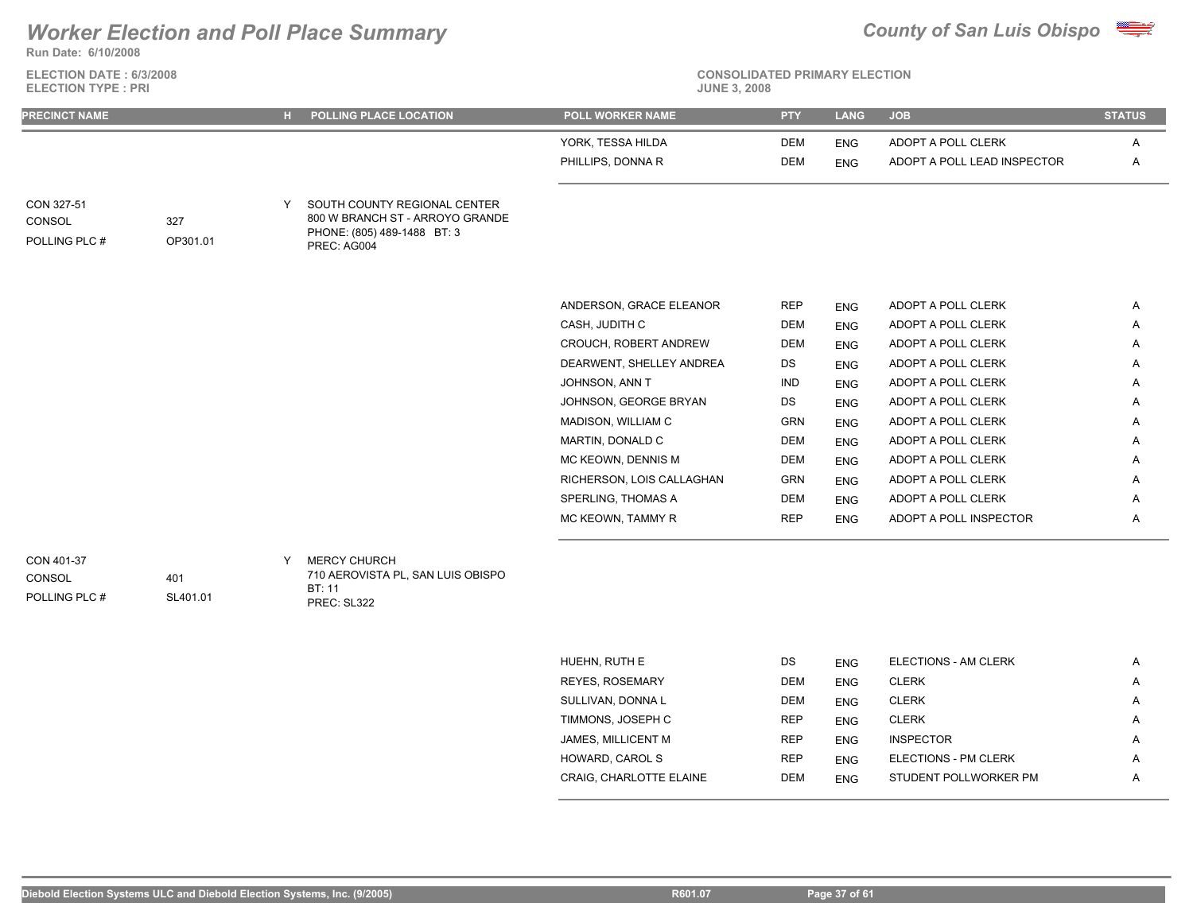# Worker Election and Poll Place Summary

**County of San Luis Obispo**

Run Date: 6/10/2008

ELECTION DATE : 6/3/2008
ELECTION TYPE : PRI

CONSOLIDATED PRIMARY ELECTION
JUNE 3, 2008

| PRECINCT NAME | | H | POLLING PLACE LOCATION | POLL WORKER NAME | PTY | LANG | JOB | STATUS |
|---|---|---|---|---|---|---|---|---|
| | | | | YORK, TESSA HILDA | DEM | ENG | ADOPT A POLL CLERK | A |
| | | | | PHILLIPS, DONNA R | DEM | ENG | ADOPT A POLL LEAD INSPECTOR | A |
| CON 327-51<br>CONSOL<br>POLLING PLC # | <br>327<br>OP301.01 | Y | SOUTH COUNTY REGIONAL CENTER<br>800 W BRANCH ST - ARROYO GRANDE<br>PHONE: (805) 489-1488 BT: 3<br>PREC: AG004 | | | | | |
| | | | | ANDERSON, GRACE ELEANOR | REP | ENG | ADOPT A POLL CLERK | A |
| | | | | CASH, JUDITH C | DEM | ENG | ADOPT A POLL CLERK | A |
| | | | | CROUCH, ROBERT ANDREW | DEM | ENG | ADOPT A POLL CLERK | A |
| | | | | DEARWENT, SHELLEY ANDREA | DS | ENG | ADOPT A POLL CLERK | A |
| | | | | JOHNSON, ANN T | IND | ENG | ADOPT A POLL CLERK | A |
| | | | | JOHNSON, GEORGE BRYAN | DS | ENG | ADOPT A POLL CLERK | A |
| | | | | MADISON, WILLIAM C | GRN | ENG | ADOPT A POLL CLERK | A |
| | | | | MARTIN, DONALD C | DEM | ENG | ADOPT A POLL CLERK | A |
| | | | | MC KEOWN, DENNIS M | DEM | ENG | ADOPT A POLL CLERK | A |
| | | | | RICHERSON, LOIS CALLAGHAN | GRN | ENG | ADOPT A POLL CLERK | A |
| | | | | SPERLING, THOMAS A | DEM | ENG | ADOPT A POLL CLERK | A |
| | | | | MC KEOWN, TAMMY R | REP | ENG | ADOPT A POLL INSPECTOR | A |
| CON 401-37<br>CONSOL<br>POLLING PLC # | <br>401<br>SL401.01 | Y | MERCY CHURCH<br>710 AEROVISTA PL, SAN LUIS OBISPO<br>BT: 11<br>PREC: SL322 | | | | | |
| | | | | HUEHN, RUTH E | DS | ENG | ELECTIONS - AM CLERK | A |
| | | | | REYES, ROSEMARY | DEM | ENG | CLERK | A |
| | | | | SULLIVAN, DONNA L | DEM | ENG | CLERK | A |
| | | | | TIMMONS, JOSEPH C | REP | ENG | CLERK | A |
| | | | | JAMES, MILLICENT M | REP | ENG | INSPECTOR | A |
| | | | | HOWARD, CAROL S | REP | ENG | ELECTIONS - PM CLERK | A |
| | | | | CRAIG, CHARLOTTE ELAINE | DEM | ENG | STUDENT POLLWORKER PM | A |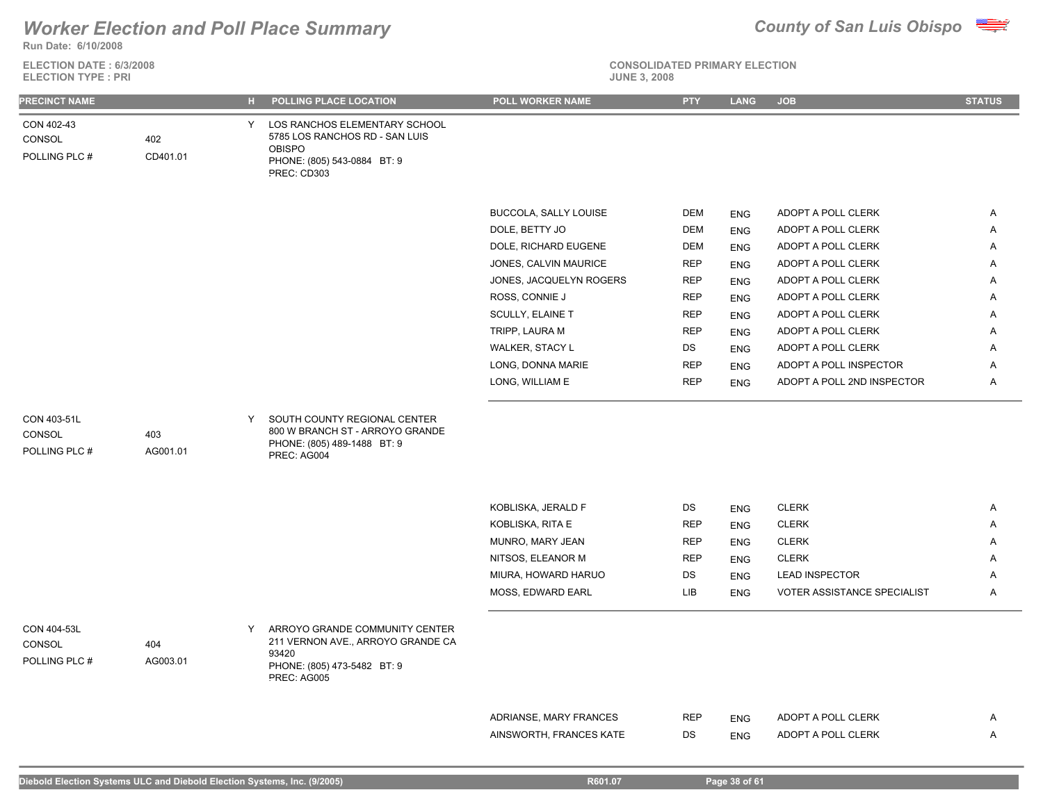# Worker Election and Poll Place Summary

**County of San Luis Obispo**

Run Date: 6/10/2008

ELECTION DATE : 6/3/2008
ELECTION TYPE : PRI

CONSOLIDATED PRIMARY ELECTION
JUNE 3, 2008

| PRECINCT NAME | | H | POLLING PLACE LOCATION | POLL WORKER NAME | PTY | LANG | JOB | STATUS |
|---|---|---|---|---|---|---|---|---|
| CON 402-43<br>CONSOL<br>POLLING PLC # | <br>402<br>CD401.01 | Y | LOS RANCHOS ELEMENTARY SCHOOL<br>5785 LOS RANCHOS RD - SAN LUIS OBISPO<br>PHONE: (805) 543-0884 BT: 9<br>PREC: CD303 | | | | | |
| | | | | BUCCOLA, SALLY LOUISE | DEM | ENG | ADOPT A POLL CLERK | A |
| | | | | DOLE, BETTY JO | DEM | ENG | ADOPT A POLL CLERK | A |
| | | | | DOLE, RICHARD EUGENE | DEM | ENG | ADOPT A POLL CLERK | A |
| | | | | JONES, CALVIN MAURICE | REP | ENG | ADOPT A POLL CLERK | A |
| | | | | JONES, JACQUELYN ROGERS | REP | ENG | ADOPT A POLL CLERK | A |
| | | | | ROSS, CONNIE J | REP | ENG | ADOPT A POLL CLERK | A |
| | | | | SCULLY, ELAINE T | REP | ENG | ADOPT A POLL CLERK | A |
| | | | | TRIPP, LAURA M | REP | ENG | ADOPT A POLL CLERK | A |
| | | | | WALKER, STACY L | DS | ENG | ADOPT A POLL CLERK | A |
| | | | | LONG, DONNA MARIE | REP | ENG | ADOPT A POLL INSPECTOR | A |
| | | | | LONG, WILLIAM E | REP | ENG | ADOPT A POLL 2ND INSPECTOR | A |
| CON 403-51L<br>CONSOL<br>POLLING PLC # | <br>403<br>AG001.01 | Y | SOUTH COUNTY REGIONAL CENTER<br>800 W BRANCH ST - ARROYO GRANDE<br>PHONE: (805) 489-1488 BT: 9<br>PREC: AG004 | | | | | |
| | | | | KOBLISKA, JERALD F | DS | ENG | CLERK | A |
| | | | | KOBLISKA, RITA E | REP | ENG | CLERK | A |
| | | | | MUNRO, MARY JEAN | REP | ENG | CLERK | A |
| | | | | NITSOS, ELEANOR M | REP | ENG | CLERK | A |
| | | | | MIURA, HOWARD HARUO | DS | ENG | LEAD INSPECTOR | A |
| | | | | MOSS, EDWARD EARL | LIB | ENG | VOTER ASSISTANCE SPECIALIST | A |
| CON 404-53L<br>CONSOL<br>POLLING PLC # | <br>404<br>AG003.01 | Y | ARROYO GRANDE COMMUNITY CENTER<br>211 VERNON AVE., ARROYO GRANDE CA 93420<br>PHONE: (805) 473-5482 BT: 9<br>PREC: AG005 | | | | | |
| | | | | ADRIANSE, MARY FRANCES | REP | ENG | ADOPT A POLL CLERK | A |
| | | | | AINSWORTH, FRANCES KATE | DS | ENG | ADOPT A POLL CLERK | A |

Diebold Election Systems ULC and Diebold Election Systems, Inc. (9/2005) R601.07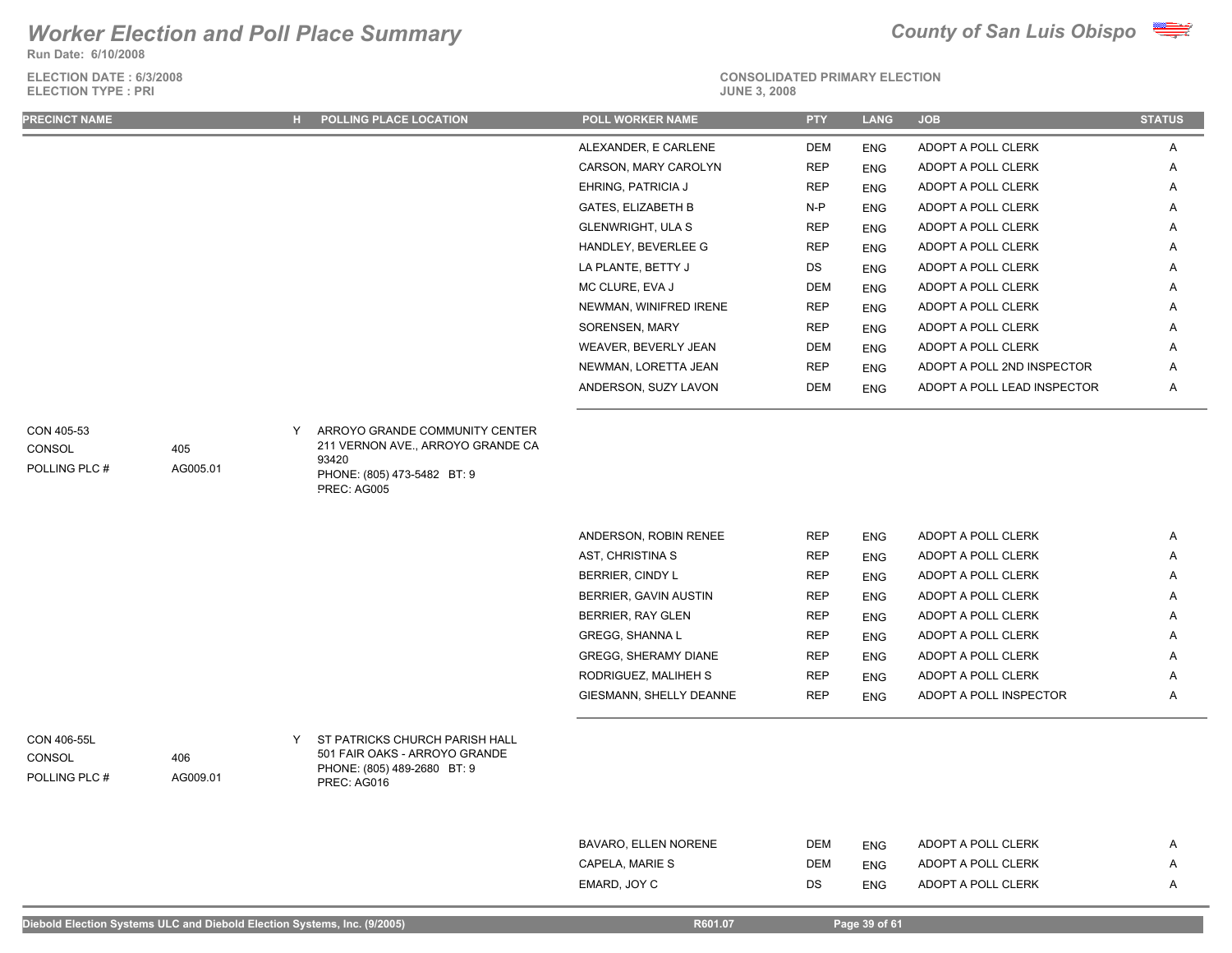# Worker Election and Poll Place Summary

**County of San Luis Obispo**

**Run Date: 6/10/2008**

**ELECTION DATE : 6/3/2008**
**ELECTION TYPE : PRI**

**CONSOLIDATED PRIMARY ELECTION**
**JUNE 3, 2008**

| PRECINCT NAME | | H | POLLING PLACE LOCATION | POLL WORKER NAME | PTY | LANG | JOB | STATUS |
|---|---|---|---|---|---|---|---|---|
| | | | | ALEXANDER, E CARLENE | DEM | ENG | ADOPT A POLL CLERK | A |
| | | | | CARSON, MARY CAROLYN | REP | ENG | ADOPT A POLL CLERK | A |
| | | | | EHRING, PATRICIA J | REP | ENG | ADOPT A POLL CLERK | A |
| | | | | GATES, ELIZABETH B | N-P | ENG | ADOPT A POLL CLERK | A |
| | | | | GLENWRIGHT, ULA S | REP | ENG | ADOPT A POLL CLERK | A |
| | | | | HANDLEY, BEVERLEE G | REP | ENG | ADOPT A POLL CLERK | A |
| | | | | LA PLANTE, BETTY J | DS | ENG | ADOPT A POLL CLERK | A |
| | | | | MC CLURE, EVA J | DEM | ENG | ADOPT A POLL CLERK | A |
| | | | | NEWMAN, WINIFRED IRENE | REP | ENG | ADOPT A POLL CLERK | A |
| | | | | SORENSEN, MARY | REP | ENG | ADOPT A POLL CLERK | A |
| | | | | WEAVER, BEVERLY JEAN | DEM | ENG | ADOPT A POLL CLERK | A |
| | | | | NEWMAN, LORETTA JEAN | REP | ENG | ADOPT A POLL 2ND INSPECTOR | A |
| | | | | ANDERSON, SUZY LAVON | DEM | ENG | ADOPT A POLL LEAD INSPECTOR | A |
| CON 405-53<br>CONSOL<br>POLLING PLC # | <br>405<br>AG005.01 | Y | ARROYO GRANDE COMMUNITY CENTER<br>211 VERNON AVE., ARROYO GRANDE CA 93420<br>PHONE: (805) 473-5482 BT: 9<br>PREC: AG005 | | | | | |
| | | | | ANDERSON, ROBIN RENEE | REP | ENG | ADOPT A POLL CLERK | A |
| | | | | AST, CHRISTINA S | REP | ENG | ADOPT A POLL CLERK | A |
| | | | | BERRIER, CINDY L | REP | ENG | ADOPT A POLL CLERK | A |
| | | | | BERRIER, GAVIN AUSTIN | REP | ENG | ADOPT A POLL CLERK | A |
| | | | | BERRIER, RAY GLEN | REP | ENG | ADOPT A POLL CLERK | A |
| | | | | GREGG, SHANNA L | REP | ENG | ADOPT A POLL CLERK | A |
| | | | | GREGG, SHERAMY DIANE | REP | ENG | ADOPT A POLL CLERK | A |
| | | | | RODRIGUEZ, MALIHEH S | REP | ENG | ADOPT A POLL CLERK | A |
| | | | | GIESMANN, SHELLY DEANNE | REP | ENG | ADOPT A POLL INSPECTOR | A |
| CON 406-55L<br>CONSOL<br>POLLING PLC # | <br>406<br>AG009.01 | Y | ST PATRICKS CHURCH PARISH HALL<br>501 FAIR OAKS - ARROYO GRANDE<br>PHONE: (805) 489-2680 BT: 9<br>PREC: AG016 | | | | | |
| | | | | BAVARO, ELLEN NORENE | DEM | ENG | ADOPT A POLL CLERK | A |
| | | | | CAPELA, MARIE S | DEM | ENG | ADOPT A POLL CLERK | A |
| | | | | EMARD, JOY C | DS | ENG | ADOPT A POLL CLERK | A |

Diebold Election Systems ULC and Diebold Election Systems, Inc. (9/2005) R601.07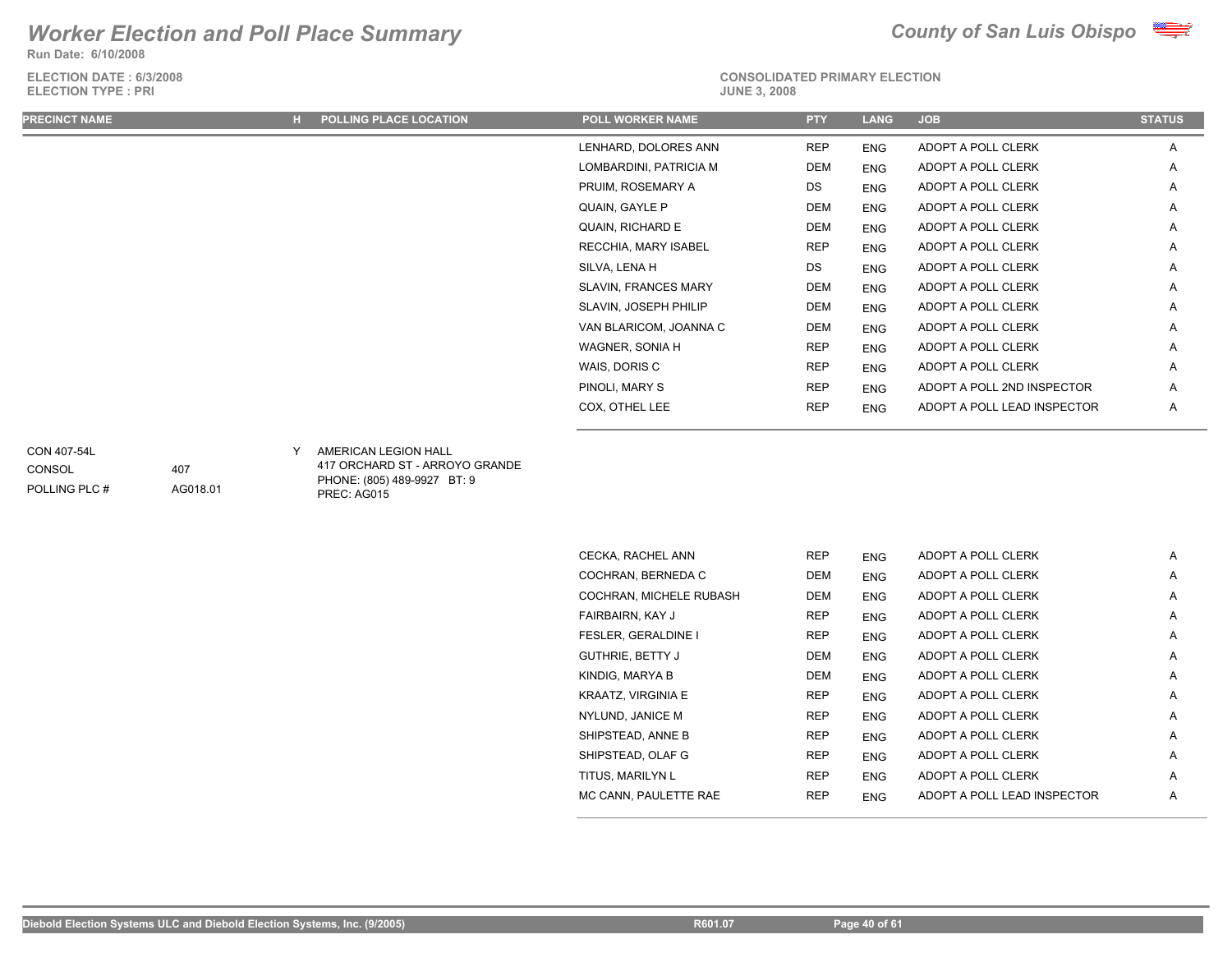# Worker Election and Poll Place Summary

**County of San Luis Obispo**

**Run Date: 6/10/2008**

**ELECTION DATE : 6/3/2008**
**ELECTION TYPE : PRI**

**CONSOLIDATED PRIMARY ELECTION**
**JUNE 3, 2008**

| PRECINCT NAME | | H | POLLING PLACE LOCATION | POLL WORKER NAME | PTY | LANG | JOB | STATUS |
|---|---|---|---|---|---|---|---|---|
| | | | | LENHARD, DOLORES ANN | REP | ENG | ADOPT A POLL CLERK | A |
| | | | | LOMBARDINI, PATRICIA M | DEM | ENG | ADOPT A POLL CLERK | A |
| | | | | PRUIM, ROSEMARY A | DS | ENG | ADOPT A POLL CLERK | A |
| | | | | QUAIN, GAYLE P | DEM | ENG | ADOPT A POLL CLERK | A |
| | | | | QUAIN, RICHARD E | DEM | ENG | ADOPT A POLL CLERK | A |
| | | | | RECCHIA, MARY ISABEL | REP | ENG | ADOPT A POLL CLERK | A |
| | | | | SILVA, LENA H | DS | ENG | ADOPT A POLL CLERK | A |
| | | | | SLAVIN, FRANCES MARY | DEM | ENG | ADOPT A POLL CLERK | A |
| | | | | SLAVIN, JOSEPH PHILIP | DEM | ENG | ADOPT A POLL CLERK | A |
| | | | | VAN BLARICOM, JOANNA C | DEM | ENG | ADOPT A POLL CLERK | A |
| | | | | WAGNER, SONIA H | REP | ENG | ADOPT A POLL CLERK | A |
| | | | | WAIS, DORIS C | REP | ENG | ADOPT A POLL CLERK | A |
| | | | | PINOLI, MARY S | REP | ENG | ADOPT A POLL 2ND INSPECTOR | A |
| | | | | COX, OTHEL LEE | REP | ENG | ADOPT A POLL LEAD INSPECTOR | A |
| CON 407-54L | | Y | AMERICAN LEGION HALL | | | | | |
| CONSOL | 407 | | 417 ORCHARD ST - ARROYO GRANDE | | | | | |
| POLLING PLC # | AG018.01 | | PHONE: (805) 489-9927 BT: 9 | | | | | |
| | | | PREC: AG015 | | | | | |
| | | | | CECKA, RACHEL ANN | REP | ENG | ADOPT A POLL CLERK | A |
| | | | | COCHRAN, BERNEDA C | DEM | ENG | ADOPT A POLL CLERK | A |
| | | | | COCHRAN, MICHELE RUBASH | DEM | ENG | ADOPT A POLL CLERK | A |
| | | | | FAIRBAIRN, KAY J | REP | ENG | ADOPT A POLL CLERK | A |
| | | | | FESLER, GERALDINE I | REP | ENG | ADOPT A POLL CLERK | A |
| | | | | GUTHRIE, BETTY J | DEM | ENG | ADOPT A POLL CLERK | A |
| | | | | KINDIG, MARYA B | DEM | ENG | ADOPT A POLL CLERK | A |
| | | | | KRAATZ, VIRGINIA E | REP | ENG | ADOPT A POLL CLERK | A |
| | | | | NYLUND, JANICE M | REP | ENG | ADOPT A POLL CLERK | A |
| | | | | SHIPSTEAD, ANNE B | REP | ENG | ADOPT A POLL CLERK | A |
| | | | | SHIPSTEAD, OLAF G | REP | ENG | ADOPT A POLL CLERK | A |
| | | | | TITUS, MARILYN L | REP | ENG | ADOPT A POLL CLERK | A |
| | | | | MC CANN, PAULETTE RAE | REP | ENG | ADOPT A POLL LEAD INSPECTOR | A |

Diebold Election Systems ULC and Diebold Election Systems, Inc. (9/2005) R601.07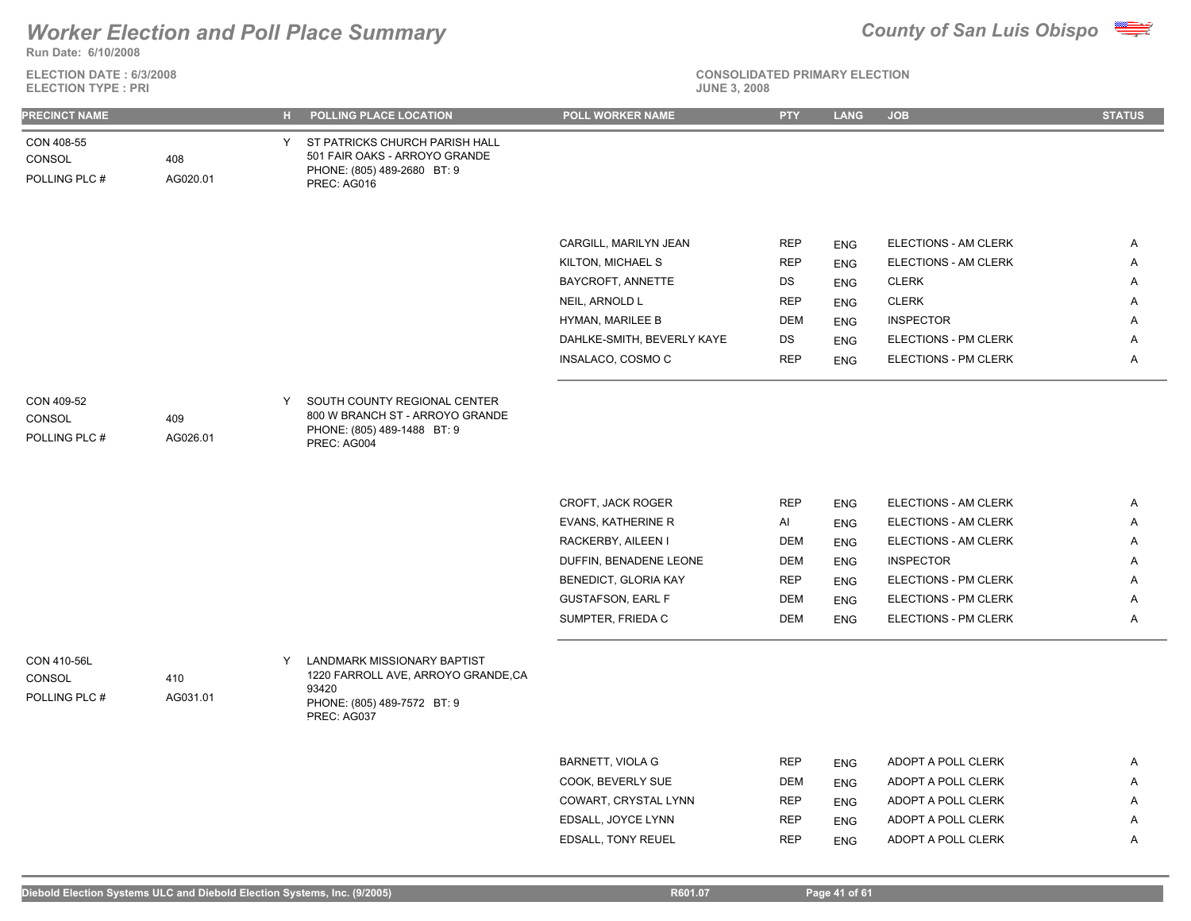# Worker Election and Poll Place Summary

**County of San Luis Obispo**

**Run Date: 6/10/2008**

**ELECTION DATE : 6/3/2008**
**ELECTION TYPE : PRI**

**CONSOLIDATED PRIMARY ELECTION**
**JUNE 3, 2008**

| PRECINCT NAME | | H | POLLING PLACE LOCATION | POLL WORKER NAME | PTY | LANG | JOB | STATUS |
|---|---|---|---|---|---|---|---|---|
| CON 408-55<br>CONSOL<br>POLLING PLC # | 408<br>AG020.01 | Y | ST PATRICKS CHURCH PARISH HALL<br>501 FAIR OAKS - ARROYO GRANDE<br>PHONE: (805) 489-2680 BT: 9<br>PREC: AG016 | | | | | |
| | | | | CARGILL, MARILYN JEAN | REP | ENG | ELECTIONS - AM CLERK | A |
| | | | | KILTON, MICHAEL S | REP | ENG | ELECTIONS - AM CLERK | A |
| | | | | BAYCROFT, ANNETTE | DS | ENG | CLERK | A |
| | | | | NEIL, ARNOLD L | REP | ENG | CLERK | A |
| | | | | HYMAN, MARILEE B | DEM | ENG | INSPECTOR | A |
| | | | | DAHLKE-SMITH, BEVERLY KAYE | DS | ENG | ELECTIONS - PM CLERK | A |
| | | | | INSALACO, COSMO C | REP | ENG | ELECTIONS - PM CLERK | A |
| CON 409-52<br>CONSOL<br>POLLING PLC # | 409<br>AG026.01 | Y | SOUTH COUNTY REGIONAL CENTER<br>800 W BRANCH ST - ARROYO GRANDE<br>PHONE: (805) 489-1488 BT: 9<br>PREC: AG004 | | | | | |
| | | | | CROFT, JACK ROGER | REP | ENG | ELECTIONS - AM CLERK | A |
| | | | | EVANS, KATHERINE R | AI | ENG | ELECTIONS - AM CLERK | A |
| | | | | RACKERBY, AILEEN I | DEM | ENG | ELECTIONS - AM CLERK | A |
| | | | | DUFFIN, BENADENE LEONE | DEM | ENG | INSPECTOR | A |
| | | | | BENEDICT, GLORIA KAY | REP | ENG | ELECTIONS - PM CLERK | A |
| | | | | GUSTAFSON, EARL F | DEM | ENG | ELECTIONS - PM CLERK | A |
| | | | | SUMPTER, FRIEDA C | DEM | ENG | ELECTIONS - PM CLERK | A |
| CON 410-56L<br>CONSOL<br>POLLING PLC # | 410<br>AG031.01 | Y | LANDMARK MISSIONARY BAPTIST<br>1220 FARROLL AVE, ARROYO GRANDE,CA 93420<br>PHONE: (805) 489-7572 BT: 9<br>PREC: AG037 | | | | | |
| | | | | BARNETT, VIOLA G | REP | ENG | ADOPT A POLL CLERK | A |
| | | | | COOK, BEVERLY SUE | DEM | ENG | ADOPT A POLL CLERK | A |
| | | | | COWART, CRYSTAL LYNN | REP | ENG | ADOPT A POLL CLERK | A |
| | | | | EDSALL, JOYCE LYNN | REP | ENG | ADOPT A POLL CLERK | A |
| | | | | EDSALL, TONY REUEL | REP | ENG | ADOPT A POLL CLERK | A |

Diebold Election Systems ULC and Diebold Election Systems, Inc. (9/2005) R601.07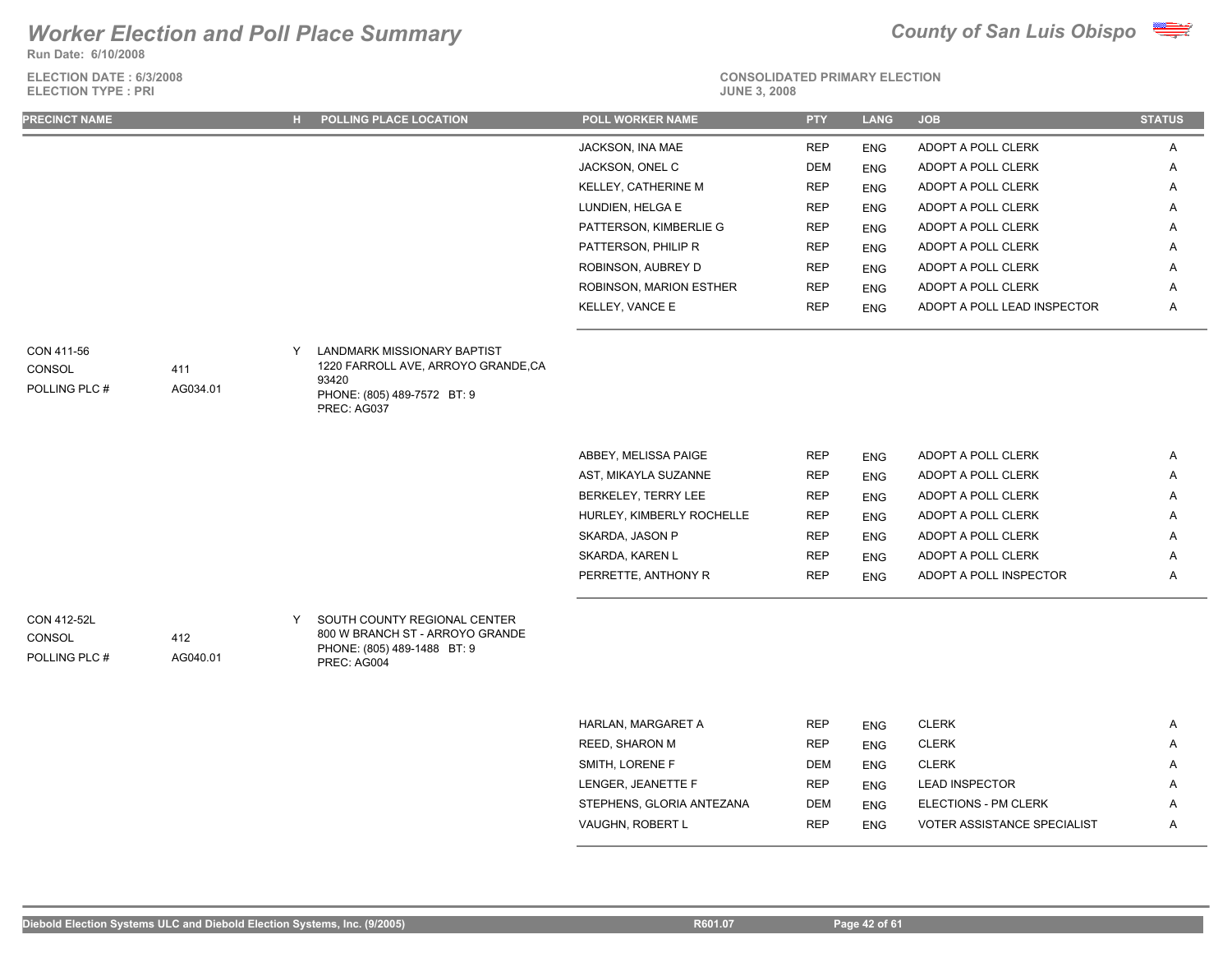# Worker Election and Poll Place Summary

**County of San Luis Obispo**

Run Date: 6/10/2008

ELECTION DATE : 6/3/2008
ELECTION TYPE : PRI

CONSOLIDATED PRIMARY ELECTION
JUNE 3, 2008

| PRECINCT NAME | | H | POLLING PLACE LOCATION | POLL WORKER NAME | PTY | LANG | JOB | STATUS |
|---|---|---|---|---|---|---|---|---|
| | | | | JACKSON, INA MAE | REP | ENG | ADOPT A POLL CLERK | A |
| | | | | JACKSON, ONEL C | DEM | ENG | ADOPT A POLL CLERK | A |
| | | | | KELLEY, CATHERINE M | REP | ENG | ADOPT A POLL CLERK | A |
| | | | | LUNDIEN, HELGA E | REP | ENG | ADOPT A POLL CLERK | A |
| | | | | PATTERSON, KIMBERLIE G | REP | ENG | ADOPT A POLL CLERK | A |
| | | | | PATTERSON, PHILIP R | REP | ENG | ADOPT A POLL CLERK | A |
| | | | | ROBINSON, AUBREY D | REP | ENG | ADOPT A POLL CLERK | A |
| | | | | ROBINSON, MARION ESTHER | REP | ENG | ADOPT A POLL CLERK | A |
| | | | | KELLEY, VANCE E | REP | ENG | ADOPT A POLL LEAD INSPECTOR | A |
| CON 411-56<br>CONSOL<br>POLLING PLC # | <br>411<br>AG034.01 | Y | LANDMARK MISSIONARY BAPTIST<br>1220 FARROLL AVE, ARROYO GRANDE,CA 93420<br>PHONE: (805) 489-7572 BT: 9<br>PREC: AG037 | | | | | |
| | | | | ABBEY, MELISSA PAIGE | REP | ENG | ADOPT A POLL CLERK | A |
| | | | | AST, MIKAYLA SUZANNE | REP | ENG | ADOPT A POLL CLERK | A |
| | | | | BERKELEY, TERRY LEE | REP | ENG | ADOPT A POLL CLERK | A |
| | | | | HURLEY, KIMBERLY ROCHELLE | REP | ENG | ADOPT A POLL CLERK | A |
| | | | | SKARDA, JASON P | REP | ENG | ADOPT A POLL CLERK | A |
| | | | | SKARDA, KAREN L | REP | ENG | ADOPT A POLL CLERK | A |
| | | | | PERRETTE, ANTHONY R | REP | ENG | ADOPT A POLL INSPECTOR | A |
| CON 412-52L<br>CONSOL<br>POLLING PLC # | <br>412<br>AG040.01 | Y | SOUTH COUNTY REGIONAL CENTER<br>800 W BRANCH ST - ARROYO GRANDE<br>PHONE: (805) 489-1488 BT: 9<br>PREC: AG004 | | | | | |
| | | | | HARLAN, MARGARET A | REP | ENG | CLERK | A |
| | | | | REED, SHARON M | REP | ENG | CLERK | A |
| | | | | SMITH, LORENE F | DEM | ENG | CLERK | A |
| | | | | LENGER, JEANETTE F | REP | ENG | LEAD INSPECTOR | A |
| | | | | STEPHENS, GLORIA ANTEZANA | DEM | ENG | ELECTIONS - PM CLERK | A |
| | | | | VAUGHN, ROBERT L | REP | ENG | VOTER ASSISTANCE SPECIALIST | A |

Diebold Election Systems ULC and Diebold Election Systems, Inc. (9/2005) R601.07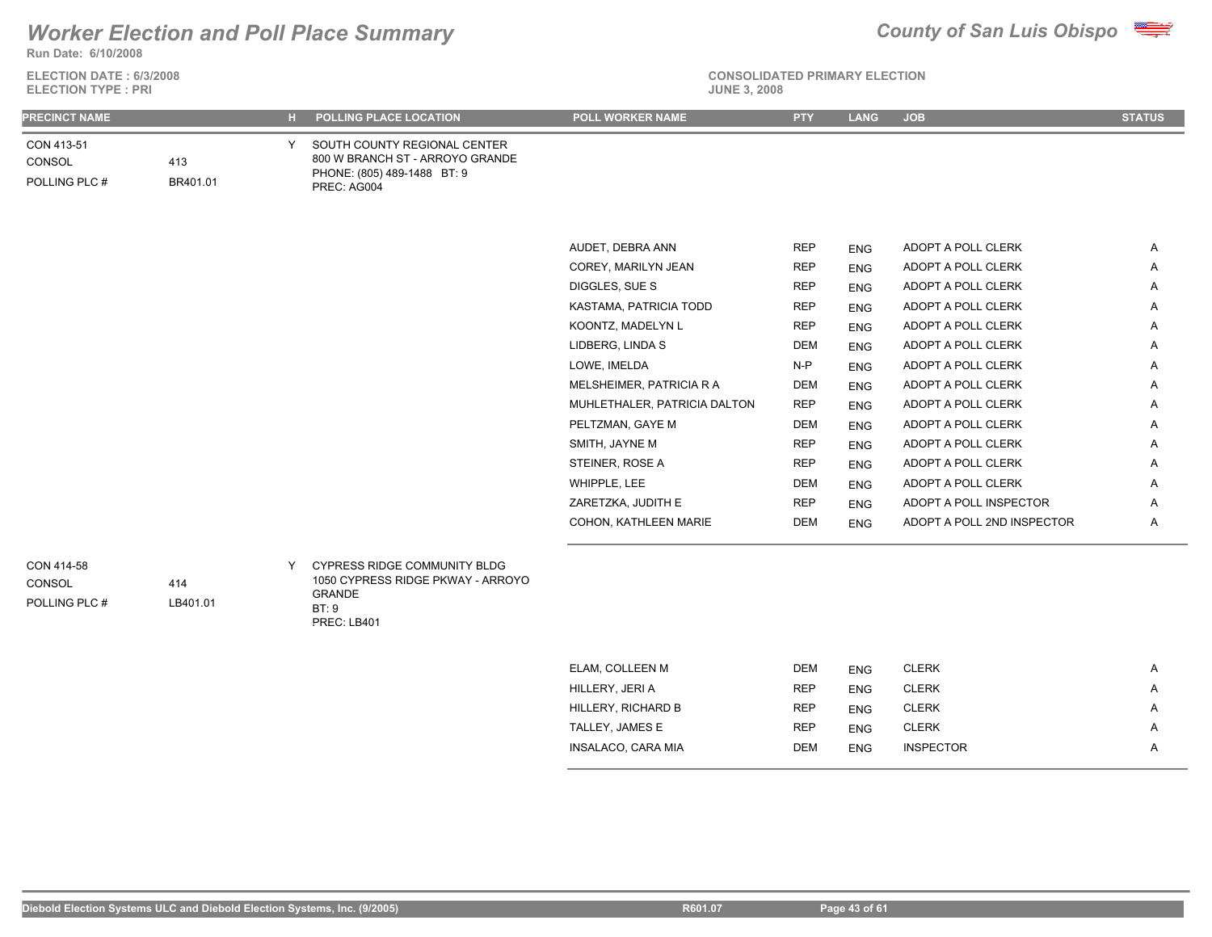# Worker Election and Poll Place Summary

**County of San Luis Obispo**

Run Date: 6/10/2008

ELECTION DATE : 6/3/2008
ELECTION TYPE : PRI

CONSOLIDATED PRIMARY ELECTION
JUNE 3, 2008

| PRECINCT NAME | | H | POLLING PLACE LOCATION | POLL WORKER NAME | PTY | LANG | JOB | STATUS |
|---|---|---|---|---|---|---|---|---|
| CON 413-51<br>CONSOL<br>POLLING PLC # | 413<br>BR401.01 | Y | SOUTH COUNTY REGIONAL CENTER<br>800 W BRANCH ST - ARROYO GRANDE<br>PHONE: (805) 489-1488 BT: 9<br>PREC: AG004 | | | | | |
| | | | | AUDET, DEBRA ANN | REP | ENG | ADOPT A POLL CLERK | A |
| | | | | COREY, MARILYN JEAN | REP | ENG | ADOPT A POLL CLERK | A |
| | | | | DIGGLES, SUE S | REP | ENG | ADOPT A POLL CLERK | A |
| | | | | KASTAMA, PATRICIA TODD | REP | ENG | ADOPT A POLL CLERK | A |
| | | | | KOONTZ, MADELYN L | REP | ENG | ADOPT A POLL CLERK | A |
| | | | | LIDBERG, LINDA S | DEM | ENG | ADOPT A POLL CLERK | A |
| | | | | LOWE, IMELDA | N-P | ENG | ADOPT A POLL CLERK | A |
| | | | | MELSHEIMER, PATRICIA R A | DEM | ENG | ADOPT A POLL CLERK | A |
| | | | | MUHLETHALER, PATRICIA DALTON | REP | ENG | ADOPT A POLL CLERK | A |
| | | | | PELTZMAN, GAYE M | DEM | ENG | ADOPT A POLL CLERK | A |
| | | | | SMITH, JAYNE M | REP | ENG | ADOPT A POLL CLERK | A |
| | | | | STEINER, ROSE A | REP | ENG | ADOPT A POLL CLERK | A |
| | | | | WHIPPLE, LEE | DEM | ENG | ADOPT A POLL CLERK | A |
| | | | | ZARETZKA, JUDITH E | REP | ENG | ADOPT A POLL INSPECTOR | A |
| | | | | COHON, KATHLEEN MARIE | DEM | ENG | ADOPT A POLL 2ND INSPECTOR | A |
| CON 414-58<br>CONSOL<br>POLLING PLC # | 414<br>LB401.01 | Y | CYPRESS RIDGE COMMUNITY BLDG<br>1050 CYPRESS RIDGE PKWAY - ARROYO GRANDE<br>BT: 9<br>PREC: LB401 | | | | | |
| | | | | ELAM, COLLEEN M | DEM | ENG | CLERK | A |
| | | | | HILLERY, JERI A | REP | ENG | CLERK | A |
| | | | | HILLERY, RICHARD B | REP | ENG | CLERK | A |
| | | | | TALLEY, JAMES E | REP | ENG | CLERK | A |
| | | | | INSALACO, CARA MIA | DEM | ENG | INSPECTOR | A |

Diebold Election Systems ULC and Diebold Election Systems, Inc. (9/2005) R601.07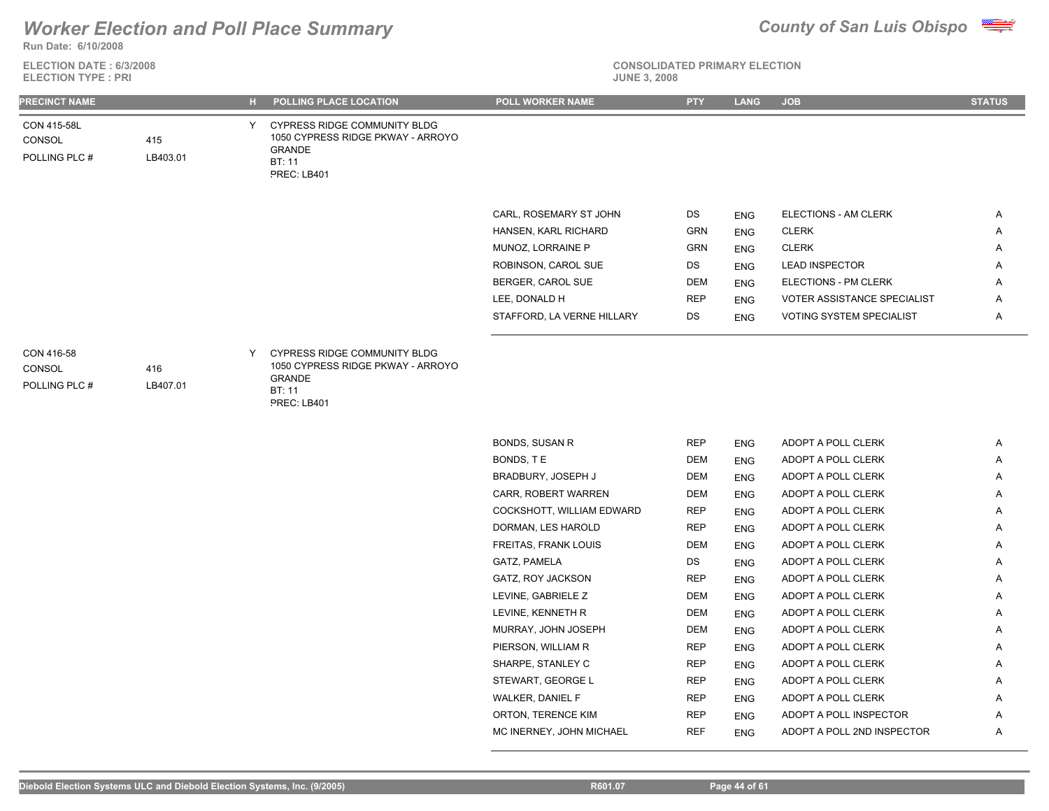# Worker Election and Poll Place Summary

**County of San Luis Obispo**

**Run Date: 6/10/2008**

**ELECTION DATE : 6/3/2008**
**ELECTION TYPE : PRI**

**CONSOLIDATED PRIMARY ELECTION**
**JUNE 3, 2008**

| PRECINCT NAME | | H | POLLING PLACE LOCATION | POLL WORKER NAME | PTY | LANG | JOB | STATUS |
|---|---|---|---|---|---|---|---|---|
| CON 415-58L<br>CONSOL 415<br>POLLING PLC # LB403.01 | | Y | CYPRESS RIDGE COMMUNITY BLDG<br>1050 CYPRESS RIDGE PKWAY - ARROYO GRANDE<br>BT: 11<br>PREC: LB401 | | | | | |
| | | | | CARL, ROSEMARY ST JOHN | DS | ENG | ELECTIONS - AM CLERK | A |
| | | | | HANSEN, KARL RICHARD | GRN | ENG | CLERK | A |
| | | | | MUNOZ, LORRAINE P | GRN | ENG | CLERK | A |
| | | | | ROBINSON, CAROL SUE | DS | ENG | LEAD INSPECTOR | A |
| | | | | BERGER, CAROL SUE | DEM | ENG | ELECTIONS - PM CLERK | A |
| | | | | LEE, DONALD H | REP | ENG | VOTER ASSISTANCE SPECIALIST | A |
| | | | | STAFFORD, LA VERNE HILLARY | DS | ENG | VOTING SYSTEM SPECIALIST | A |
| CON 416-58<br>CONSOL 416<br>POLLING PLC # LB407.01 | | Y | CYPRESS RIDGE COMMUNITY BLDG<br>1050 CYPRESS RIDGE PKWAY - ARROYO GRANDE<br>BT: 11<br>PREC: LB401 | | | | | |
| | | | | BONDS, SUSAN R | REP | ENG | ADOPT A POLL CLERK | A |
| | | | | BONDS, T E | DEM | ENG | ADOPT A POLL CLERK | A |
| | | | | BRADBURY, JOSEPH J | DEM | ENG | ADOPT A POLL CLERK | A |
| | | | | CARR, ROBERT WARREN | DEM | ENG | ADOPT A POLL CLERK | A |
| | | | | COCKSHOTT, WILLIAM EDWARD | REP | ENG | ADOPT A POLL CLERK | A |
| | | | | DORMAN, LES HAROLD | REP | ENG | ADOPT A POLL CLERK | A |
| | | | | FREITAS, FRANK LOUIS | DEM | ENG | ADOPT A POLL CLERK | A |
| | | | | GATZ, PAMELA | DS | ENG | ADOPT A POLL CLERK | A |
| | | | | GATZ, ROY JACKSON | REP | ENG | ADOPT A POLL CLERK | A |
| | | | | LEVINE, GABRIELE Z | DEM | ENG | ADOPT A POLL CLERK | A |
| | | | | LEVINE, KENNETH R | DEM | ENG | ADOPT A POLL CLERK | A |
| | | | | MURRAY, JOHN JOSEPH | DEM | ENG | ADOPT A POLL CLERK | A |
| | | | | PIERSON, WILLIAM R | REP | ENG | ADOPT A POLL CLERK | A |
| | | | | SHARPE, STANLEY C | REP | ENG | ADOPT A POLL CLERK | A |
| | | | | STEWART, GEORGE L | REP | ENG | ADOPT A POLL CLERK | A |
| | | | | WALKER, DANIEL F | REP | ENG | ADOPT A POLL CLERK | A |
| | | | | ORTON, TERENCE KIM | REP | ENG | ADOPT A POLL INSPECTOR | A |
| | | | | MC INERNEY, JOHN MICHAEL | REF | ENG | ADOPT A POLL 2ND INSPECTOR | A |

Diebold Election Systems ULC and Diebold Election Systems, Inc. (9/2005) R601.07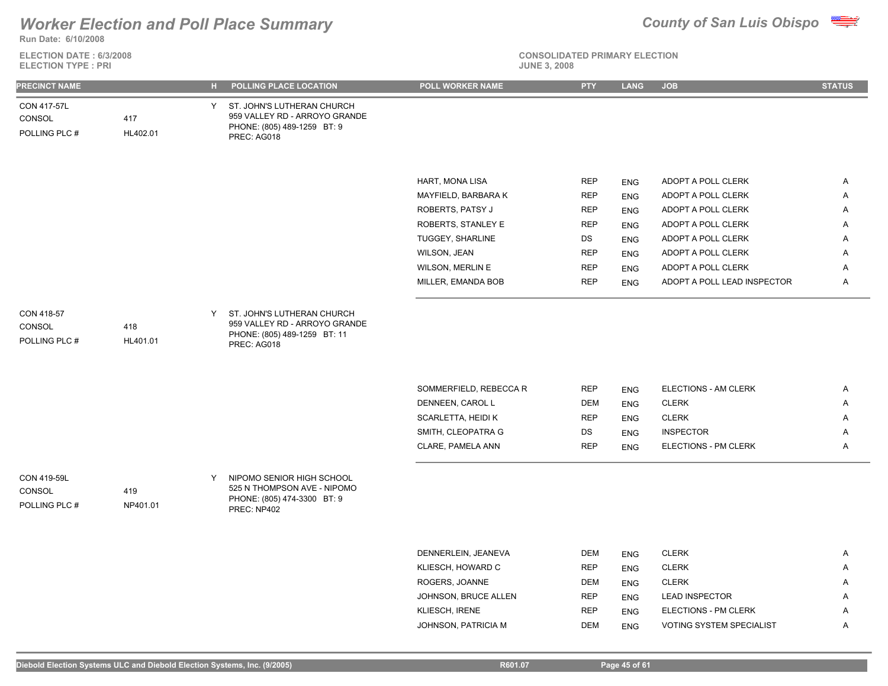# Worker Election and Poll Place Summary

**County of San Luis Obispo**

**Run Date: 6/10/2008**

**ELECTION DATE : 6/3/2008**
**ELECTION TYPE : PRI**

**CONSOLIDATED PRIMARY ELECTION**
**JUNE 3, 2008**

| PRECINCT NAME | | H | POLLING PLACE LOCATION | POLL WORKER NAME | PTY | LANG | JOB | STATUS |
|---|---|---|---|---|---|---|---|---|
| CON 417-57L | | Y | ST. JOHN'S LUTHERAN CHURCH | | | | | |
| CONSOL | 417 | | 959 VALLEY RD - ARROYO GRANDE | | | | | |
| POLLING PLC # | HL402.01 | | PHONE: (805) 489-1259 BT: 9 | | | | | |
| | | | PREC: AG018 | | | | | |
| | | | | HART, MONA LISA | REP | ENG | ADOPT A POLL CLERK | A |
| | | | | MAYFIELD, BARBARA K | REP | ENG | ADOPT A POLL CLERK | A |
| | | | | ROBERTS, PATSY J | REP | ENG | ADOPT A POLL CLERK | A |
| | | | | ROBERTS, STANLEY E | REP | ENG | ADOPT A POLL CLERK | A |
| | | | | TUGGEY, SHARLINE | DS | ENG | ADOPT A POLL CLERK | A |
| | | | | WILSON, JEAN | REP | ENG | ADOPT A POLL CLERK | A |
| | | | | WILSON, MERLIN E | REP | ENG | ADOPT A POLL CLERK | A |
| | | | | MILLER, EMANDA BOB | REP | ENG | ADOPT A POLL LEAD INSPECTOR | A |
| CON 418-57 | | Y | ST. JOHN'S LUTHERAN CHURCH | | | | | |
| CONSOL | 418 | | 959 VALLEY RD - ARROYO GRANDE | | | | | |
| POLLING PLC # | HL401.01 | | PHONE: (805) 489-1259 BT: 11 | | | | | |
| | | | PREC: AG018 | | | | | |
| | | | | SOMMERFIELD, REBECCA R | REP | ENG | ELECTIONS - AM CLERK | A |
| | | | | DENNEEN, CAROL L | DEM | ENG | CLERK | A |
| | | | | SCARLETTA, HEIDI K | REP | ENG | CLERK | A |
| | | | | SMITH, CLEOPATRA G | DS | ENG | INSPECTOR | A |
| | | | | CLARE, PAMELA ANN | REP | ENG | ELECTIONS - PM CLERK | A |
| CON 419-59L | | Y | NIPOMO SENIOR HIGH SCHOOL | | | | | |
| CONSOL | 419 | | 525 N THOMPSON AVE - NIPOMO | | | | | |
| POLLING PLC # | NP401.01 | | PHONE: (805) 474-3300 BT: 9 | | | | | |
| | | | PREC: NP402 | | | | | |
| | | | | DENNERLEIN, JEANEVA | DEM | ENG | CLERK | A |
| | | | | KLIESCH, HOWARD C | REP | ENG | CLERK | A |
| | | | | ROGERS, JOANNE | DEM | ENG | CLERK | A |
| | | | | JOHNSON, BRUCE ALLEN | REP | ENG | LEAD INSPECTOR | A |
| | | | | KLIESCH, IRENE | REP | ENG | ELECTIONS - PM CLERK | A |
| | | | | JOHNSON, PATRICIA M | DEM | ENG | VOTING SYSTEM SPECIALIST | A |

Diebold Election Systems ULC and Diebold Election Systems, Inc. (9/2005) R601.07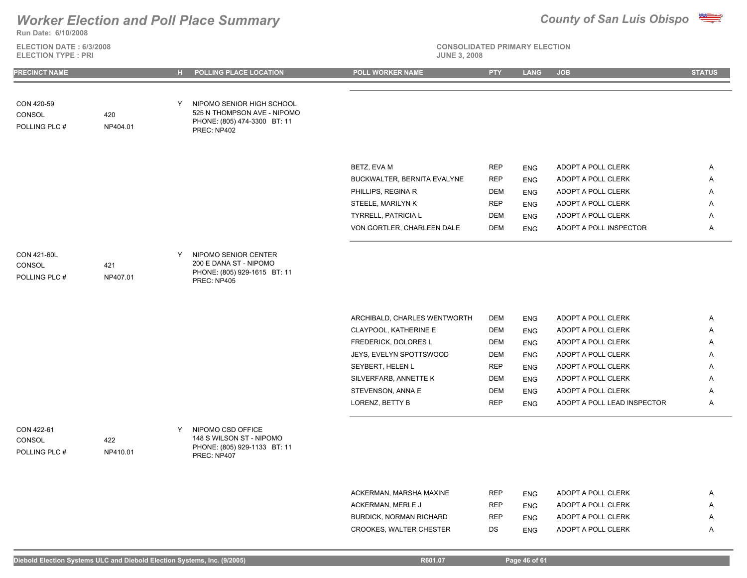# Worker Election and Poll Place Summary

**County of San Luis Obispo**

**Run Date: 6/10/2008**

**ELECTION DATE : 6/3/2008**
**ELECTION TYPE : PRI**

**CONSOLIDATED PRIMARY ELECTION**
**JUNE 3, 2008**

| PRECINCT NAME | | H | POLLING PLACE LOCATION | POLL WORKER NAME | PTY | LANG | JOB | STATUS |
|---|---|---|---|---|---|---|---|---|
| CON 420-59 | | Y | NIPOMO SENIOR HIGH SCHOOL | | | | | |
| CONSOL | 420 | | 525 N THOMPSON AVE - NIPOMO | | | | | |
| POLLING PLC # | NP404.01 | | PHONE: (805) 474-3300 BT: 11 | | | | | |
| | | | PREC: NP402 | | | | | |
| | | | | BETZ, EVA M | REP | ENG | ADOPT A POLL CLERK | A |
| | | | | BUCKWALTER, BERNITA EVALYNE | REP | ENG | ADOPT A POLL CLERK | A |
| | | | | PHILLIPS, REGINA R | DEM | ENG | ADOPT A POLL CLERK | A |
| | | | | STEELE, MARILYN K | REP | ENG | ADOPT A POLL CLERK | A |
| | | | | TYRRELL, PATRICIA L | DEM | ENG | ADOPT A POLL CLERK | A |
| | | | | VON GORTLER, CHARLEEN DALE | DEM | ENG | ADOPT A POLL INSPECTOR | A |
| CON 421-60L | | Y | NIPOMO SENIOR CENTER | | | | | |
| CONSOL | 421 | | 200 E DANA ST - NIPOMO | | | | | |
| POLLING PLC # | NP407.01 | | PHONE: (805) 929-1615 BT: 11 | | | | | |
| | | | PREC: NP405 | | | | | |
| | | | | ARCHIBALD, CHARLES WENTWORTH | DEM | ENG | ADOPT A POLL CLERK | A |
| | | | | CLAYPOOL, KATHERINE E | DEM | ENG | ADOPT A POLL CLERK | A |
| | | | | FREDERICK, DOLORES L | DEM | ENG | ADOPT A POLL CLERK | A |
| | | | | JEYS, EVELYN SPOTTSWOOD | DEM | ENG | ADOPT A POLL CLERK | A |
| | | | | SEYBERT, HELEN L | REP | ENG | ADOPT A POLL CLERK | A |
| | | | | SILVERFARB, ANNETTE K | DEM | ENG | ADOPT A POLL CLERK | A |
| | | | | STEVENSON, ANNA E | DEM | ENG | ADOPT A POLL CLERK | A |
| | | | | LORENZ, BETTY B | REP | ENG | ADOPT A POLL LEAD INSPECTOR | A |
| CON 422-61 | | Y | NIPOMO CSD OFFICE | | | | | |
| CONSOL | 422 | | 148 S WILSON ST - NIPOMO | | | | | |
| POLLING PLC # | NP410.01 | | PHONE: (805) 929-1133 BT: 11 | | | | | |
| | | | PREC: NP407 | | | | | |
| | | | | ACKERMAN, MARSHA MAXINE | REP | ENG | ADOPT A POLL CLERK | A |
| | | | | ACKERMAN, MERLE J | REP | ENG | ADOPT A POLL CLERK | A |
| | | | | BURDICK, NORMAN RICHARD | REP | ENG | ADOPT A POLL CLERK | A |
| | | | | CROOKES, WALTER CHESTER | DS | ENG | ADOPT A POLL CLERK | A |

Diebold Election Systems ULC and Diebold Election Systems, Inc. (9/2005) R601.07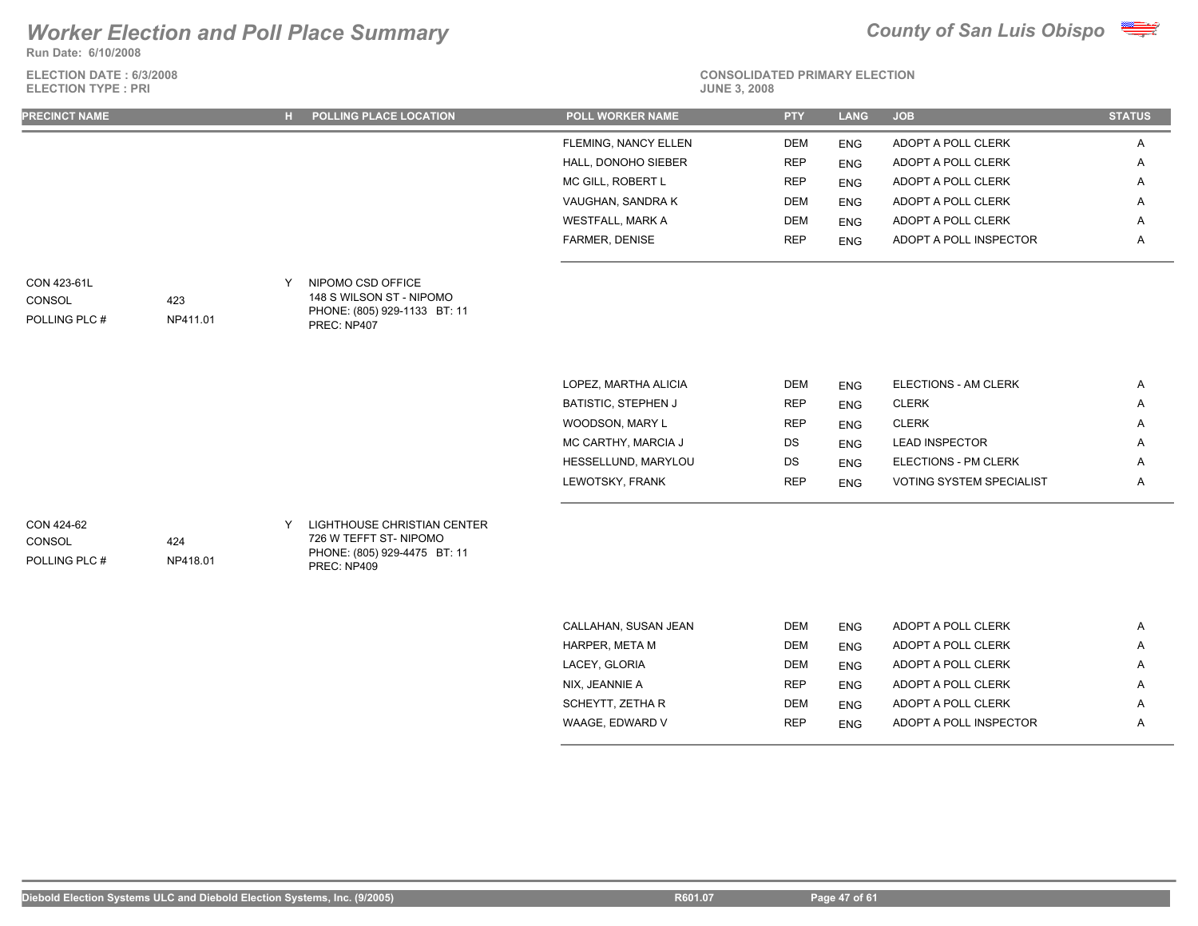# Worker Election and Poll Place Summary

**Run Date: 6/10/2008**

**ELECTION DATE : 6/3/2008**
**ELECTION TYPE : PRI**

***County of San Luis Obispo***

**CONSOLIDATED PRIMARY ELECTION**
**JUNE 3, 2008**

| PRECINCT NAME | | H | POLLING PLACE LOCATION | POLL WORKER NAME | PTY | LANG | JOB | STATUS |
|---|---|---|---|---|---|---|---|---|
| | | | | FLEMING, NANCY ELLEN | DEM | ENG | ADOPT A POLL CLERK | A |
| | | | | HALL, DONOHO SIEBER | REP | ENG | ADOPT A POLL CLERK | A |
| | | | | MC GILL, ROBERT L | REP | ENG | ADOPT A POLL CLERK | A |
| | | | | VAUGHAN, SANDRA K | DEM | ENG | ADOPT A POLL CLERK | A |
| | | | | WESTFALL, MARK A | DEM | ENG | ADOPT A POLL CLERK | A |
| | | | | FARMER, DENISE | REP | ENG | ADOPT A POLL INSPECTOR | A |
| CON 423-61L<br>CONSOL<br>POLLING PLC # | <br>423<br>NP411.01 | Y | NIPOMO CSD OFFICE<br>148 S WILSON ST - NIPOMO<br>PHONE: (805) 929-1133 BT: 11<br>PREC: NP407 | | | | | |
| | | | | LOPEZ, MARTHA ALICIA | DEM | ENG | ELECTIONS - AM CLERK | A |
| | | | | BATISTIC, STEPHEN J | REP | ENG | CLERK | A |
| | | | | WOODSON, MARY L | REP | ENG | CLERK | A |
| | | | | MC CARTHY, MARCIA J | DS | ENG | LEAD INSPECTOR | A |
| | | | | HESSELLUND, MARYLOU | DS | ENG | ELECTIONS - PM CLERK | A |
| | | | | LEWOTSKY, FRANK | REP | ENG | VOTING SYSTEM SPECIALIST | A |
| CON 424-62<br>CONSOL<br>POLLING PLC # | <br>424<br>NP418.01 | Y | LIGHTHOUSE CHRISTIAN CENTER<br>726 W TEFFT ST- NIPOMO<br>PHONE: (805) 929-4475 BT: 11<br>PREC: NP409 | | | | | |
| | | | | CALLAHAN, SUSAN JEAN | DEM | ENG | ADOPT A POLL CLERK | A |
| | | | | HARPER, META M | DEM | ENG | ADOPT A POLL CLERK | A |
| | | | | LACEY, GLORIA | DEM | ENG | ADOPT A POLL CLERK | A |
| | | | | NIX, JEANNIE A | REP | ENG | ADOPT A POLL CLERK | A |
| | | | | SCHEYTT, ZETHA R | DEM | ENG | ADOPT A POLL CLERK | A |
| | | | | WAAGE, EDWARD V | REP | ENG | ADOPT A POLL INSPECTOR | A |

Diebold Election Systems ULC and Diebold Election Systems, Inc. (9/2005) R601.07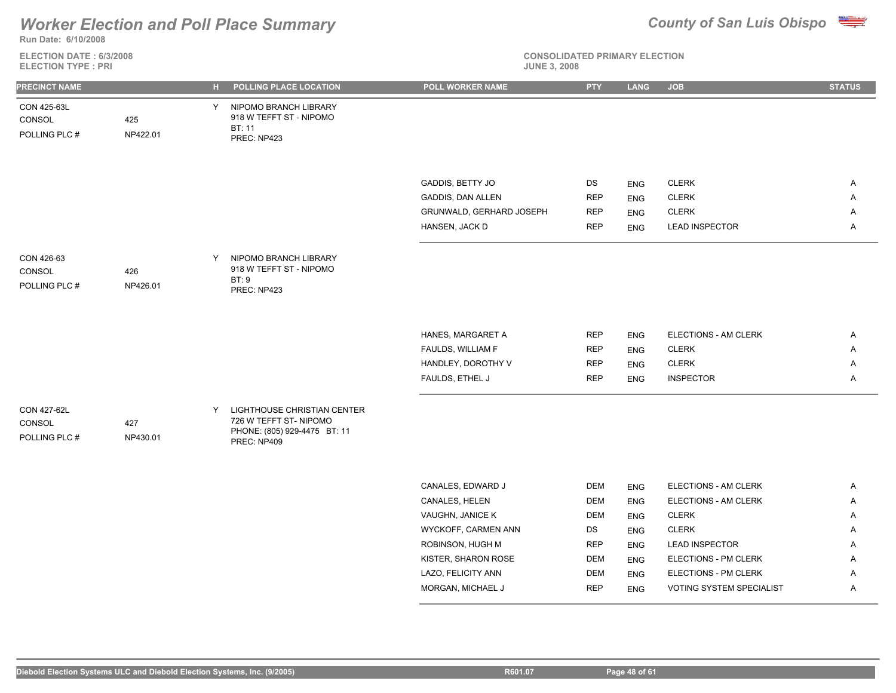# Worker Election and Poll Place Summary

**County of San Luis Obispo**

Run Date: 6/10/2008

ELECTION DATE : 6/3/2008
ELECTION TYPE : PRI

CONSOLIDATED PRIMARY ELECTION
JUNE 3, 2008

| PRECINCT NAME | | H | POLLING PLACE LOCATION | POLL WORKER NAME | PTY | LANG | JOB | STATUS |
|---|---|---|---|---|---|---|---|---|
| CON 425-63L<br>CONSOL 425<br>POLLING PLC # NP422.01 | | Y | NIPOMO BRANCH LIBRARY<br>918 W TEFFT ST - NIPOMO<br>BT: 11<br>PREC: NP423 | | | | | |
| | | | | GADDIS, BETTY JO | DS | ENG | CLERK | A |
| | | | | GADDIS, DAN ALLEN | REP | ENG | CLERK | A |
| | | | | GRUNWALD, GERHARD JOSEPH | REP | ENG | CLERK | A |
| | | | | HANSEN, JACK D | REP | ENG | LEAD INSPECTOR | A |
| CON 426-63<br>CONSOL 426<br>POLLING PLC # NP426.01 | | Y | NIPOMO BRANCH LIBRARY<br>918 W TEFFT ST - NIPOMO<br>BT: 9<br>PREC: NP423 | | | | | |
| | | | | HANES, MARGARET A | REP | ENG | ELECTIONS - AM CLERK | A |
| | | | | FAULDS, WILLIAM F | REP | ENG | CLERK | A |
| | | | | HANDLEY, DOROTHY V | REP | ENG | CLERK | A |
| | | | | FAULDS, ETHEL J | REP | ENG | INSPECTOR | A |
| CON 427-62L<br>CONSOL 427<br>POLLING PLC # NP430.01 | | Y | LIGHTHOUSE CHRISTIAN CENTER<br>726 W TEFFT ST- NIPOMO<br>PHONE: (805) 929-4475 BT: 11<br>PREC: NP409 | | | | | |
| | | | | CANALES, EDWARD J | DEM | ENG | ELECTIONS - AM CLERK | A |
| | | | | CANALES, HELEN | DEM | ENG | ELECTIONS - AM CLERK | A |
| | | | | VAUGHN, JANICE K | DEM | ENG | CLERK | A |
| | | | | WYCKOFF, CARMEN ANN | DS | ENG | CLERK | A |
| | | | | ROBINSON, HUGH M | REP | ENG | LEAD INSPECTOR | A |
| | | | | KISTER, SHARON ROSE | DEM | ENG | ELECTIONS - PM CLERK | A |
| | | | | LAZO, FELICITY ANN | DEM | ENG | ELECTIONS - PM CLERK | A |
| | | | | MORGAN, MICHAEL J | REP | ENG | VOTING SYSTEM SPECIALIST | A |

Diebold Election Systems ULC and Diebold Election Systems, Inc. (9/2005) R601.07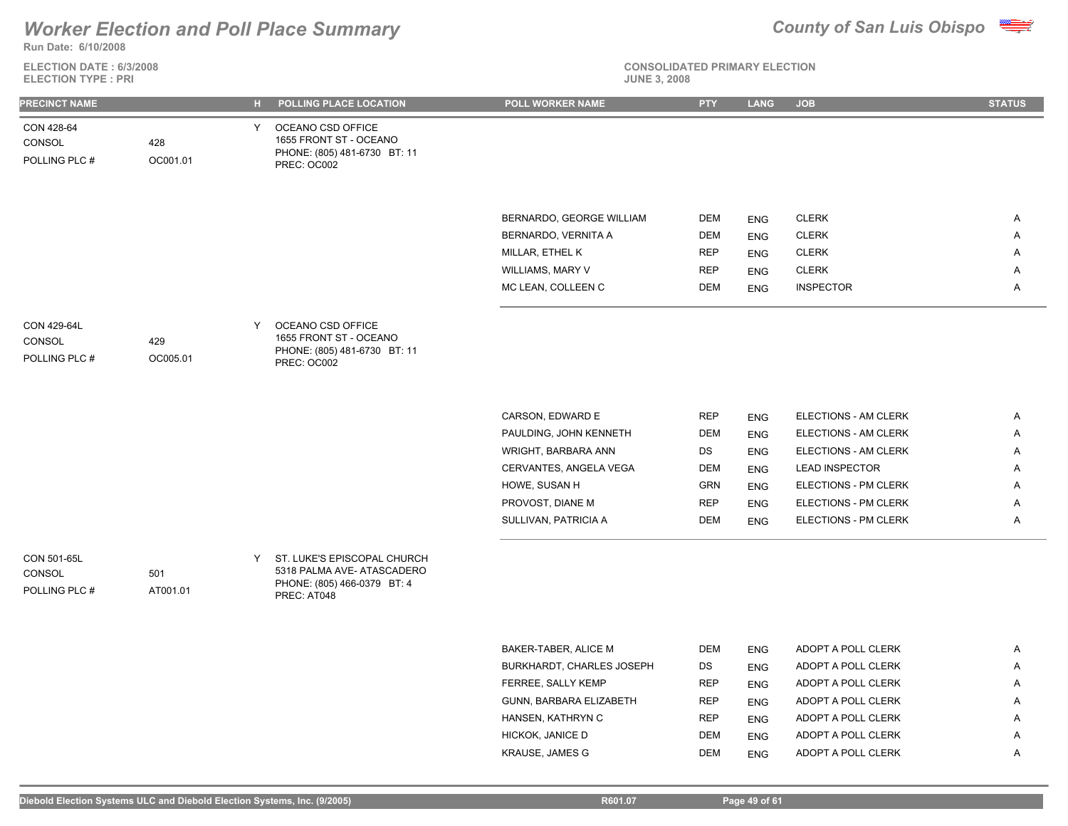# Worker Election and Poll Place Summary

**County of San Luis Obispo**

**Run Date: 6/10/2008**

**ELECTION DATE : 6/3/2008**
**ELECTION TYPE : PRI**

**CONSOLIDATED PRIMARY ELECTION**
**JUNE 3, 2008**

| PRECINCT NAME | | H | POLLING PLACE LOCATION | POLL WORKER NAME | PTY | LANG | JOB | STATUS |
|---|---|---|---|---|---|---|---|---|
| CON 428-64 | | Y | OCEANO CSD OFFICE | | | | | |
| CONSOL | 428 | | 1655 FRONT ST - OCEANO | | | | | |
| POLLING PLC # | OC001.01 | | PHONE: (805) 481-6730 BT: 11 | | | | | |
| | | | PREC: OC002 | | | | | |
| | | | | BERNARDO, GEORGE WILLIAM | DEM | ENG | CLERK | A |
| | | | | BERNARDO, VERNITA A | DEM | ENG | CLERK | A |
| | | | | MILLAR, ETHEL K | REP | ENG | CLERK | A |
| | | | | WILLIAMS, MARY V | REP | ENG | CLERK | A |
| | | | | MC LEAN, COLLEEN C | DEM | ENG | INSPECTOR | A |
| CON 429-64L | | Y | OCEANO CSD OFFICE | | | | | |
| CONSOL | 429 | | 1655 FRONT ST - OCEANO | | | | | |
| POLLING PLC # | OC005.01 | | PHONE: (805) 481-6730 BT: 11 | | | | | |
| | | | PREC: OC002 | | | | | |
| | | | | CARSON, EDWARD E | REP | ENG | ELECTIONS - AM CLERK | A |
| | | | | PAULDING, JOHN KENNETH | DEM | ENG | ELECTIONS - AM CLERK | A |
| | | | | WRIGHT, BARBARA ANN | DS | ENG | ELECTIONS - AM CLERK | A |
| | | | | CERVANTES, ANGELA VEGA | DEM | ENG | LEAD INSPECTOR | A |
| | | | | HOWE, SUSAN H | GRN | ENG | ELECTIONS - PM CLERK | A |
| | | | | PROVOST, DIANE M | REP | ENG | ELECTIONS - PM CLERK | A |
| | | | | SULLIVAN, PATRICIA A | DEM | ENG | ELECTIONS - PM CLERK | A |
| CON 501-65L | | Y | ST. LUKE'S EPISCOPAL CHURCH | | | | | |
| CONSOL | 501 | | 5318 PALMA AVE- ATASCADERO | | | | | |
| POLLING PLC # | AT001.01 | | PHONE: (805) 466-0379 BT: 4 | | | | | |
| | | | PREC: AT048 | | | | | |
| | | | | BAKER-TABER, ALICE M | DEM | ENG | ADOPT A POLL CLERK | A |
| | | | | BURKHARDT, CHARLES JOSEPH | DS | ENG | ADOPT A POLL CLERK | A |
| | | | | FERREE, SALLY KEMP | REP | ENG | ADOPT A POLL CLERK | A |
| | | | | GUNN, BARBARA ELIZABETH | REP | ENG | ADOPT A POLL CLERK | A |
| | | | | HANSEN, KATHRYN C | REP | ENG | ADOPT A POLL CLERK | A |
| | | | | HICKOK, JANICE D | DEM | ENG | ADOPT A POLL CLERK | A |
| | | | | KRAUSE, JAMES G | DEM | ENG | ADOPT A POLL CLERK | A |

Diebold Election Systems ULC and Diebold Election Systems, Inc. (9/2005) R601.07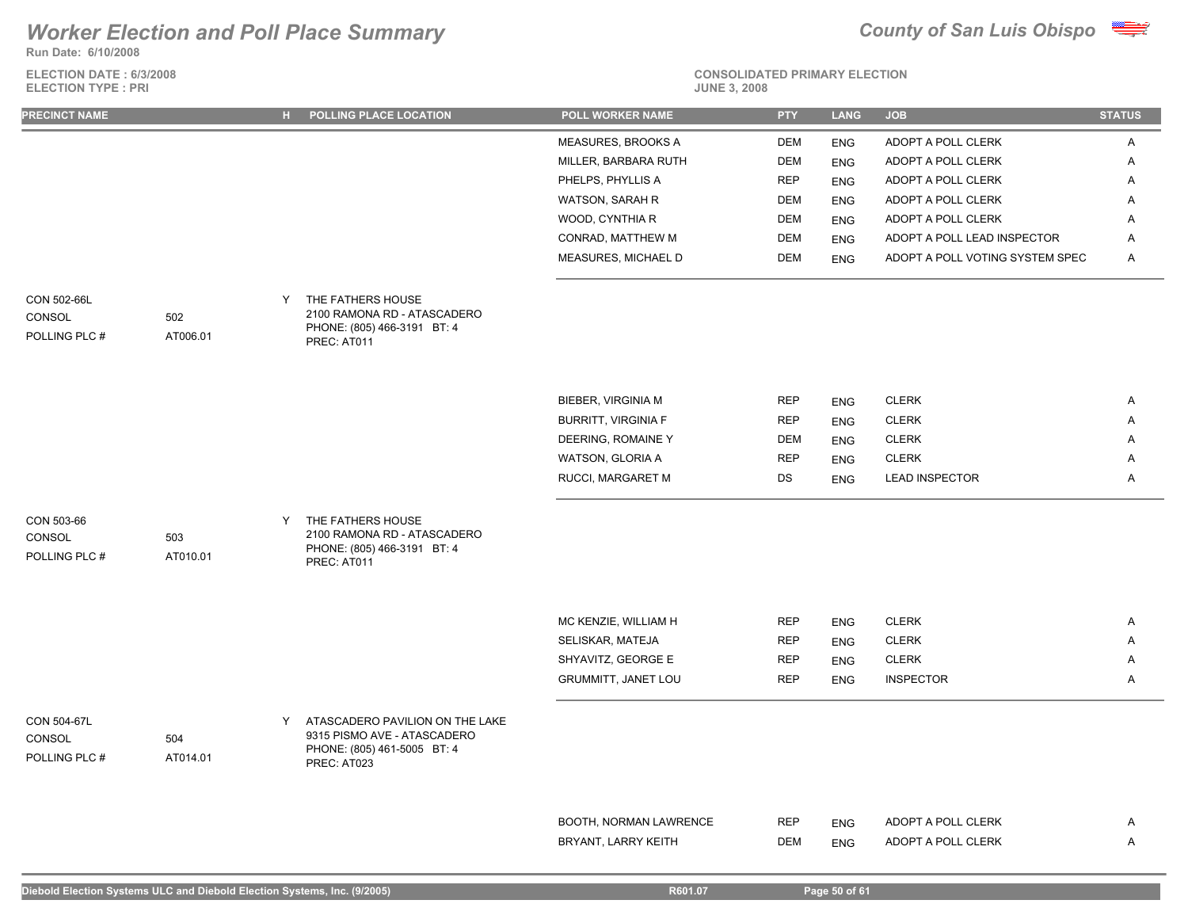# Worker Election and Poll Place Summary

**County of San Luis Obispo**

Run Date: 6/10/2008

ELECTION DATE : 6/3/2008
ELECTION TYPE : PRI

CONSOLIDATED PRIMARY ELECTION
JUNE 3, 2008

| PRECINCT NAME | | H | POLLING PLACE LOCATION | POLL WORKER NAME | PTY | LANG | JOB | STATUS |
|---|---|---|---|---|---|---|---|---|
| | | | | MEASURES, BROOKS A | DEM | ENG | ADOPT A POLL CLERK | A |
| | | | | MILLER, BARBARA RUTH | DEM | ENG | ADOPT A POLL CLERK | A |
| | | | | PHELPS, PHYLLIS A | REP | ENG | ADOPT A POLL CLERK | A |
| | | | | WATSON, SARAH R | DEM | ENG | ADOPT A POLL CLERK | A |
| | | | | WOOD, CYNTHIA R | DEM | ENG | ADOPT A POLL CLERK | A |
| | | | | CONRAD, MATTHEW M | DEM | ENG | ADOPT A POLL LEAD INSPECTOR | A |
| | | | | MEASURES, MICHAEL D | DEM | ENG | ADOPT A POLL VOTING SYSTEM SPEC | A |
| CON 502-66L | | Y | THE FATHERS HOUSE | | | | | |
| CONSOL | 502 | | 2100 RAMONA RD - ATASCADERO | | | | | |
| POLLING PLC # | AT006.01 | | PHONE: (805) 466-3191 BT: 4 | | | | | |
| | | | PREC: AT011 | | | | | |
| | | | | BIEBER, VIRGINIA M | REP | ENG | CLERK | A |
| | | | | BURRITT, VIRGINIA F | REP | ENG | CLERK | A |
| | | | | DEERING, ROMAINE Y | DEM | ENG | CLERK | A |
| | | | | WATSON, GLORIA A | REP | ENG | CLERK | A |
| | | | | RUCCI, MARGARET M | DS | ENG | LEAD INSPECTOR | A |
| CON 503-66 | | Y | THE FATHERS HOUSE | | | | | |
| CONSOL | 503 | | 2100 RAMONA RD - ATASCADERO | | | | | |
| POLLING PLC # | AT010.01 | | PHONE: (805) 466-3191 BT: 4 | | | | | |
| | | | PREC: AT011 | | | | | |
| | | | | MC KENZIE, WILLIAM H | REP | ENG | CLERK | A |
| | | | | SELISKAR, MATEJA | REP | ENG | CLERK | A |
| | | | | SHYAVITZ, GEORGE E | REP | ENG | CLERK | A |
| | | | | GRUMMITT, JANET LOU | REP | ENG | INSPECTOR | A |
| CON 504-67L | | Y | ATASCADERO PAVILION ON THE LAKE | | | | | |
| CONSOL | 504 | | 9315 PISMO AVE - ATASCADERO | | | | | |
| POLLING PLC # | AT014.01 | | PHONE: (805) 461-5005 BT: 4 | | | | | |
| | | | PREC: AT023 | | | | | |
| | | | | BOOTH, NORMAN LAWRENCE | REP | ENG | ADOPT A POLL CLERK | A |
| | | | | BRYANT, LARRY KEITH | DEM | ENG | ADOPT A POLL CLERK | A |

Diebold Election Systems ULC and Diebold Election Systems, Inc. (9/2005) R601.07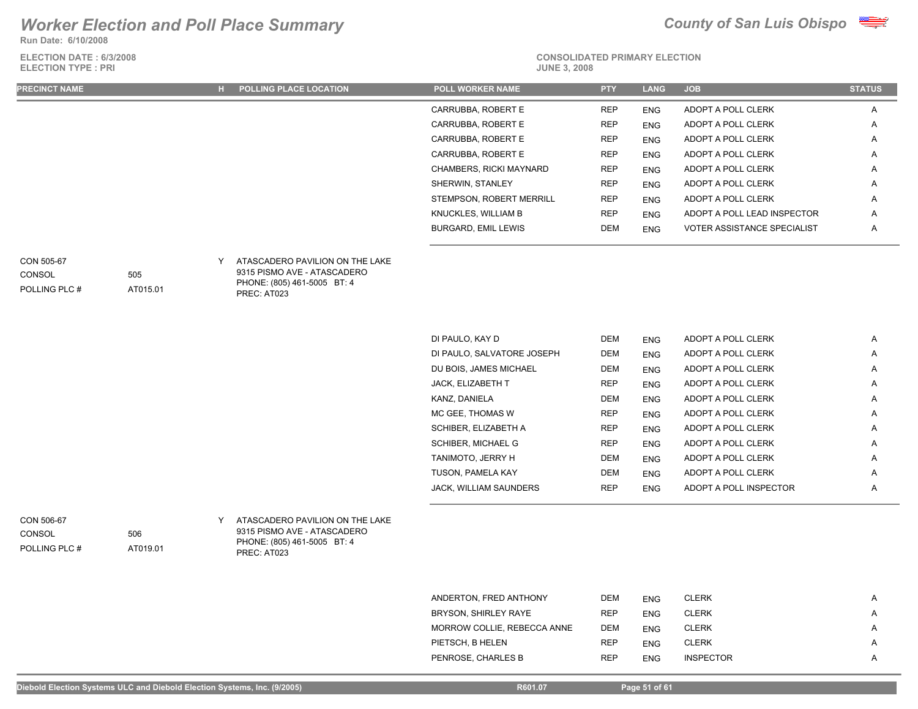# Worker Election and Poll Place Summary

**County of San Luis Obispo**

Run Date: 6/10/2008

ELECTION DATE : 6/3/2008
ELECTION TYPE : PRI

CONSOLIDATED PRIMARY ELECTION
JUNE 3, 2008

| PRECINCT NAME | | H | POLLING PLACE LOCATION | POLL WORKER NAME | PTY | LANG | JOB | STATUS |
|---|---|---|---|---|---|---|---|---|
| | | | | CARRUBBA, ROBERT E | REP | ENG | ADOPT A POLL CLERK | A |
| | | | | CARRUBBA, ROBERT E | REP | ENG | ADOPT A POLL CLERK | A |
| | | | | CARRUBBA, ROBERT E | REP | ENG | ADOPT A POLL CLERK | A |
| | | | | CARRUBBA, ROBERT E | REP | ENG | ADOPT A POLL CLERK | A |
| | | | | CHAMBERS, RICKI MAYNARD | REP | ENG | ADOPT A POLL CLERK | A |
| | | | | SHERWIN, STANLEY | REP | ENG | ADOPT A POLL CLERK | A |
| | | | | STEMPSON, ROBERT MERRILL | REP | ENG | ADOPT A POLL CLERK | A |
| | | | | KNUCKLES, WILLIAM B | REP | ENG | ADOPT A POLL LEAD INSPECTOR | A |
| | | | | BURGARD, EMIL LEWIS | DEM | ENG | VOTER ASSISTANCE SPECIALIST | A |
| CON 505-67 | | Y | ATASCADERO PAVILION ON THE LAKE | | | | | |
| CONSOL | 505 | | 9315 PISMO AVE - ATASCADERO | | | | | |
| POLLING PLC # | AT015.01 | | PHONE: (805) 461-5005 BT: 4 | | | | | |
| | | | PREC: AT023 | | | | | |
| | | | | DI PAULO, KAY D | DEM | ENG | ADOPT A POLL CLERK | A |
| | | | | DI PAULO, SALVATORE JOSEPH | DEM | ENG | ADOPT A POLL CLERK | A |
| | | | | DU BOIS, JAMES MICHAEL | DEM | ENG | ADOPT A POLL CLERK | A |
| | | | | JACK, ELIZABETH T | REP | ENG | ADOPT A POLL CLERK | A |
| | | | | KANZ, DANIELA | DEM | ENG | ADOPT A POLL CLERK | A |
| | | | | MC GEE, THOMAS W | REP | ENG | ADOPT A POLL CLERK | A |
| | | | | SCHIBER, ELIZABETH A | REP | ENG | ADOPT A POLL CLERK | A |
| | | | | SCHIBER, MICHAEL G | REP | ENG | ADOPT A POLL CLERK | A |
| | | | | TANIMOTO, JERRY H | DEM | ENG | ADOPT A POLL CLERK | A |
| | | | | TUSON, PAMELA KAY | DEM | ENG | ADOPT A POLL CLERK | A |
| | | | | JACK, WILLIAM SAUNDERS | REP | ENG | ADOPT A POLL INSPECTOR | A |
| CON 506-67 | | Y | ATASCADERO PAVILION ON THE LAKE | | | | | |
| CONSOL | 506 | | 9315 PISMO AVE - ATASCADERO | | | | | |
| POLLING PLC # | AT019.01 | | PHONE: (805) 461-5005 BT: 4 | | | | | |
| | | | PREC: AT023 | | | | | |
| | | | | ANDERTON, FRED ANTHONY | DEM | ENG | CLERK | A |
| | | | | BRYSON, SHIRLEY RAYE | REP | ENG | CLERK | A |
| | | | | MORROW COLLIE, REBECCA ANNE | DEM | ENG | CLERK | A |
| | | | | PIETSCH, B HELEN | REP | ENG | CLERK | A |
| | | | | PENROSE, CHARLES B | REP | ENG | INSPECTOR | A |

Diebold Election Systems ULC and Diebold Election Systems, Inc. (9/2005) R601.07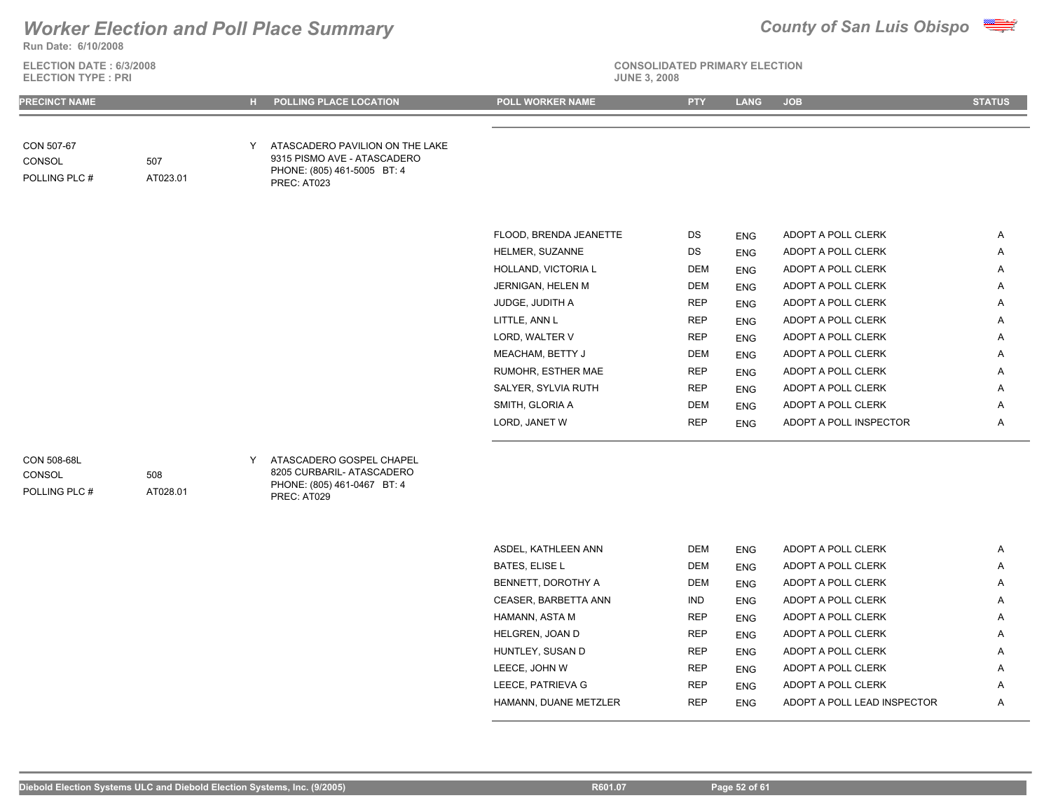# Worker Election and Poll Place Summary

**County of San Luis Obispo**

**Run Date: 6/10/2008**

**ELECTION DATE : 6/3/2008**
**ELECTION TYPE : PRI**

**CONSOLIDATED PRIMARY ELECTION**
**JUNE 3, 2008**

| PRECINCT NAME | | H | POLLING PLACE LOCATION | POLL WORKER NAME | PTY | LANG | JOB | STATUS |
|---|---|---|---|---|---|---|---|---|
| CON 507-67 | | Y | ATASCADERO PAVILION ON THE LAKE | | | | | |
| CONSOL | 507 | | 9315 PISMO AVE - ATASCADERO | | | | | |
| POLLING PLC # | AT023.01 | | PHONE: (805) 461-5005 BT: 4 | | | | | |
| | | | PREC: AT023 | | | | | |
| | | | | FLOOD, BRENDA JEANETTE | DS | ENG | ADOPT A POLL CLERK | A |
| | | | | HELMER, SUZANNE | DS | ENG | ADOPT A POLL CLERK | A |
| | | | | HOLLAND, VICTORIA L | DEM | ENG | ADOPT A POLL CLERK | A |
| | | | | JERNIGAN, HELEN M | DEM | ENG | ADOPT A POLL CLERK | A |
| | | | | JUDGE, JUDITH A | REP | ENG | ADOPT A POLL CLERK | A |
| | | | | LITTLE, ANN L | REP | ENG | ADOPT A POLL CLERK | A |
| | | | | LORD, WALTER V | REP | ENG | ADOPT A POLL CLERK | A |
| | | | | MEACHAM, BETTY J | DEM | ENG | ADOPT A POLL CLERK | A |
| | | | | RUMOHR, ESTHER MAE | REP | ENG | ADOPT A POLL CLERK | A |
| | | | | SALYER, SYLVIA RUTH | REP | ENG | ADOPT A POLL CLERK | A |
| | | | | SMITH, GLORIA A | DEM | ENG | ADOPT A POLL CLERK | A |
| | | | | LORD, JANET W | REP | ENG | ADOPT A POLL INSPECTOR | A |
| CON 508-68L | | Y | ATASCADERO GOSPEL CHAPEL | | | | | |
| CONSOL | 508 | | 8205 CURBARIL- ATASCADERO | | | | | |
| POLLING PLC # | AT028.01 | | PHONE: (805) 461-0467 BT: 4 | | | | | |
| | | | PREC: AT029 | | | | | |
| | | | | ASDEL, KATHLEEN ANN | DEM | ENG | ADOPT A POLL CLERK | A |
| | | | | BATES, ELISE L | DEM | ENG | ADOPT A POLL CLERK | A |
| | | | | BENNETT, DOROTHY A | DEM | ENG | ADOPT A POLL CLERK | A |
| | | | | CEASER, BARBETTA ANN | IND | ENG | ADOPT A POLL CLERK | A |
| | | | | HAMANN, ASTA M | REP | ENG | ADOPT A POLL CLERK | A |
| | | | | HELGREN, JOAN D | REP | ENG | ADOPT A POLL CLERK | A |
| | | | | HUNTLEY, SUSAN D | REP | ENG | ADOPT A POLL CLERK | A |
| | | | | LEECE, JOHN W | REP | ENG | ADOPT A POLL CLERK | A |
| | | | | LEECE, PATRIEVA G | REP | ENG | ADOPT A POLL CLERK | A |
| | | | | HAMANN, DUANE METZLER | REP | ENG | ADOPT A POLL LEAD INSPECTOR | A |

Diebold Election Systems ULC and Diebold Election Systems, Inc. (9/2005) R601.07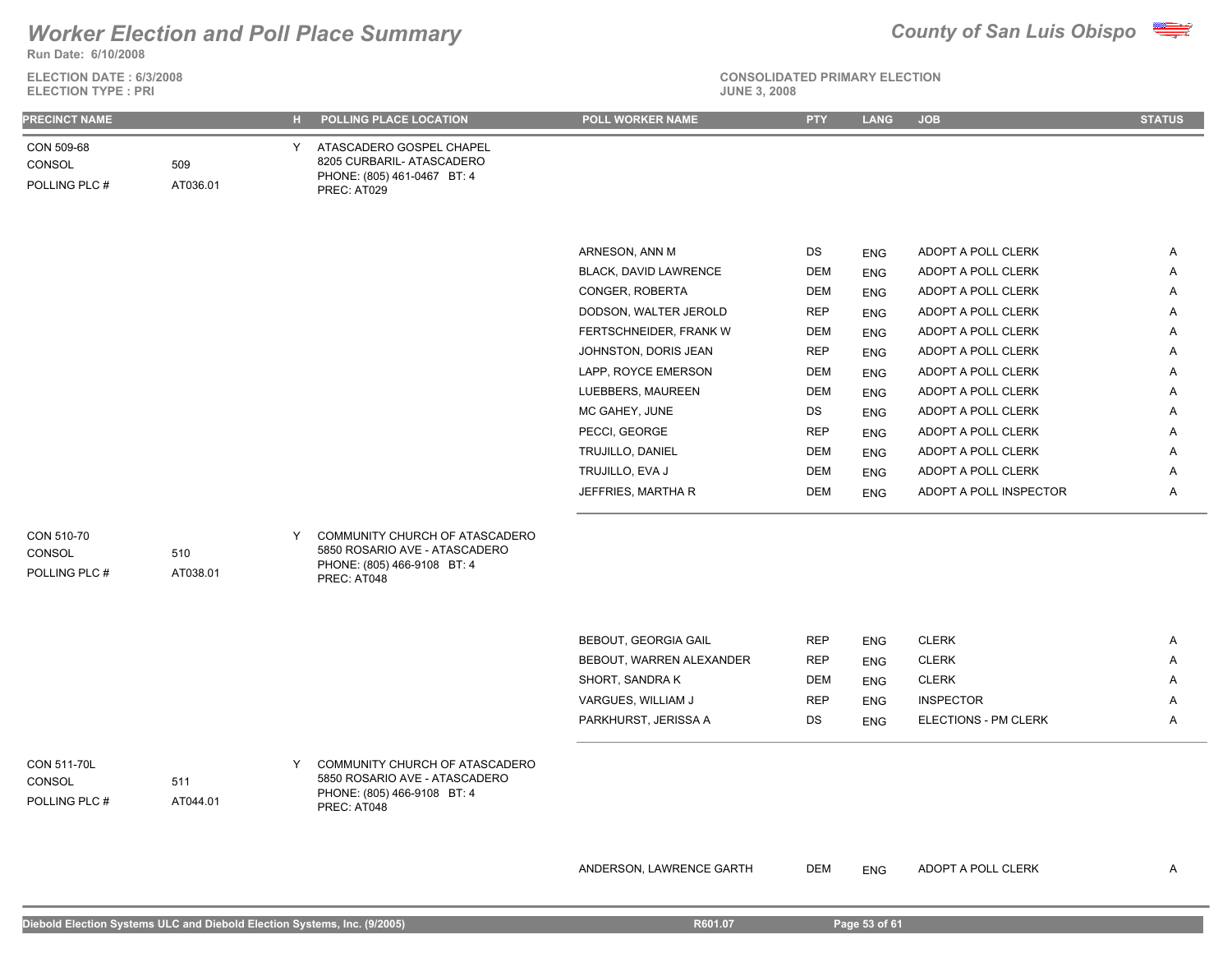# Worker Election and Poll Place Summary

**County of San Luis Obispo**

Run Date: 6/10/2008

ELECTION DATE : 6/3/2008
ELECTION TYPE : PRI

CONSOLIDATED PRIMARY ELECTION
JUNE 3, 2008

| PRECINCT NAME | | H | POLLING PLACE LOCATION | POLL WORKER NAME | PTY | LANG | JOB | STATUS |
|---|---|---|---|---|---|---|---|---|
| CON 509-68<br>CONSOL 509<br>POLLING PLC # AT036.01 | | Y | ATASCADERO GOSPEL CHAPEL<br>8205 CURBARIL- ATASCADERO<br>PHONE: (805) 461-0467 BT: 4<br>PREC: AT029 | | | | | |
| | | | | ARNESON, ANN M | DS | ENG | ADOPT A POLL CLERK | A |
| | | | | BLACK, DAVID LAWRENCE | DEM | ENG | ADOPT A POLL CLERK | A |
| | | | | CONGER, ROBERTA | DEM | ENG | ADOPT A POLL CLERK | A |
| | | | | DODSON, WALTER JEROLD | REP | ENG | ADOPT A POLL CLERK | A |
| | | | | FERTSCHNEIDER, FRANK W | DEM | ENG | ADOPT A POLL CLERK | A |
| | | | | JOHNSTON, DORIS JEAN | REP | ENG | ADOPT A POLL CLERK | A |
| | | | | LAPP, ROYCE EMERSON | DEM | ENG | ADOPT A POLL CLERK | A |
| | | | | LUEBBERS, MAUREEN | DEM | ENG | ADOPT A POLL CLERK | A |
| | | | | MC GAHEY, JUNE | DS | ENG | ADOPT A POLL CLERK | A |
| | | | | PECCI, GEORGE | REP | ENG | ADOPT A POLL CLERK | A |
| | | | | TRUJILLO, DANIEL | DEM | ENG | ADOPT A POLL CLERK | A |
| | | | | TRUJILLO, EVA J | DEM | ENG | ADOPT A POLL CLERK | A |
| | | | | JEFFRIES, MARTHA R | DEM | ENG | ADOPT A POLL INSPECTOR | A |
| CON 510-70<br>CONSOL 510<br>POLLING PLC # AT038.01 | | Y | COMMUNITY CHURCH OF ATASCADERO<br>5850 ROSARIO AVE - ATASCADERO<br>PHONE: (805) 466-9108 BT: 4<br>PREC: AT048 | | | | | |
| | | | | BEBOUT, GEORGIA GAIL | REP | ENG | CLERK | A |
| | | | | BEBOUT, WARREN ALEXANDER | REP | ENG | CLERK | A |
| | | | | SHORT, SANDRA K | DEM | ENG | CLERK | A |
| | | | | VARGUES, WILLIAM J | REP | ENG | INSPECTOR | A |
| | | | | PARKHURST, JERISSA A | DS | ENG | ELECTIONS - PM CLERK | A |
| CON 511-70L<br>CONSOL 511<br>POLLING PLC # AT044.01 | | Y | COMMUNITY CHURCH OF ATASCADERO<br>5850 ROSARIO AVE - ATASCADERO<br>PHONE: (805) 466-9108 BT: 4<br>PREC: AT048 | | | | | |
| | | | | ANDERSON, LAWRENCE GARTH | DEM | ENG | ADOPT A POLL CLERK | A |

Diebold Election Systems ULC and Diebold Election Systems, Inc. (9/2005) R601.07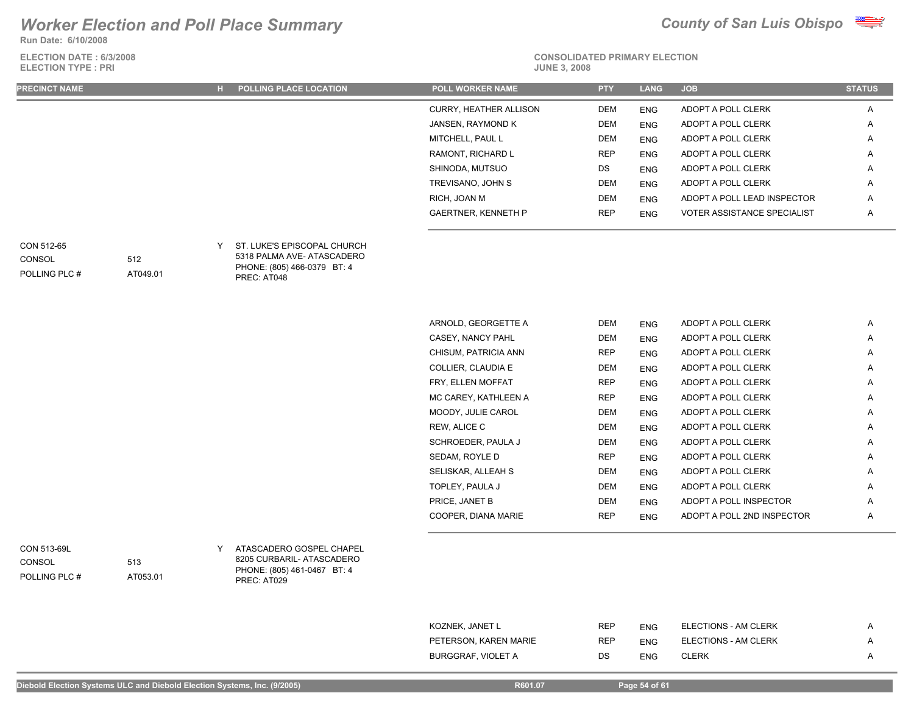# Worker Election and Poll Place Summary

**County of San Luis Obispo**

Run Date: 6/10/2008

ELECTION DATE : 6/3/2008
ELECTION TYPE : PRI

CONSOLIDATED PRIMARY ELECTION
JUNE 3, 2008

| PRECINCT NAME | | H | POLLING PLACE LOCATION | POLL WORKER NAME | PTY | LANG | JOB | STATUS |
|---|---|---|---|---|---|---|---|---|
| | | | | CURRY, HEATHER ALLISON | DEM | ENG | ADOPT A POLL CLERK | A |
| | | | | JANSEN, RAYMOND K | DEM | ENG | ADOPT A POLL CLERK | A |
| | | | | MITCHELL, PAUL L | DEM | ENG | ADOPT A POLL CLERK | A |
| | | | | RAMONT, RICHARD L | REP | ENG | ADOPT A POLL CLERK | A |
| | | | | SHINODA, MUTSUO | DS | ENG | ADOPT A POLL CLERK | A |
| | | | | TREVISANO, JOHN S | DEM | ENG | ADOPT A POLL CLERK | A |
| | | | | RICH, JOAN M | DEM | ENG | ADOPT A POLL LEAD INSPECTOR | A |
| | | | | GAERTNER, KENNETH P | REP | ENG | VOTER ASSISTANCE SPECIALIST | A |
| CON 512-65<br>CONSOL<br>POLLING PLC # | <br>512<br>AT049.01 | Y | ST. LUKE'S EPISCOPAL CHURCH<br>5318 PALMA AVE- ATASCADERO<br>PHONE: (805) 466-0379 BT: 4<br>PREC: AT048 | | | | | |
| | | | | ARNOLD, GEORGETTE A | DEM | ENG | ADOPT A POLL CLERK | A |
| | | | | CASEY, NANCY PAHL | DEM | ENG | ADOPT A POLL CLERK | A |
| | | | | CHISUM, PATRICIA ANN | REP | ENG | ADOPT A POLL CLERK | A |
| | | | | COLLIER, CLAUDIA E | DEM | ENG | ADOPT A POLL CLERK | A |
| | | | | FRY, ELLEN MOFFAT | REP | ENG | ADOPT A POLL CLERK | A |
| | | | | MC CAREY, KATHLEEN A | REP | ENG | ADOPT A POLL CLERK | A |
| | | | | MOODY, JULIE CAROL | DEM | ENG | ADOPT A POLL CLERK | A |
| | | | | REW, ALICE C | DEM | ENG | ADOPT A POLL CLERK | A |
| | | | | SCHROEDER, PAULA J | DEM | ENG | ADOPT A POLL CLERK | A |
| | | | | SEDAM, ROYLE D | REP | ENG | ADOPT A POLL CLERK | A |
| | | | | SELISKAR, ALLEAH S | DEM | ENG | ADOPT A POLL CLERK | A |
| | | | | TOPLEY, PAULA J | DEM | ENG | ADOPT A POLL CLERK | A |
| | | | | PRICE, JANET B | DEM | ENG | ADOPT A POLL INSPECTOR | A |
| | | | | COOPER, DIANA MARIE | REP | ENG | ADOPT A POLL 2ND INSPECTOR | A |
| CON 513-69L<br>CONSOL<br>POLLING PLC # | <br>513<br>AT053.01 | Y | ATASCADERO GOSPEL CHAPEL<br>8205 CURBARIL- ATASCADERO<br>PHONE: (805) 461-0467 BT: 4<br>PREC: AT029 | | | | | |
| | | | | KOZNEK, JANET L | REP | ENG | ELECTIONS - AM CLERK | A |
| | | | | PETERSON, KAREN MARIE | REP | ENG | ELECTIONS - AM CLERK | A |
| | | | | BURGGRAF, VIOLET A | DS | ENG | CLERK | A |

Diebold Election Systems ULC and Diebold Election Systems, Inc. (9/2005) R601.07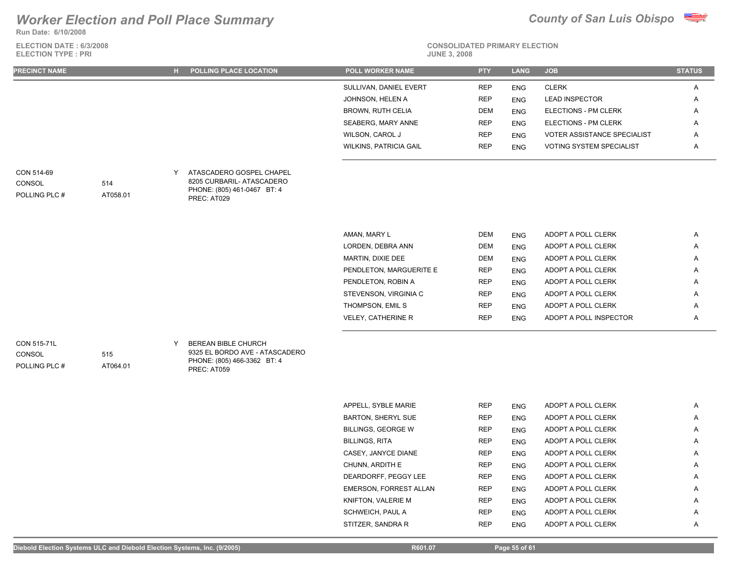# Worker Election and Poll Place Summary

**County of San Luis Obispo**

Run Date: 6/10/2008

ELECTION DATE : 6/3/2008
ELECTION TYPE : PRI

CONSOLIDATED PRIMARY ELECTION
JUNE 3, 2008

| PRECINCT NAME | | H | POLLING PLACE LOCATION | POLL WORKER NAME | PTY | LANG | JOB | STATUS |
|---|---|---|---|---|---|---|---|---|
| | | | | SULLIVAN, DANIEL EVERT | REP | ENG | CLERK | A |
| | | | | JOHNSON, HELEN A | REP | ENG | LEAD INSPECTOR | A |
| | | | | BROWN, RUTH CELIA | DEM | ENG | ELECTIONS - PM CLERK | A |
| | | | | SEABERG, MARY ANNE | REP | ENG | ELECTIONS - PM CLERK | A |
| | | | | WILSON, CAROL J | REP | ENG | VOTER ASSISTANCE SPECIALIST | A |
| | | | | WILKINS, PATRICIA GAIL | REP | ENG | VOTING SYSTEM SPECIALIST | A |
| CON 514-69 | | Y | ATASCADERO GOSPEL CHAPEL | | | | | |
| CONSOL | 514 | | 8205 CURBARIL- ATASCADERO | | | | | |
| POLLING PLC # | AT058.01 | | PHONE: (805) 461-0467 BT: 4 | | | | | |
| | | | PREC: AT029 | | | | | |
| | | | | AMAN, MARY L | DEM | ENG | ADOPT A POLL CLERK | A |
| | | | | LORDEN, DEBRA ANN | DEM | ENG | ADOPT A POLL CLERK | A |
| | | | | MARTIN, DIXIE DEE | DEM | ENG | ADOPT A POLL CLERK | A |
| | | | | PENDLETON, MARGUERITE E | REP | ENG | ADOPT A POLL CLERK | A |
| | | | | PENDLETON, ROBIN A | REP | ENG | ADOPT A POLL CLERK | A |
| | | | | STEVENSON, VIRGINIA C | REP | ENG | ADOPT A POLL CLERK | A |
| | | | | THOMPSON, EMIL S | REP | ENG | ADOPT A POLL CLERK | A |
| | | | | VELEY, CATHERINE R | REP | ENG | ADOPT A POLL INSPECTOR | A |
| CON 515-71L | | Y | BEREAN BIBLE CHURCH | | | | | |
| CONSOL | 515 | | 9325 EL BORDO AVE - ATASCADERO | | | | | |
| POLLING PLC # | AT064.01 | | PHONE: (805) 466-3362 BT: 4 | | | | | |
| | | | PREC: AT059 | | | | | |
| | | | | APPELL, SYBLE MARIE | REP | ENG | ADOPT A POLL CLERK | A |
| | | | | BARTON, SHERYL SUE | REP | ENG | ADOPT A POLL CLERK | A |
| | | | | BILLINGS, GEORGE W | REP | ENG | ADOPT A POLL CLERK | A |
| | | | | BILLINGS, RITA | REP | ENG | ADOPT A POLL CLERK | A |
| | | | | CASEY, JANYCE DIANE | REP | ENG | ADOPT A POLL CLERK | A |
| | | | | CHUNN, ARDITH E | REP | ENG | ADOPT A POLL CLERK | A |
| | | | | DEARDORFF, PEGGY LEE | REP | ENG | ADOPT A POLL CLERK | A |
| | | | | EMERSON, FORREST ALLAN | REP | ENG | ADOPT A POLL CLERK | A |
| | | | | KNIFTON, VALERIE M | REP | ENG | ADOPT A POLL CLERK | A |
| | | | | SCHWEICH, PAUL A | REP | ENG | ADOPT A POLL CLERK | A |
| | | | | STITZER, SANDRA R | REP | ENG | ADOPT A POLL CLERK | A |

Diebold Election Systems ULC and Diebold Election Systems, Inc. (9/2005) R601.07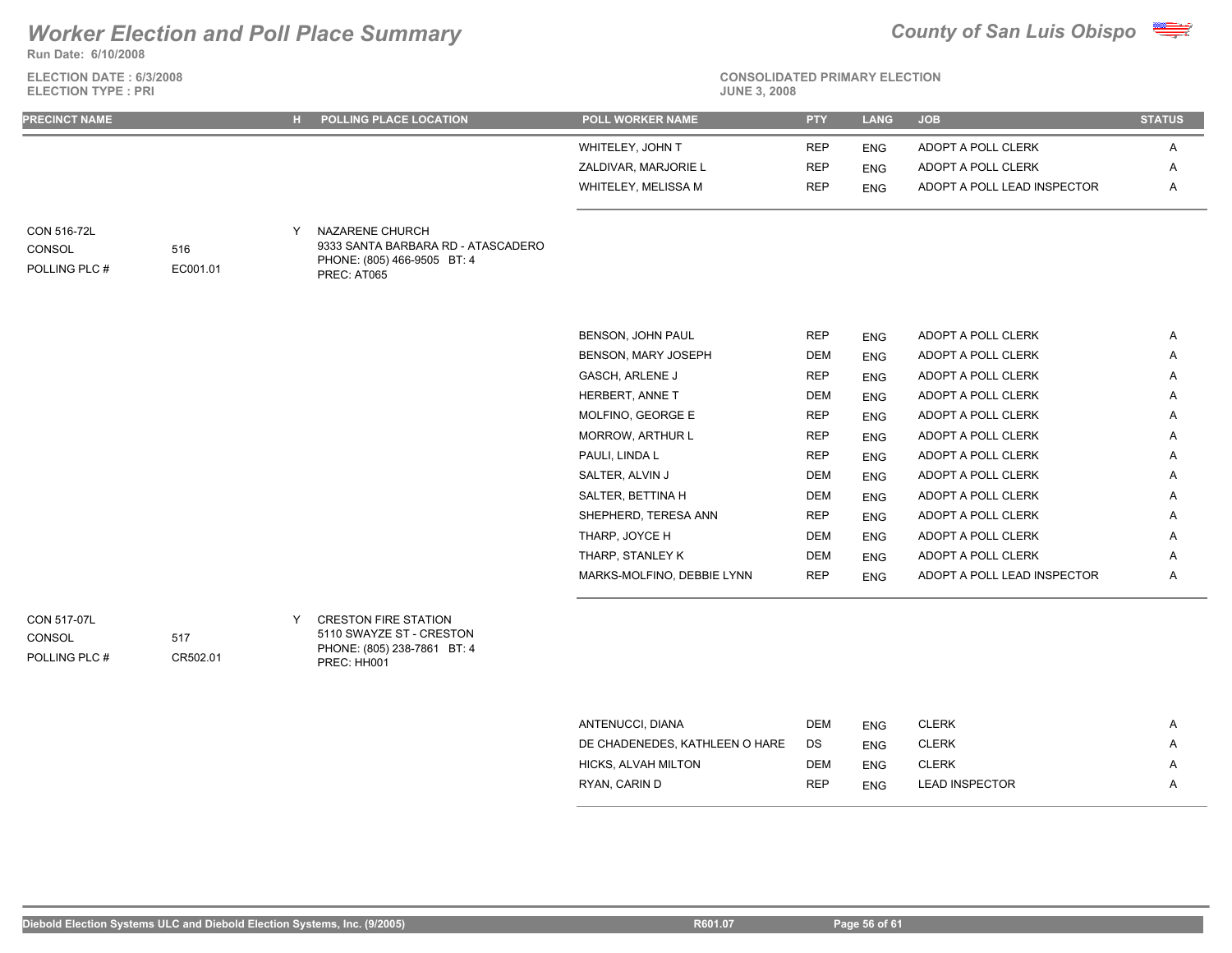# Worker Election and Poll Place Summary

**County of San Luis Obispo**

Run Date: 6/10/2008

ELECTION DATE : 6/3/2008
ELECTION TYPE : PRI

CONSOLIDATED PRIMARY ELECTION
JUNE 3, 2008

| PRECINCT NAME | | H | POLLING PLACE LOCATION | POLL WORKER NAME | PTY | LANG | JOB | STATUS |
|---|---|---|---|---|---|---|---|---|
| | | | | WHITELEY, JOHN T | REP | ENG | ADOPT A POLL CLERK | A |
| | | | | ZALDIVAR, MARJORIE L | REP | ENG | ADOPT A POLL CLERK | A |
| | | | | WHITELEY, MELISSA M | REP | ENG | ADOPT A POLL LEAD INSPECTOR | A |
| CON 516-72L | | Y | NAZARENE CHURCH | | | | | |
| CONSOL | 516 | | 9333 SANTA BARBARA RD - ATASCADERO | | | | | |
| POLLING PLC # | EC001.01 | | PHONE: (805) 466-9505 BT: 4 | | | | | |
| | | | PREC: AT065 | | | | | |
| | | | | BENSON, JOHN PAUL | REP | ENG | ADOPT A POLL CLERK | A |
| | | | | BENSON, MARY JOSEPH | DEM | ENG | ADOPT A POLL CLERK | A |
| | | | | GASCH, ARLENE J | REP | ENG | ADOPT A POLL CLERK | A |
| | | | | HERBERT, ANNE T | DEM | ENG | ADOPT A POLL CLERK | A |
| | | | | MOLFINO, GEORGE E | REP | ENG | ADOPT A POLL CLERK | A |
| | | | | MORROW, ARTHUR L | REP | ENG | ADOPT A POLL CLERK | A |
| | | | | PAULI, LINDA L | REP | ENG | ADOPT A POLL CLERK | A |
| | | | | SALTER, ALVIN J | DEM | ENG | ADOPT A POLL CLERK | A |
| | | | | SALTER, BETTINA H | DEM | ENG | ADOPT A POLL CLERK | A |
| | | | | SHEPHERD, TERESA ANN | REP | ENG | ADOPT A POLL CLERK | A |
| | | | | THARP, JOYCE H | DEM | ENG | ADOPT A POLL CLERK | A |
| | | | | THARP, STANLEY K | DEM | ENG | ADOPT A POLL CLERK | A |
| | | | | MARKS-MOLFINO, DEBBIE LYNN | REP | ENG | ADOPT A POLL LEAD INSPECTOR | A |
| CON 517-07L | | Y | CRESTON FIRE STATION | | | | | |
| CONSOL | 517 | | 5110 SWAYZE ST - CRESTON | | | | | |
| POLLING PLC # | CR502.01 | | PHONE: (805) 238-7861 BT: 4 | | | | | |
| | | | PREC: HH001 | | | | | |
| | | | | ANTENUCCI, DIANA | DEM | ENG | CLERK | A |
| | | | | DE CHADENEDES, KATHLEEN O HARE | DS | ENG | CLERK | A |
| | | | | HICKS, ALVAH MILTON | DEM | ENG | CLERK | A |
| | | | | RYAN, CARIN D | REP | ENG | LEAD INSPECTOR | A |

Diebold Election Systems ULC and Diebold Election Systems, Inc. (9/2005) R601.07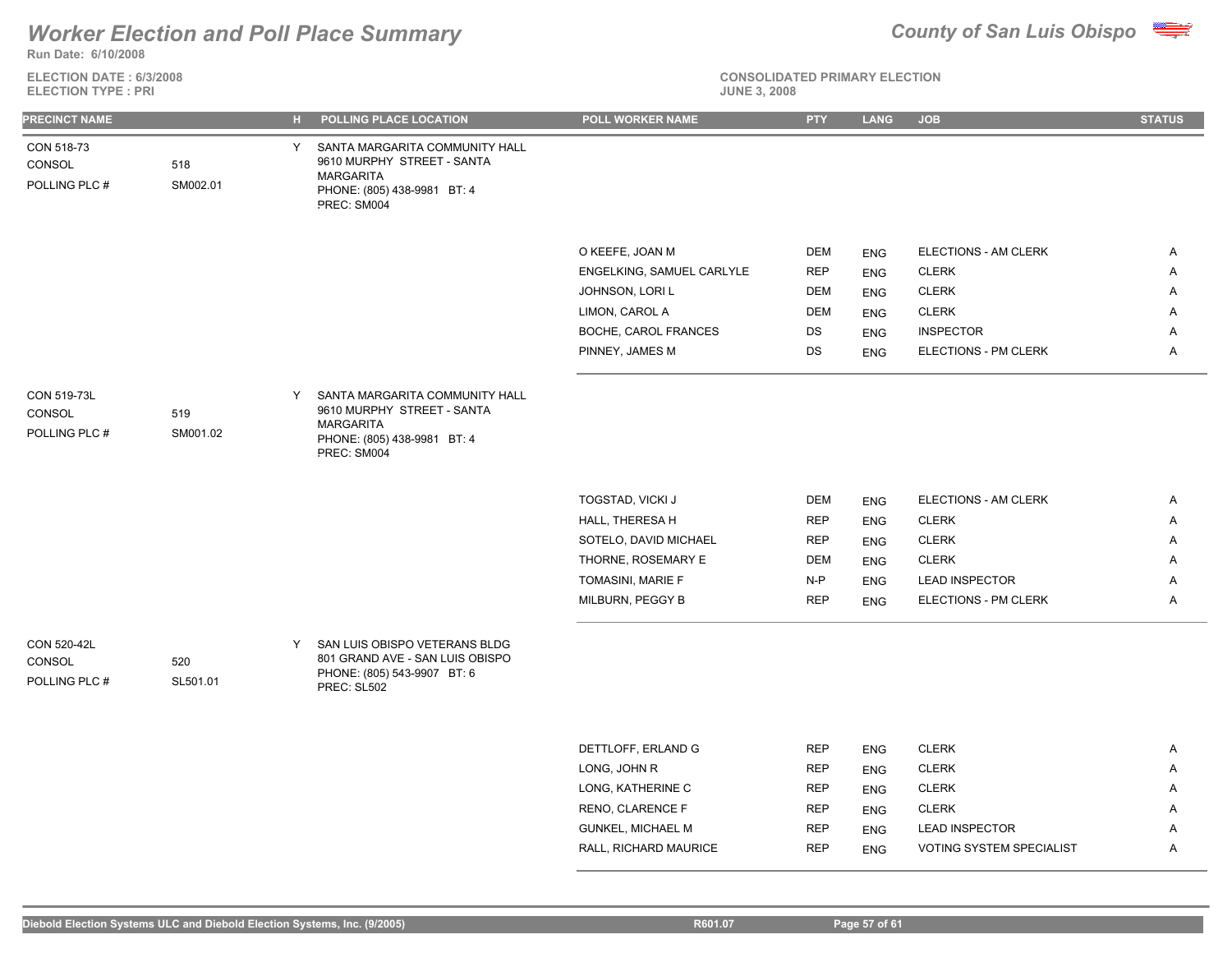# Worker Election and Poll Place Summary

**County of San Luis Obispo**

**Run Date: 6/10/2008**

**ELECTION DATE : 6/3/2008**
**ELECTION TYPE : PRI**

**CONSOLIDATED PRIMARY ELECTION**
**JUNE 3, 2008**

| PRECINCT NAME | | H | POLLING PLACE LOCATION | POLL WORKER NAME | PTY | LANG | JOB | STATUS |
|---|---|---|---|---|---|---|---|---|
| CON 518-73 | | Y | SANTA MARGARITA COMMUNITY HALL 9610 MURPHY STREET - SANTA MARGARITA PHONE: (805) 438-9981 BT: 4 PREC: SM004 | | | | | |
| CONSOL | 518 | | | | | | | |
| POLLING PLC # | SM002.01 | | | | | | | |
| | | | | O KEEFE, JOAN M | DEM | ENG | ELECTIONS - AM CLERK | A |
| | | | | ENGELKING, SAMUEL CARLYLE | REP | ENG | CLERK | A |
| | | | | JOHNSON, LORI L | DEM | ENG | CLERK | A |
| | | | | LIMON, CAROL A | DEM | ENG | CLERK | A |
| | | | | BOCHE, CAROL FRANCES | DS | ENG | INSPECTOR | A |
| | | | | PINNEY, JAMES M | DS | ENG | ELECTIONS - PM CLERK | A |
| CON 519-73L | | Y | SANTA MARGARITA COMMUNITY HALL 9610 MURPHY STREET - SANTA MARGARITA PHONE: (805) 438-9981 BT: 4 PREC: SM004 | | | | | |
| CONSOL | 519 | | | | | | | |
| POLLING PLC # | SM001.02 | | | | | | | |
| | | | | TOGSTAD, VICKI J | DEM | ENG | ELECTIONS - AM CLERK | A |
| | | | | HALL, THERESA H | REP | ENG | CLERK | A |
| | | | | SOTELO, DAVID MICHAEL | REP | ENG | CLERK | A |
| | | | | THORNE, ROSEMARY E | DEM | ENG | CLERK | A |
| | | | | TOMASINI, MARIE F | N-P | ENG | LEAD INSPECTOR | A |
| | | | | MILBURN, PEGGY B | REP | ENG | ELECTIONS - PM CLERK | A |
| CON 520-42L | | Y | SAN LUIS OBISPO VETERANS BLDG 801 GRAND AVE - SAN LUIS OBISPO PHONE: (805) 543-9907 BT: 6 PREC: SL502 | | | | | |
| CONSOL | 520 | | | | | | | |
| POLLING PLC # | SL501.01 | | | | | | | |
| | | | | DETTLOFF, ERLAND G | REP | ENG | CLERK | A |
| | | | | LONG, JOHN R | REP | ENG | CLERK | A |
| | | | | LONG, KATHERINE C | REP | ENG | CLERK | A |
| | | | | RENO, CLARENCE F | REP | ENG | CLERK | A |
| | | | | GUNKEL, MICHAEL M | REP | ENG | LEAD INSPECTOR | A |
| | | | | RALL, RICHARD MAURICE | REP | ENG | VOTING SYSTEM SPECIALIST | A |

Diebold Election Systems ULC and Diebold Election Systems, Inc. (9/2005) R601.07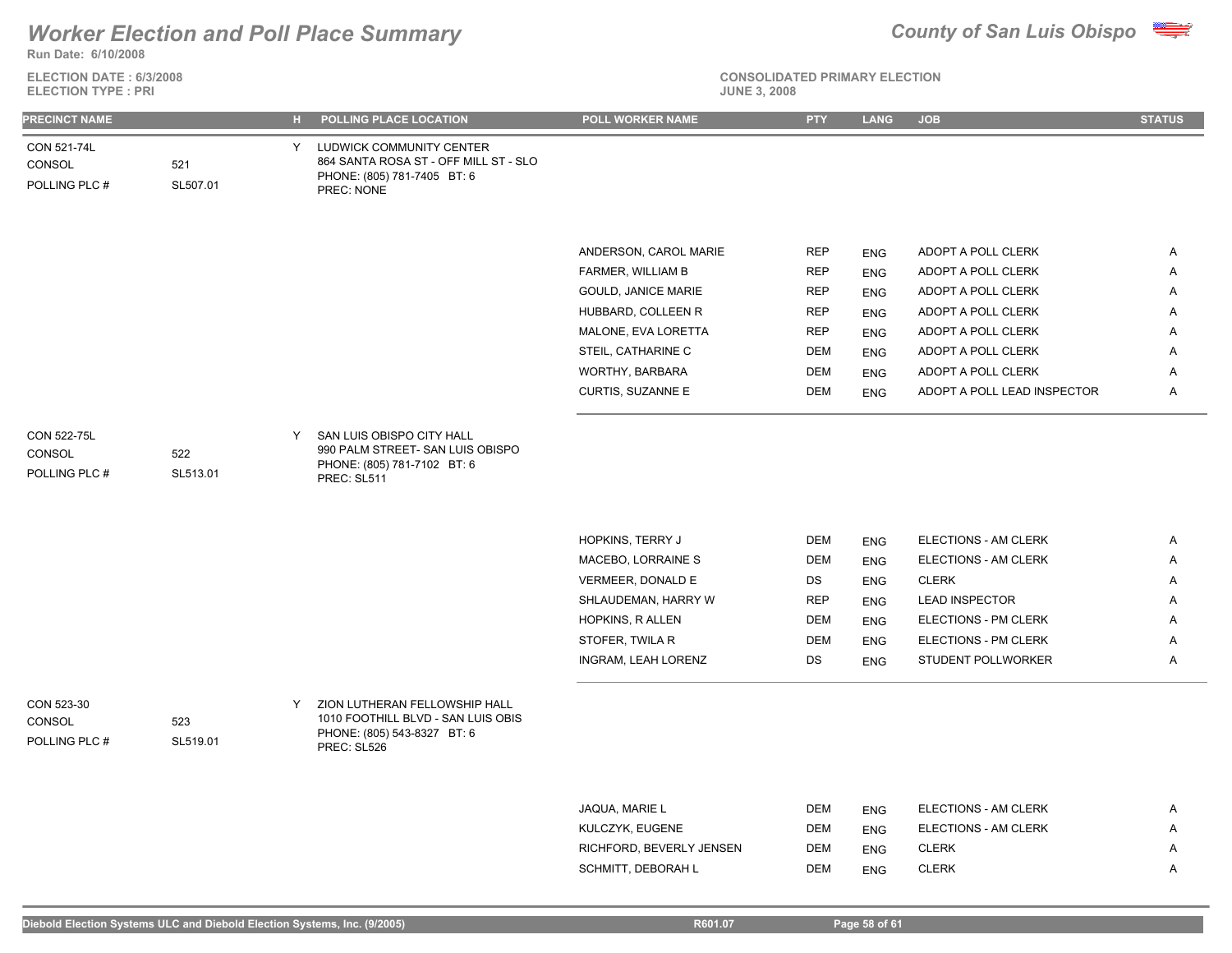# Worker Election and Poll Place Summary

**County of San Luis Obispo**

**Run Date: 6/10/2008**

**ELECTION DATE : 6/3/2008**
**ELECTION TYPE : PRI**

**CONSOLIDATED PRIMARY ELECTION**
**JUNE 3, 2008**

| PRECINCT NAME | | H | POLLING PLACE LOCATION | POLL WORKER NAME | PTY | LANG | JOB | STATUS |
|---|---|---|---|---|---|---|---|---|
| CON 521-74L<br>CONSOL<br>POLLING PLC # | <br>521<br>SL507.01 | Y | LUDWICK COMMUNITY CENTER<br>864 SANTA ROSA ST - OFF MILL ST - SLO<br>PHONE: (805) 781-7405 BT: 6<br>PREC: NONE | | | | | |
| | | | | ANDERSON, CAROL MARIE | REP | ENG | ADOPT A POLL CLERK | A |
| | | | | FARMER, WILLIAM B | REP | ENG | ADOPT A POLL CLERK | A |
| | | | | GOULD, JANICE MARIE | REP | ENG | ADOPT A POLL CLERK | A |
| | | | | HUBBARD, COLLEEN R | REP | ENG | ADOPT A POLL CLERK | A |
| | | | | MALONE, EVA LORETTA | REP | ENG | ADOPT A POLL CLERK | A |
| | | | | STEIL, CATHARINE C | DEM | ENG | ADOPT A POLL CLERK | A |
| | | | | WORTHY, BARBARA | DEM | ENG | ADOPT A POLL CLERK | A |
| | | | | CURTIS, SUZANNE E | DEM | ENG | ADOPT A POLL LEAD INSPECTOR | A |
| CON 522-75L<br>CONSOL<br>POLLING PLC # | <br>522<br>SL513.01 | Y | SAN LUIS OBISPO CITY HALL<br>990 PALM STREET- SAN LUIS OBISPO<br>PHONE: (805) 781-7102 BT: 6<br>PREC: SL511 | | | | | |
| | | | | HOPKINS, TERRY J | DEM | ENG | ELECTIONS - AM CLERK | A |
| | | | | MACEBO, LORRAINE S | DEM | ENG | ELECTIONS - AM CLERK | A |
| | | | | VERMEER, DONALD E | DS | ENG | CLERK | A |
| | | | | SHLAUDEMAN, HARRY W | REP | ENG | LEAD INSPECTOR | A |
| | | | | HOPKINS, R ALLEN | DEM | ENG | ELECTIONS - PM CLERK | A |
| | | | | STOFER, TWILA R | DEM | ENG | ELECTIONS - PM CLERK | A |
| | | | | INGRAM, LEAH LORENZ | DS | ENG | STUDENT POLLWORKER | A |
| CON 523-30<br>CONSOL<br>POLLING PLC # | <br>523<br>SL519.01 | Y | ZION LUTHERAN FELLOWSHIP HALL<br>1010 FOOTHILL BLVD - SAN LUIS OBIS<br>PHONE: (805) 543-8327 BT: 6<br>PREC: SL526 | | | | | |
| | | | | JAQUA, MARIE L | DEM | ENG | ELECTIONS - AM CLERK | A |
| | | | | KULCZYK, EUGENE | DEM | ENG | ELECTIONS - AM CLERK | A |
| | | | | RICHFORD, BEVERLY JENSEN | DEM | ENG | CLERK | A |
| | | | | SCHMITT, DEBORAH L | DEM | ENG | CLERK | A |

Diebold Election Systems ULC and Diebold Election Systems, Inc. (9/2005) R601.07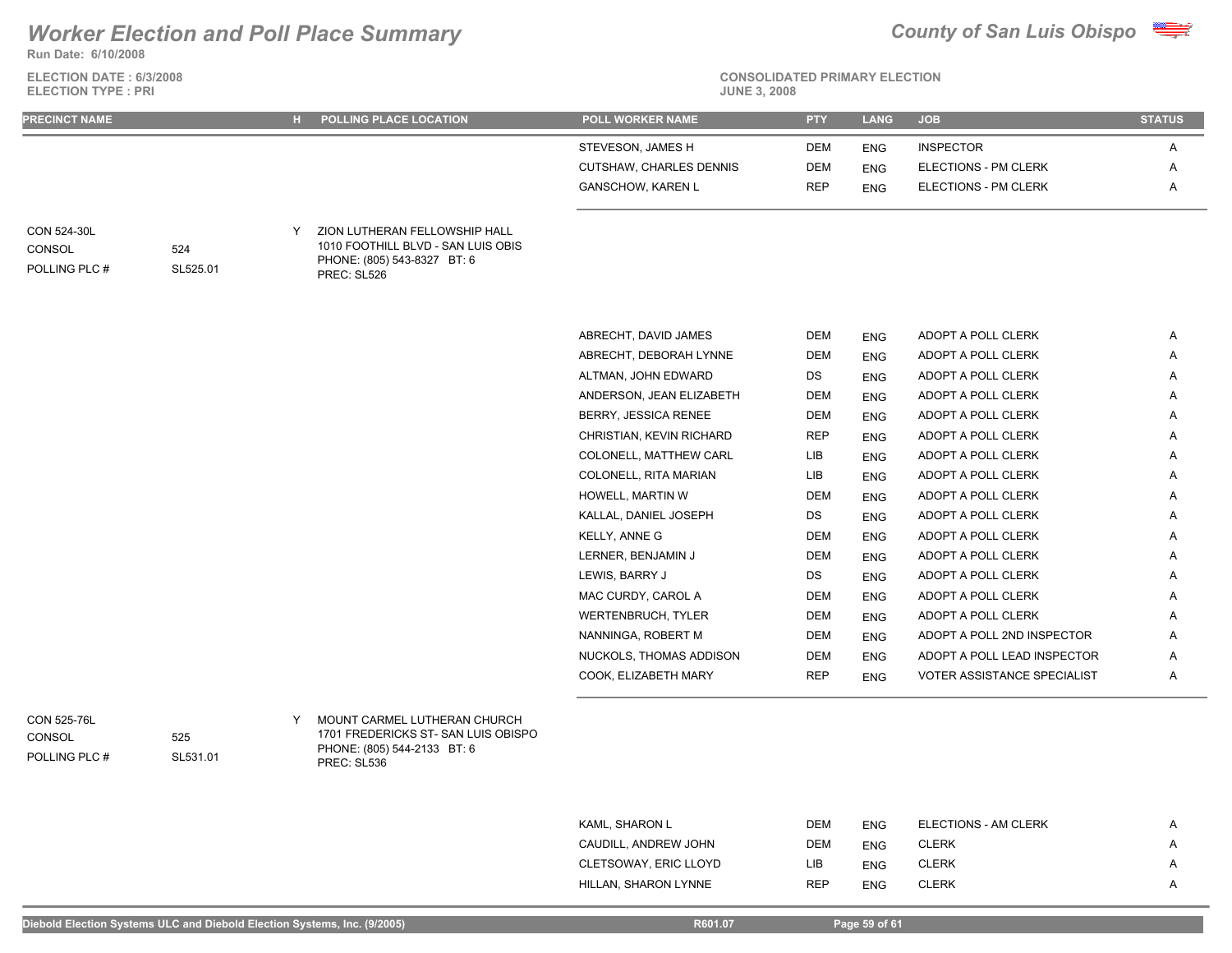# Worker Election and Poll Place Summary

**County of San Luis Obispo**

Run Date: 6/10/2008

ELECTION DATE : 6/3/2008
ELECTION TYPE : PRI

CONSOLIDATED PRIMARY ELECTION
JUNE 3, 2008

| PRECINCT NAME | | H | POLLING PLACE LOCATION | POLL WORKER NAME | PTY | LANG | JOB | STATUS |
|---|---|---|---|---|---|---|---|---|
| | | | | STEVESON, JAMES H | DEM | ENG | INSPECTOR | A |
| | | | | CUTSHAW, CHARLES DENNIS | DEM | ENG | ELECTIONS - PM CLERK | A |
| | | | | GANSCHOW, KAREN L | REP | ENG | ELECTIONS - PM CLERK | A |
| CON 524-30L | | Y | ZION LUTHERAN FELLOWSHIP HALL | | | | | |
| CONSOL | 524 | | 1010 FOOTHILL BLVD - SAN LUIS OBIS | | | | | |
| POLLING PLC # | SL525.01 | | PHONE: (805) 543-8327 BT: 6 | | | | | |
| | | | PREC: SL526 | | | | | |
| | | | | ABRECHT, DAVID JAMES | DEM | ENG | ADOPT A POLL CLERK | A |
| | | | | ABRECHT, DEBORAH LYNNE | DEM | ENG | ADOPT A POLL CLERK | A |
| | | | | ALTMAN, JOHN EDWARD | DS | ENG | ADOPT A POLL CLERK | A |
| | | | | ANDERSON, JEAN ELIZABETH | DEM | ENG | ADOPT A POLL CLERK | A |
| | | | | BERRY, JESSICA RENEE | DEM | ENG | ADOPT A POLL CLERK | A |
| | | | | CHRISTIAN, KEVIN RICHARD | REP | ENG | ADOPT A POLL CLERK | A |
| | | | | COLONELL, MATTHEW CARL | LIB | ENG | ADOPT A POLL CLERK | A |
| | | | | COLONELL, RITA MARIAN | LIB | ENG | ADOPT A POLL CLERK | A |
| | | | | HOWELL, MARTIN W | DEM | ENG | ADOPT A POLL CLERK | A |
| | | | | KALLAL, DANIEL JOSEPH | DS | ENG | ADOPT A POLL CLERK | A |
| | | | | KELLY, ANNE G | DEM | ENG | ADOPT A POLL CLERK | A |
| | | | | LERNER, BENJAMIN J | DEM | ENG | ADOPT A POLL CLERK | A |
| | | | | LEWIS, BARRY J | DS | ENG | ADOPT A POLL CLERK | A |
| | | | | MAC CURDY, CAROL A | DEM | ENG | ADOPT A POLL CLERK | A |
| | | | | WERTENBRUCH, TYLER | DEM | ENG | ADOPT A POLL CLERK | A |
| | | | | NANNINGA, ROBERT M | DEM | ENG | ADOPT A POLL 2ND INSPECTOR | A |
| | | | | NUCKOLS, THOMAS ADDISON | DEM | ENG | ADOPT A POLL LEAD INSPECTOR | A |
| | | | | COOK, ELIZABETH MARY | REP | ENG | VOTER ASSISTANCE SPECIALIST | A |
| CON 525-76L | | Y | MOUNT CARMEL LUTHERAN CHURCH | | | | | |
| CONSOL | 525 | | 1701 FREDERICKS ST- SAN LUIS OBISPO | | | | | |
| POLLING PLC # | SL531.01 | | PHONE: (805) 544-2133 BT: 6 | | | | | |
| | | | PREC: SL536 | | | | | |
| | | | | KAML, SHARON L | DEM | ENG | ELECTIONS - AM CLERK | A |
| | | | | CAUDILL, ANDREW JOHN | DEM | ENG | CLERK | A |
| | | | | CLETSOWAY, ERIC LLOYD | LIB | ENG | CLERK | A |
| | | | | HILLAN, SHARON LYNNE | REP | ENG | CLERK | A |

Diebold Election Systems ULC and Diebold Election Systems, Inc. (9/2005) R601.07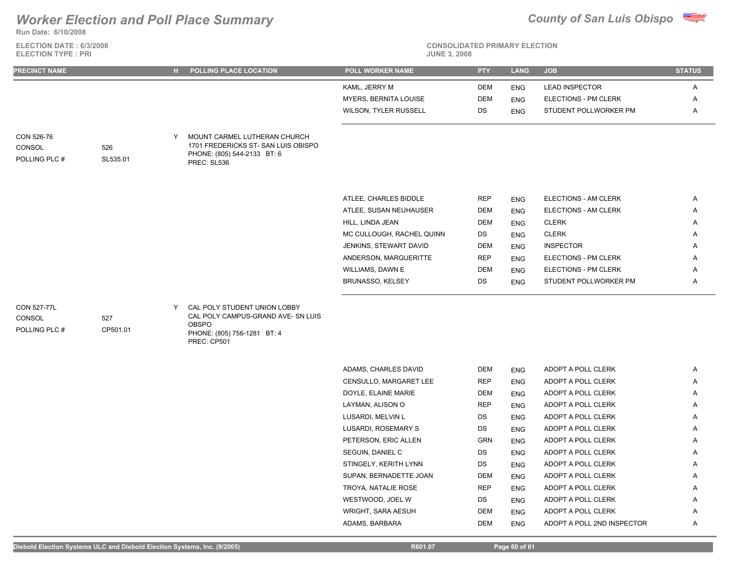# Worker Election and Poll Place Summary

**County of San Luis Obispo**

**Run Date: 6/10/2008**

**ELECTION DATE : 6/3/2008**
**ELECTION TYPE : PRI**

**CONSOLIDATED PRIMARY ELECTION**
**JUNE 3, 2008**

| PRECINCT NAME | | H | POLLING PLACE LOCATION | POLL WORKER NAME | PTY | LANG | JOB | STATUS |
|---|---|---|---|---|---|---|---|---|
| | | | | KAML, JERRY M | DEM | ENG | LEAD INSPECTOR | A |
| | | | | MYERS, BERNITA LOUISE | DEM | ENG | ELECTIONS - PM CLERK | A |
| | | | | WILSON, TYLER RUSSELL | DS | ENG | STUDENT POLLWORKER PM | A |
| CON 526-76 | | Y | MOUNT CARMEL LUTHERAN CHURCH | | | | | |
| CONSOL | 526 | | 1701 FREDERICKS ST- SAN LUIS OBISPO | | | | | |
| POLLING PLC # | SL535.01 | | PHONE: (805) 544-2133 BT: 6 | | | | | |
| | | | PREC: SL536 | | | | | |
| | | | | ATLEE, CHARLES BIDDLE | REP | ENG | ELECTIONS - AM CLERK | A |
| | | | | ATLEE, SUSAN NEUHAUSER | DEM | ENG | ELECTIONS - AM CLERK | A |
| | | | | HILL, LINDA JEAN | DEM | ENG | CLERK | A |
| | | | | MC CULLOUGH, RACHEL QUINN | DS | ENG | CLERK | A |
| | | | | JENKINS, STEWART DAVID | DEM | ENG | INSPECTOR | A |
| | | | | ANDERSON, MARGUERITTE | REP | ENG | ELECTIONS - PM CLERK | A |
| | | | | WILLIAMS, DAWN E | DEM | ENG | ELECTIONS - PM CLERK | A |
| | | | | BRUNASSO, KELSEY | DS | ENG | STUDENT POLLWORKER PM | A |
| CON 527-77L | | Y | CAL POLY STUDENT UNION LOBBY | | | | | |
| CONSOL | 527 | | CAL POLY CAMPUS-GRAND AVE- SN LUIS OBSPO | | | | | |
| POLLING PLC # | CP501.01 | | PHONE: (805) 756-1281 BT: 4 | | | | | |
| | | | PREC: CP501 | | | | | |
| | | | | ADAMS, CHARLES DAVID | DEM | ENG | ADOPT A POLL CLERK | A |
| | | | | CENSULLO, MARGARET LEE | REP | ENG | ADOPT A POLL CLERK | A |
| | | | | DOYLE, ELAINE MARIE | DEM | ENG | ADOPT A POLL CLERK | A |
| | | | | LAYMAN, ALISON O | REP | ENG | ADOPT A POLL CLERK | A |
| | | | | LUSARDI, MELVIN L | DS | ENG | ADOPT A POLL CLERK | A |
| | | | | LUSARDI, ROSEMARY S | DS | ENG | ADOPT A POLL CLERK | A |
| | | | | PETERSON, ERIC ALLEN | GRN | ENG | ADOPT A POLL CLERK | A |
| | | | | SEGUIN, DANIEL C | DS | ENG | ADOPT A POLL CLERK | A |
| | | | | STINGELY, KERITH LYNN | DS | ENG | ADOPT A POLL CLERK | A |
| | | | | SUPAN, BERNADETTE JOAN | DEM | ENG | ADOPT A POLL CLERK | A |
| | | | | TROYA, NATALIE ROSE | REP | ENG | ADOPT A POLL CLERK | A |
| | | | | WESTWOOD, JOEL W | DS | ENG | ADOPT A POLL CLERK | A |
| | | | | WRIGHT, SARA AESUH | DEM | ENG | ADOPT A POLL CLERK | A |
| | | | | ADAMS, BARBARA | DEM | ENG | ADOPT A POLL 2ND INSPECTOR | A |

Diebold Election Systems ULC and Diebold Election Systems, Inc. (9/2005) R601.07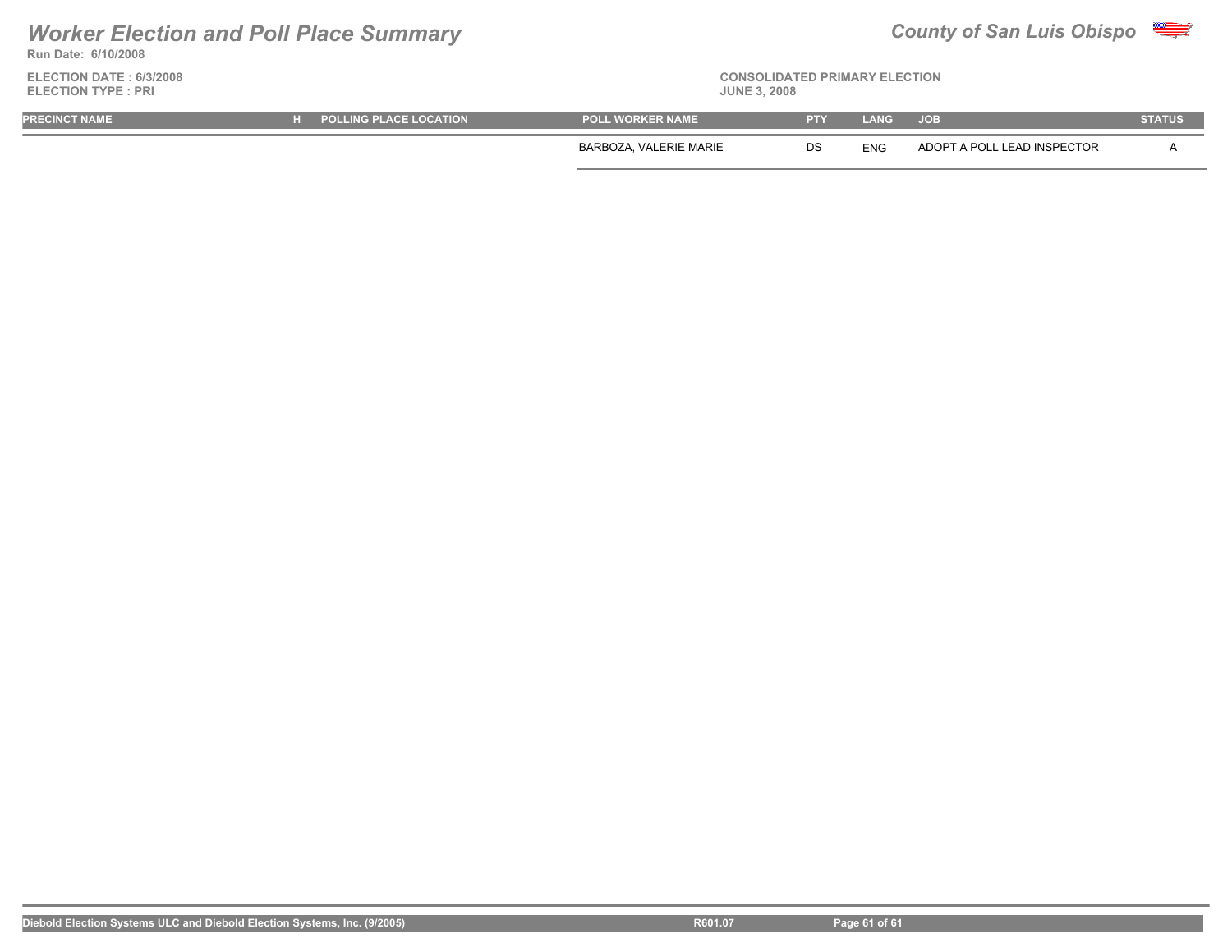# Worker Election and Poll Place Summary

**County of San Luis Obispo**

**Run Date: 6/10/2008**

**ELECTION DATE : 6/3/2008**
**ELECTION TYPE : PRI**

**CONSOLIDATED PRIMARY ELECTION**
**JUNE 3, 2008**

| PRECINCT NAME | H | POLLING PLACE LOCATION | POLL WORKER NAME | PTY | LANG | JOB | STATUS |
|---|---|---|---|---|---|---|---|
| | | | BARBOZA, VALERIE MARIE | DS | ENG | ADOPT A POLL LEAD INSPECTOR | A |

Diebold Election Systems ULC and Diebold Election Systems, Inc. (9/2005) R601.07